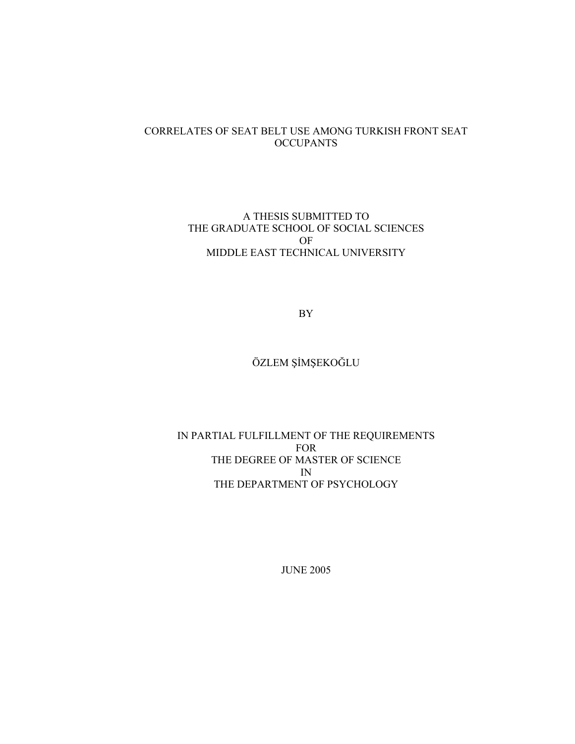# CORRELATES OF SEAT BELT USE AMONG TURKISH FRONT SEAT OCCUPANTS

A THESIS SUBMITTED TO
THE GRADUATE SCHOOL OF SOCIAL SCIENCES
OF
MIDDLE EAST TECHNICAL UNIVERSITY

BY

ÖZLEM ŞİMŞEKOĞLU

IN PARTIAL FULFILLMENT OF THE REQUIREMENTS
FOR
THE DEGREE OF MASTER OF SCIENCE
IN
THE DEPARTMENT OF PSYCHOLOGY

JUNE 2005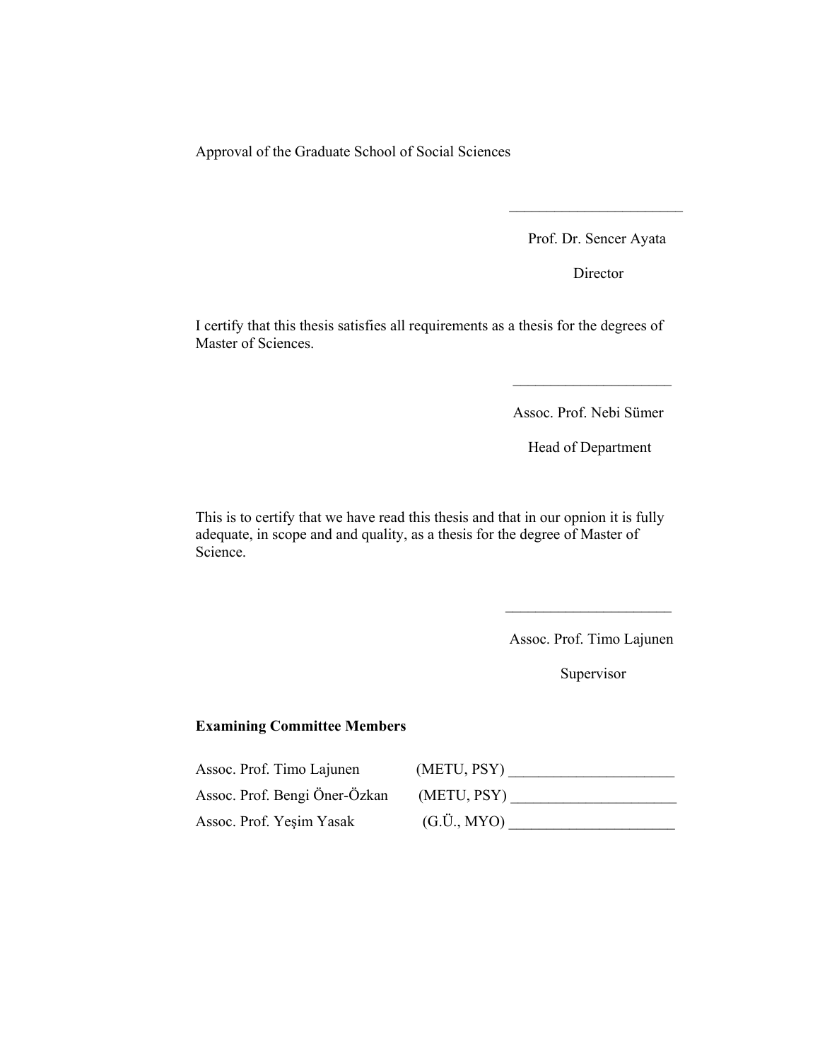Approval of the Graduate School of Social Sciences

\_\_\_\_\_\_\_\_\_\_\_\_\_\_\_\_\_\_\_\_\_\_\_

Prof. Dr. Sencer Ayata

Director

I certify that this thesis satisfies all requirements as a thesis for the degrees of Master of Sciences.

\_\_\_\_\_\_\_\_\_\_\_\_\_\_\_\_\_\_\_\_\_

Assoc. Prof. Nebi Sümer

Head of Department

This is to certify that we have read this thesis and that in our opnion it is fully adequate, in scope and and quality, as a thesis for the degree of Master of Science.

\_\_\_\_\_\_\_\_\_\_\_\_\_\_\_\_\_\_\_\_\_\_

Assoc. Prof. Timo Lajunen

Supervisor

**Examining Committee Members**

Assoc. Prof. Timo Lajunen (METU, PSY) \_\_\_\_\_\_\_\_\_\_\_\_\_\_\_\_\_\_\_\_\_\_

Assoc. Prof. Bengi Öner-Özkan (METU, PSY) \_\_\_\_\_\_\_\_\_\_\_\_\_\_\_\_\_\_\_\_\_\_

Assoc. Prof. Yeşim Yasak (G.Ü., MYO) \_\_\_\_\_\_\_\_\_\_\_\_\_\_\_\_\_\_\_\_\_\_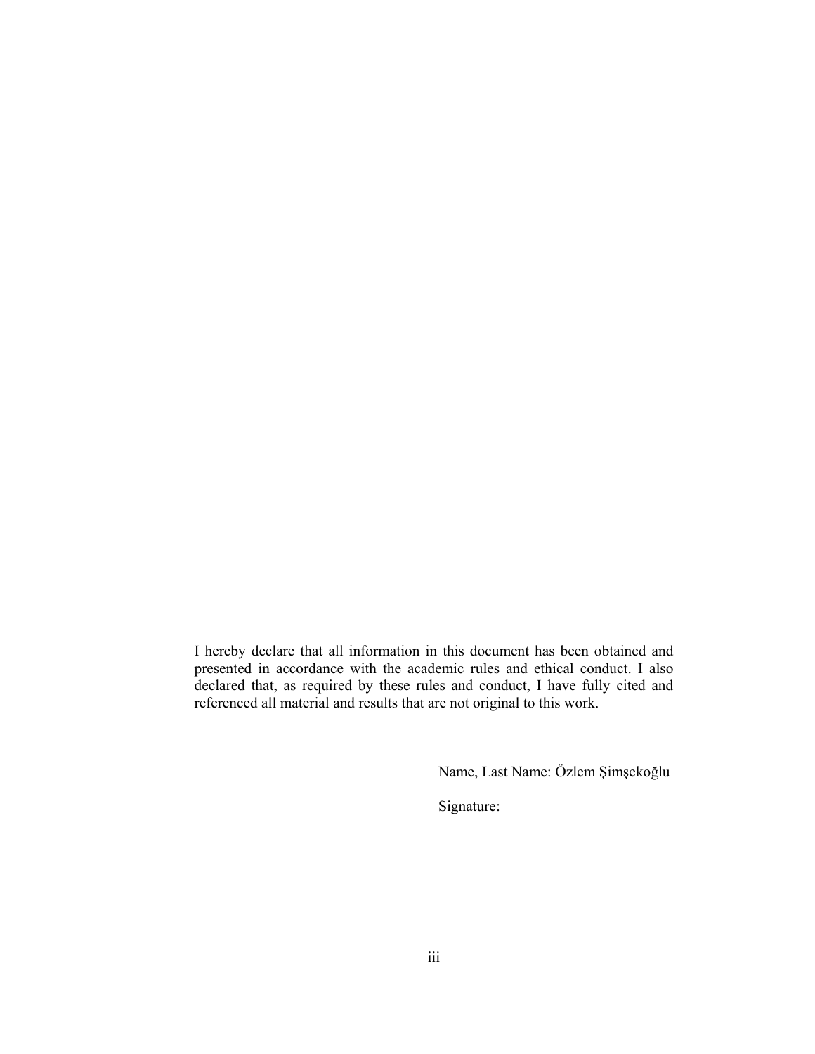I hereby declare that all information in this document has been obtained and presented in accordance with the academic rules and ethical conduct. I also declared that, as required by these rules and conduct, I have fully cited and referenced all material and results that are not original to this work.

Name, Last Name: Özlem Şimşekoğlu

Signature: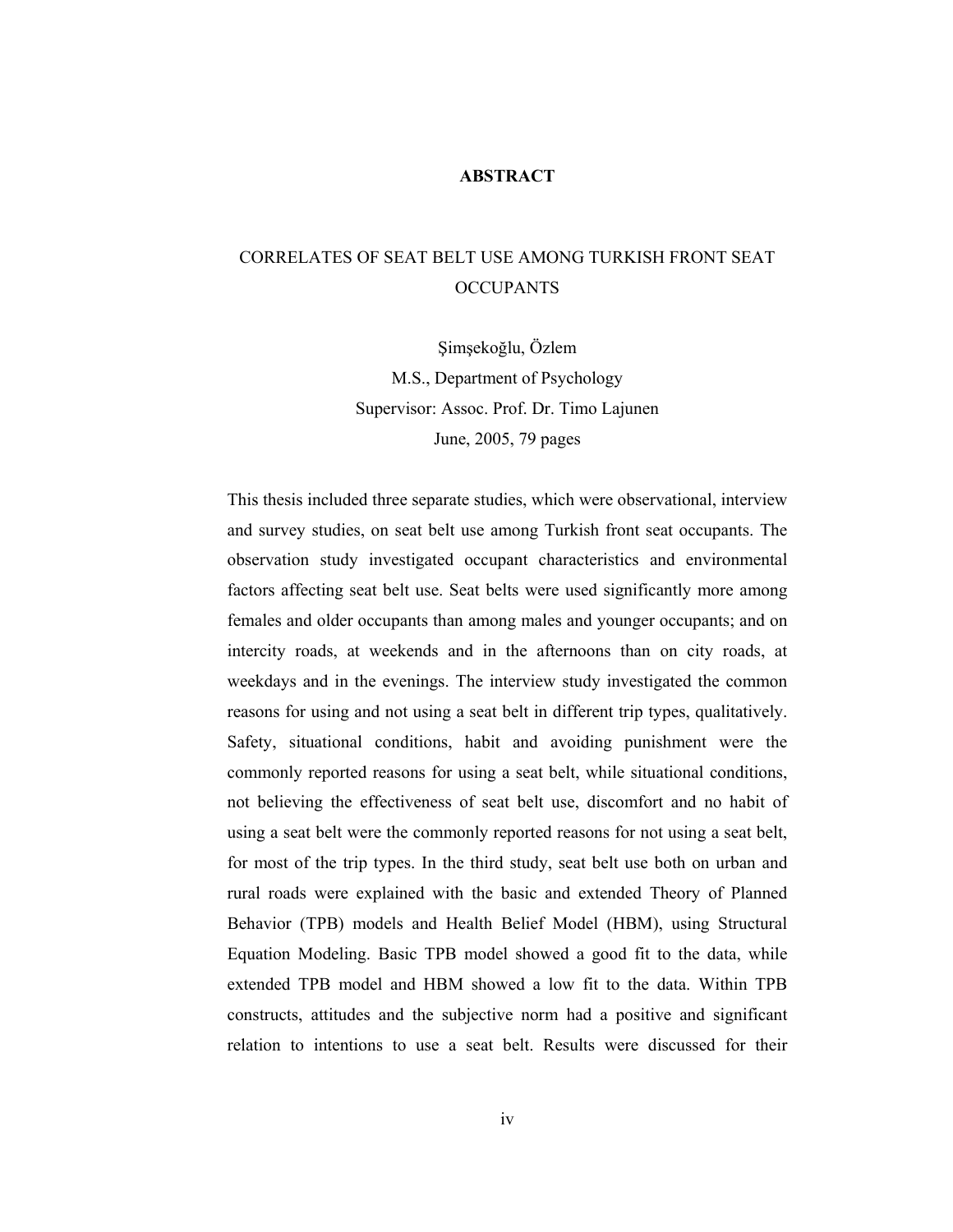## ABSTRACT

CORRELATES OF SEAT BELT USE AMONG TURKISH FRONT SEAT OCCUPANTS

Şimşekoğlu, Özlem
M.S., Department of Psychology
Supervisor: Assoc. Prof. Dr. Timo Lajunen
June, 2005, 79 pages

This thesis included three separate studies, which were observational, interview and survey studies, on seat belt use among Turkish front seat occupants. The observation study investigated occupant characteristics and environmental factors affecting seat belt use. Seat belts were used significantly more among females and older occupants than among males and younger occupants; and on intercity roads, at weekends and in the afternoons than on city roads, at weekdays and in the evenings. The interview study investigated the common reasons for using and not using a seat belt in different trip types, qualitatively. Safety, situational conditions, habit and avoiding punishment were the commonly reported reasons for using a seat belt, while situational conditions, not believing the effectiveness of seat belt use, discomfort and no habit of using a seat belt were the commonly reported reasons for not using a seat belt, for most of the trip types. In the third study, seat belt use both on urban and rural roads were explained with the basic and extended Theory of Planned Behavior (TPB) models and Health Belief Model (HBM), using Structural Equation Modeling. Basic TPB model showed a good fit to the data, while extended TPB model and HBM showed a low fit to the data. Within TPB constructs, attitudes and the subjective norm had a positive and significant relation to intentions to use a seat belt. Results were discussed for their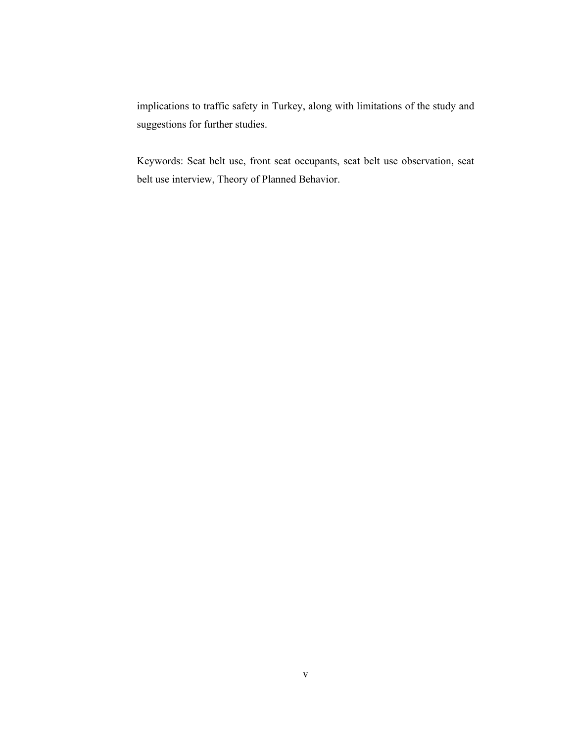implications to traffic safety in Turkey, along with limitations of the study and suggestions for further studies.

Keywords: Seat belt use, front seat occupants, seat belt use observation, seat belt use interview, Theory of Planned Behavior.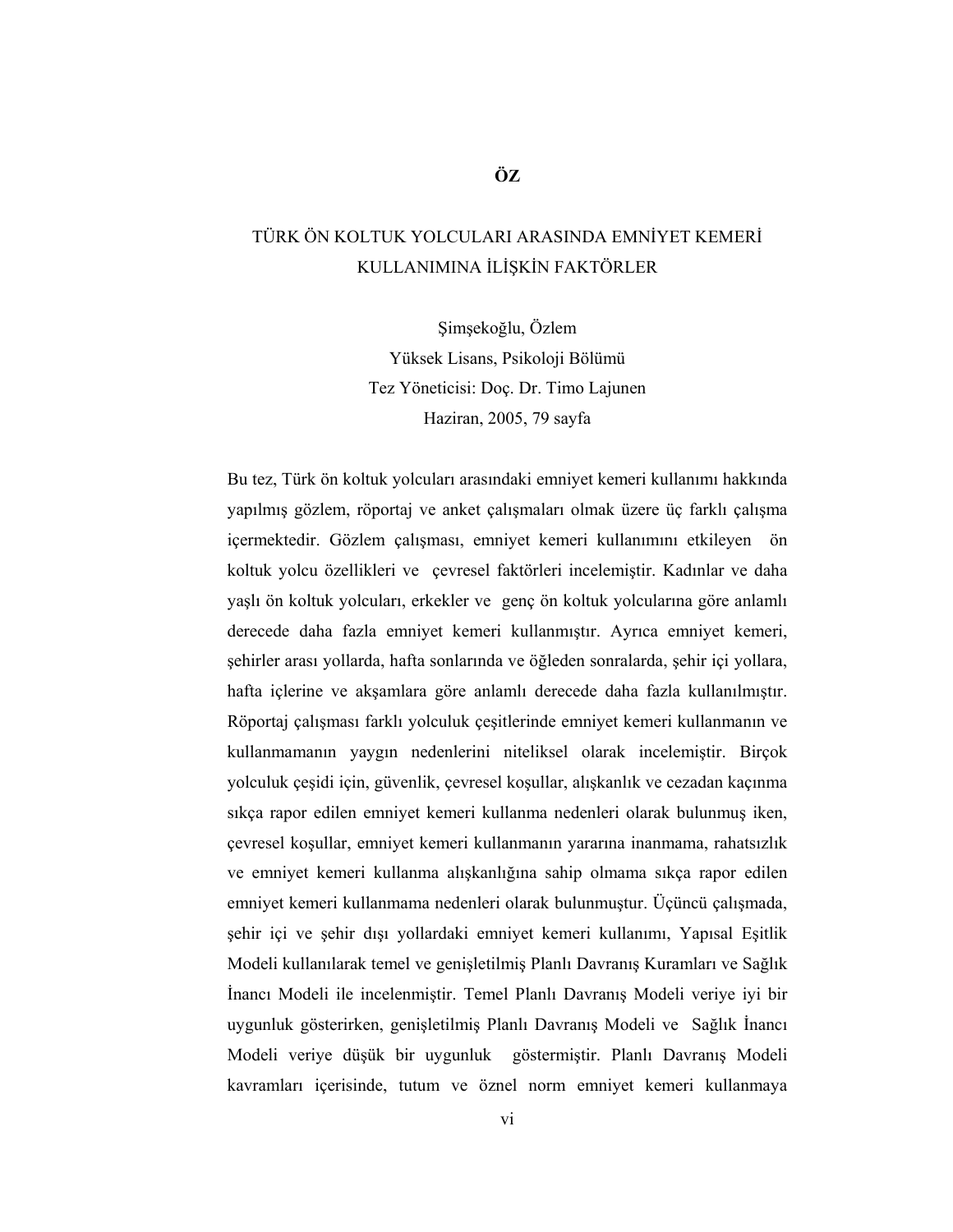# ÖZ

## TÜRK ÖN KOLTUK YOLCULARI ARASINDA EMNİYET KEMERİ KULLANIMINA İLİŞKİN FAKTÖRLER

Şimşekoğlu, Özlem
Yüksek Lisans, Psikoloji Bölümü
Tez Yöneticisi: Doç. Dr. Timo Lajunen
Haziran, 2005, 79 sayfa

Bu tez, Türk ön koltuk yolcuları arasındaki emniyet kemeri kullanımı hakkında yapılmış gözlem, röportaj ve anket çalışmaları olmak üzere üç farklı çalışma içermektedir. Gözlem çalışması, emniyet kemeri kullanımını etkileyen ön koltuk yolcu özellikleri ve çevresel faktörleri incelemiştir. Kadınlar ve daha yaşlı ön koltuk yolcuları, erkekler ve genç ön koltuk yolcularına göre anlamlı derecede daha fazla emniyet kemeri kullanmıştır. Ayrıca emniyet kemeri, şehirler arası yollarda, hafta sonlarında ve öğleden sonralarda, şehir içi yollara, hafta içlerine ve akşamlara göre anlamlı derecede daha fazla kullanılmıştır. Röportaj çalışması farklı yolculuk çeşitlerinde emniyet kemeri kullanmanın ve kullanmamanın yaygın nedenlerini niteliksel olarak incelemiştir. Birçok yolculuk çeşidi için, güvenlik, çevresel koşullar, alışkanlık ve cezadan kaçınma sıkça rapor edilen emniyet kemeri kullanma nedenleri olarak bulunmuş iken, çevresel koşullar, emniyet kemeri kullanmanın yararına inanmama, rahatsızlık ve emniyet kemeri kullanma alışkanlığına sahip olmama sıkça rapor edilen emniyet kemeri kullanmama nedenleri olarak bulunmuştur. Üçüncü çalışmada, şehir içi ve şehir dışı yollardaki emniyet kemeri kullanımı, Yapısal Eşitlik Modeli kullanılarak temel ve genişletilmiş Planlı Davranış Kuramları ve Sağlık İnancı Modeli ile incelenmiştir. Temel Planlı Davranış Modeli veriye iyi bir uygunluk gösterirken, genişletilmiş Planlı Davranış Modeli ve Sağlık İnancı Modeli veriye düşük bir uygunluk göstermiştir. Planlı Davranış Modeli kavramları içerisinde, tutum ve öznel norm emniyet kemeri kullanmaya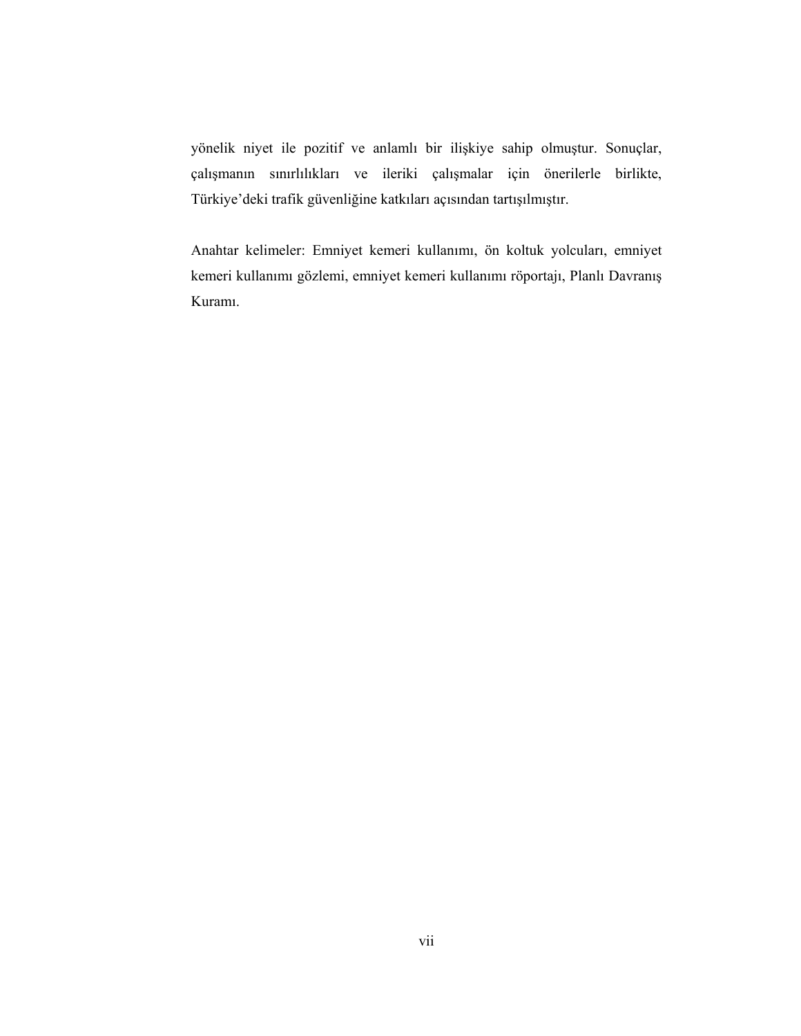yönelik niyet ile pozitif ve anlamlı bir ilişkiye sahip olmuştur. Sonuçlar, çalışmanın sınırlılıkları ve ileriki çalışmalar için önerilerle birlikte, Türkiye'deki trafik güvenliğine katkıları açısından tartışılmıştır.

Anahtar kelimeler: Emniyet kemeri kullanımı, ön koltuk yolcuları, emniyet kemeri kullanımı gözlemi, emniyet kemeri kullanımı röportajı, Planlı Davranış Kuramı.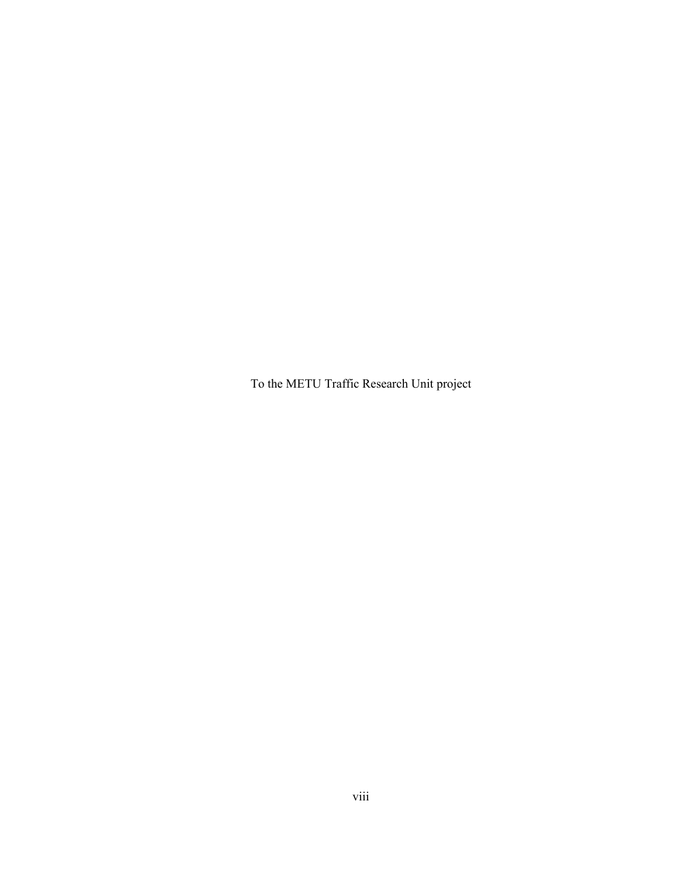To the METU Traffic Research Unit project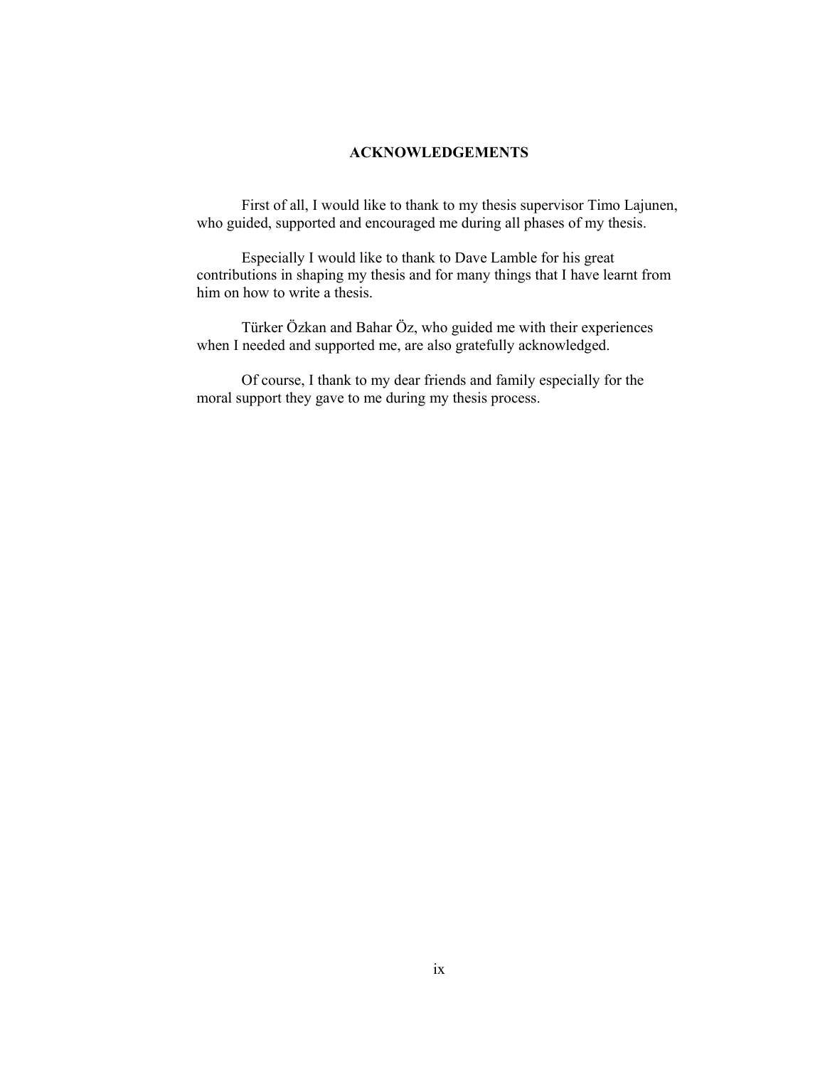# ACKNOWLEDGEMENTS

First of all, I would like to thank to my thesis supervisor Timo Lajunen, who guided, supported and encouraged me during all phases of my thesis.

Especially I would like to thank to Dave Lamble for his great contributions in shaping my thesis and for many things that I have learnt from him on how to write a thesis.

Türker Özkan and Bahar Öz, who guided me with their experiences when I needed and supported me, are also gratefully acknowledged.

Of course, I thank to my dear friends and family especially for the moral support they gave to me during my thesis process.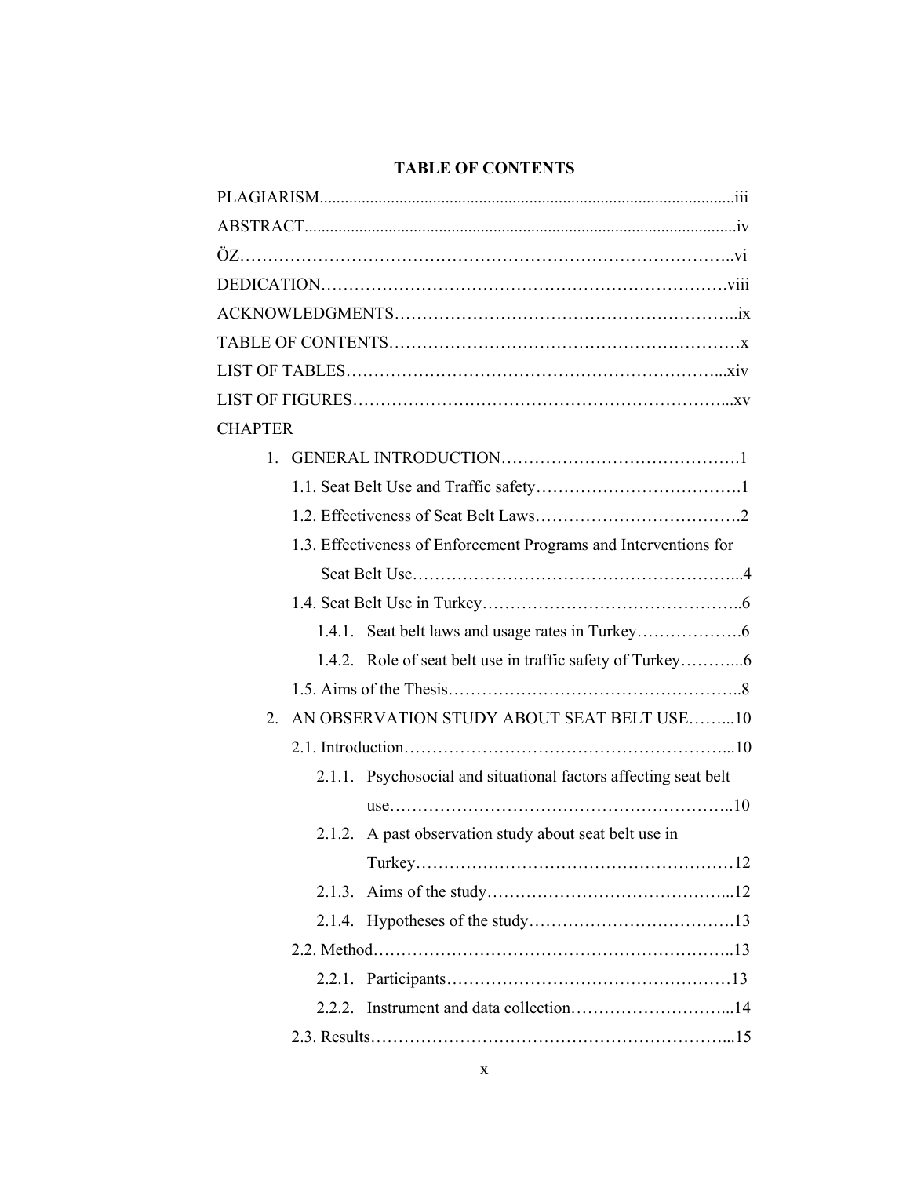# TABLE OF CONTENTS

PLAGIARISM....................................................................................................iii

ABSTRACT.......................................................................................................iv

ÖZ……………………………………………………………………………..vi

DEDICATION……………………………………………………………….viii

ACKNOWLEDGMENTS…………………………………………………..ix

TABLE OF CONTENTS………………………………………………………x

LIST OF TABLES…………………………………………………………...xiv

LIST OF FIGURES…………………………………………………………...xv

CHAPTER

1. GENERAL INTRODUCTION…………………………………….1
   - 1.1. Seat Belt Use and Traffic safety……………………………….1
   - 1.2. Effectiveness of Seat Belt Laws……………………………….2
   - 1.3. Effectiveness of Enforcement Programs and Interventions for Seat Belt Use…………………………………………………...4
   - 1.4. Seat Belt Use in Turkey……………………………………….6
     - 1.4.1. Seat belt laws and usage rates in Turkey……………….6
     - 1.4.2. Role of seat belt use in traffic safety of Turkey………...6
   - 1.5. Aims of the Thesis…………………………………………….8
2. AN OBSERVATION STUDY ABOUT SEAT BELT USE……...10
   - 2.1. Introduction…………………………………………………...10
     - 2.1.1. Psychosocial and situational factors affecting seat belt use……………………………………………………..10
     - 2.1.2. A past observation study about seat belt use in Turkey…………………………………………………12
     - 2.1.3. Aims of the study……………………………………...12
     - 2.1.4. Hypotheses of the study……………………………….13
   - 2.2. Method………………………………………………………..13
     - 2.2.1. Participants……………………………………………13
     - 2.2.2. Instrument and data collection………………………...14
   - 2.3. Results………………………………………………………...15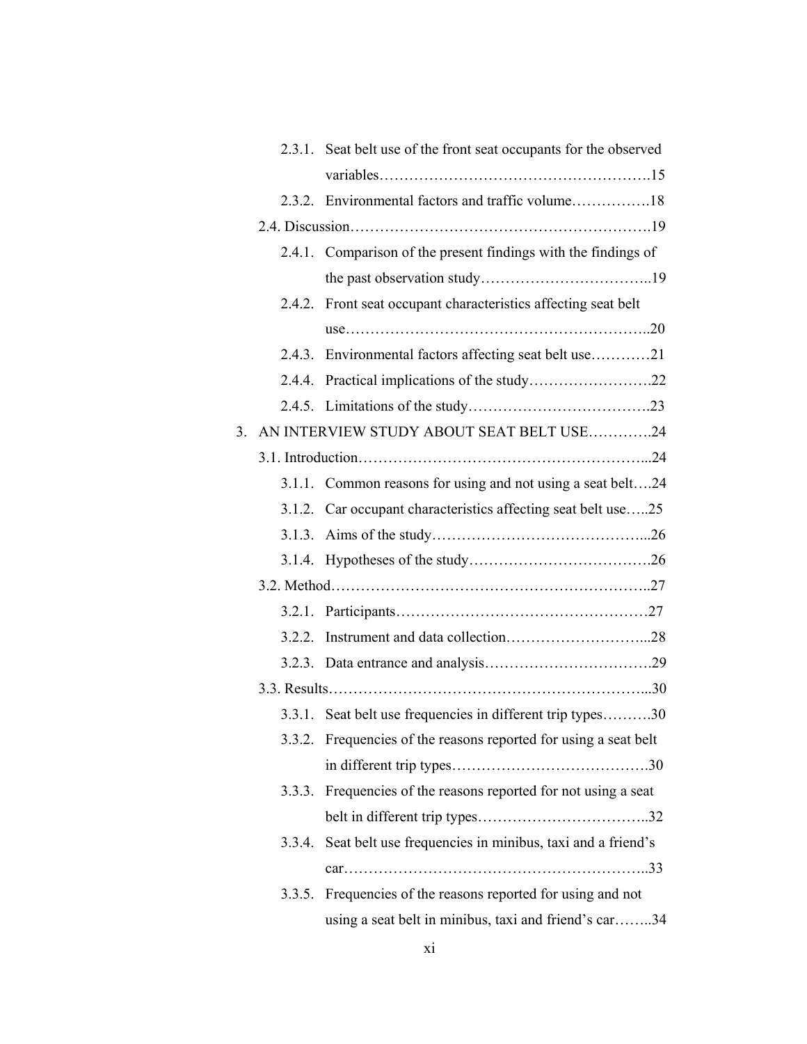2.3.1. Seat belt use of the front seat occupants for the observed variables……………………………………………….15

2.3.2. Environmental factors and traffic volume…………….18

2.4. Discussion…………………………………………………….19

2.4.1. Comparison of the present findings with the findings of the past observation study……………………………..19

2.4.2. Front seat occupant characteristics affecting seat belt use……………………………………………………..20

2.4.3. Environmental factors affecting seat belt use…………21

2.4.4. Practical implications of the study…………………….22

2.4.5. Limitations of the study……………………………….23

3. AN INTERVIEW STUDY ABOUT SEAT BELT USE………….24

3.1. Introduction…………………………………………………...24

3.1.1. Common reasons for using and not using a seat belt….24

3.1.2. Car occupant characteristics affecting seat belt use…..25

3.1.3. Aims of the study……………………………………...26

3.1.4. Hypotheses of the study……………………………….26

3.2. Method………………………………………………………..27

3.2.1. Participants……………………………………………27

3.2.2. Instrument and data collection………………………...28

3.2.3. Data entrance and analysis…………………………….29

3.3. Results………………………………………………………...30

3.3.1. Seat belt use frequencies in different trip types……….30

3.3.2. Frequencies of the reasons reported for using a seat belt in different trip types………………………………….30

3.3.3. Frequencies of the reasons reported for not using a seat belt in different trip types……………………………..32

3.3.4. Seat belt use frequencies in minibus, taxi and a friend's car……………………………………………………..33

3.3.5. Frequencies of the reasons reported for using and not using a seat belt in minibus, taxi and friend's car……..34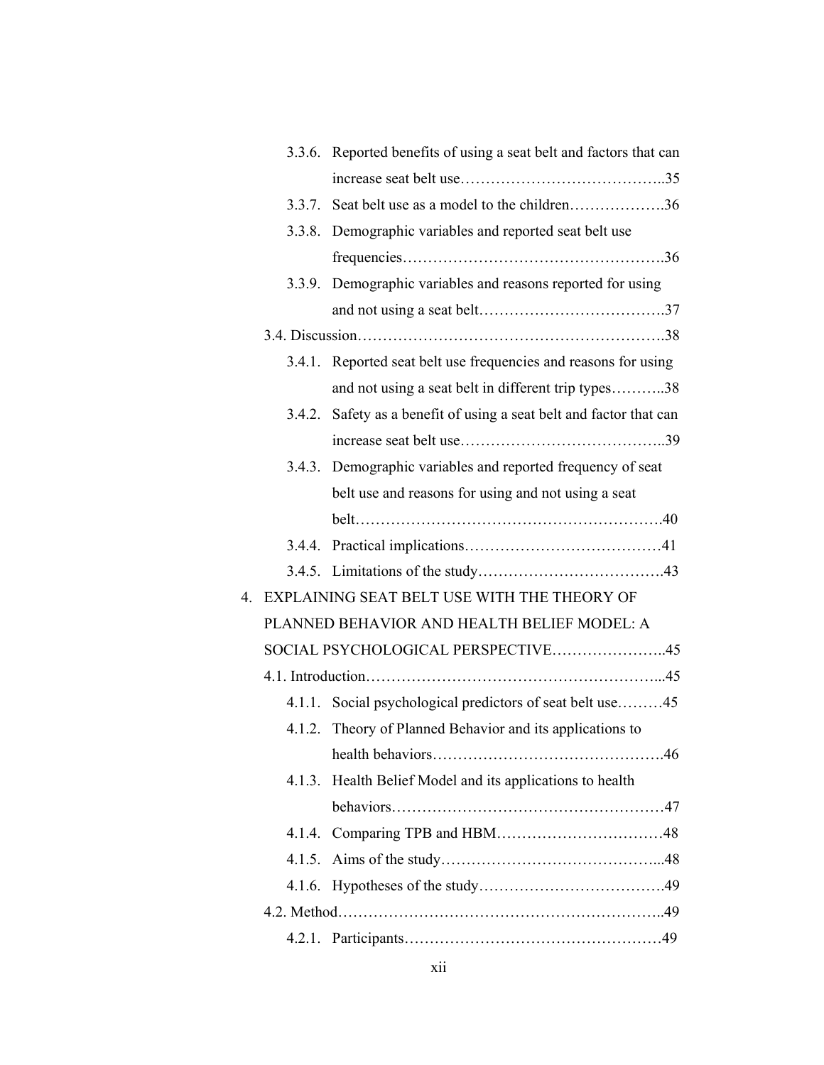3.3.6. Reported benefits of using a seat belt and factors that can increase seat belt use…………………………………..35

3.3.7. Seat belt use as a model to the children……………….36

3.3.8. Demographic variables and reported seat belt use frequencies…………………………………………….36

3.3.9. Demographic variables and reasons reported for using and not using a seat belt……………………………….37

3.4. Discussion…………………………………………………….38

3.4.1. Reported seat belt use frequencies and reasons for using and not using a seat belt in different trip types………..38

3.4.2. Safety as a benefit of using a seat belt and factor that can increase seat belt use…………………………………..39

3.4.3. Demographic variables and reported frequency of seat belt use and reasons for using and not using a seat belt……………………………………………………40

3.4.4. Practical implications…………………………………41

3.4.5. Limitations of the study……………………………….43

4. EXPLAINING SEAT BELT USE WITH THE THEORY OF PLANNED BEHAVIOR AND HEALTH BELIEF MODEL: A SOCIAL PSYCHOLOGICAL PERSPECTIVE…………………..45

4.1. Introduction…………………………………………………...45

4.1.1. Social psychological predictors of seat belt use………45

4.1.2. Theory of Planned Behavior and its applications to health behaviors……………………………………….46

4.1.3. Health Belief Model and its applications to health behaviors……………………………………………47

4.1.4. Comparing TPB and HBM……………………………48

4.1.5. Aims of the study……………………………………...48

4.1.6. Hypotheses of the study……………………………….49

4.2. Method………………………………………………………..49

4.2.1. Participants……………………………………………49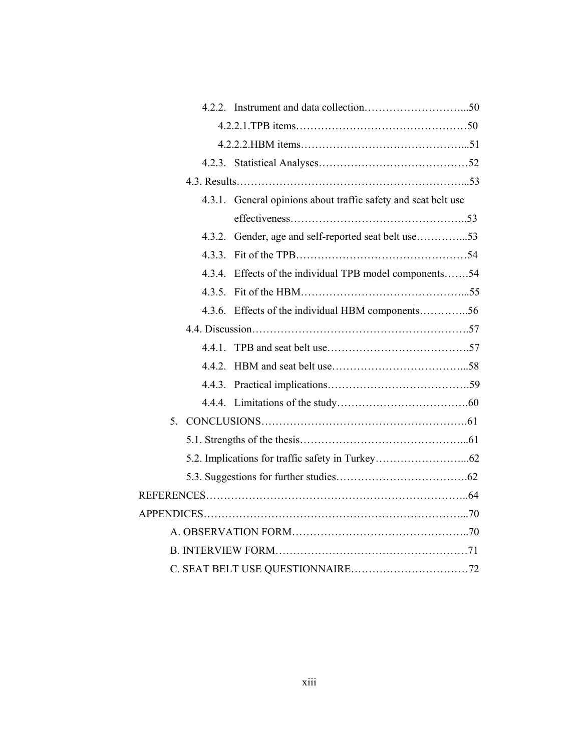4.2.2. Instrument and data collection…………………………...50

4.2.2.1.TPB items…………………………………………50

4.2.2.2.HBM items………………………………………...51

4.2.3. Statistical Analyses……………………………………52

4.3. Results………………………………………………………...53

4.3.1. General opinions about traffic safety and seat belt use effectiveness…………………………………………..53

4.3.2. Gender, age and self-reported seat belt use…………...53

4.3.3. Fit of the TPB…………………………………………54

4.3.4. Effects of the individual TPB model components…….54

4.3.5. Fit of the HBM………………………………………...55

4.3.6. Effects of the individual HBM components…………..56

4.4. Discussion…………………………………………………….57

4.4.1. TPB and seat belt use………………………………….57

4.4.2. HBM and seat belt use………………………………...58

4.4.3. Practical implications………………………………….59

4.4.4. Limitations of the study……………………………….60

5. CONCLUSIONS………………………………………………….61

5.1. Strengths of the thesis………………………………………...61

5.2. Implications for traffic safety in Turkey……………………...62

5.3. Suggestions for further studies……………………………….62

REFERENCES…………………………………………………………..64

APPENDICES…………………………………………………………...70

A. OBSERVATION FORM…………………………………………..70

B. INTERVIEW FORM………………………………………………71

C. SEAT BELT USE QUESTIONNAIRE……………………………72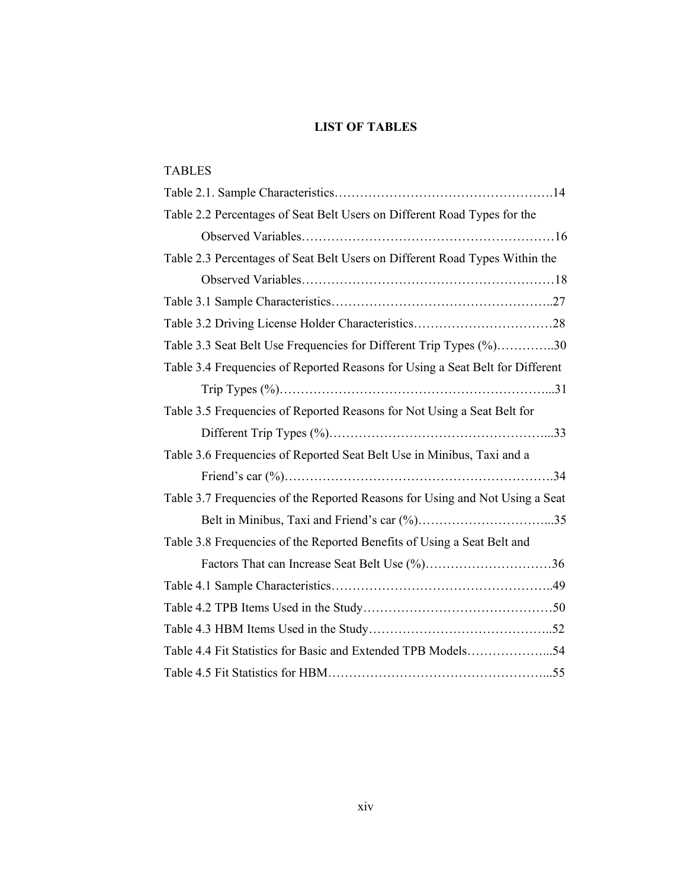# LIST OF TABLES

TABLES

Table 2.1. Sample Characteristics……………………………………………….14

Table 2.2 Percentages of Seat Belt Users on Different Road Types for the Observed Variables……………………………………………………16

Table 2.3 Percentages of Seat Belt Users on Different Road Types Within the Observed Variables……………………………………………………18

Table 3.1 Sample Characteristics……………………………………………..27

Table 3.2 Driving License Holder Characteristics……………………………28

Table 3.3 Seat Belt Use Frequencies for Different Trip Types (%)…………..30

Table 3.4 Frequencies of Reported Reasons for Using a Seat Belt for Different Trip Types (%)………………………………………………………...31

Table 3.5 Frequencies of Reported Reasons for Not Using a Seat Belt for Different Trip Types (%)……………………………………………...33

Table 3.6 Frequencies of Reported Seat Belt Use in Minibus, Taxi and a Friend's car (%)……………………………………………………….34

Table 3.7 Frequencies of the Reported Reasons for Using and Not Using a Seat Belt in Minibus, Taxi and Friend's car (%)…………………………...35

Table 3.8 Frequencies of the Reported Benefits of Using a Seat Belt and Factors That can Increase Seat Belt Use (%)…………………………36

Table 4.1 Sample Characteristics……………………………………………..49

Table 4.2 TPB Items Used in the Study………………………………………50

Table 4.3 HBM Items Used in the Study……………………………………..52

Table 4.4 Fit Statistics for Basic and Extended TPB Models………………...54

Table 4.5 Fit Statistics for HBM……………………………………………...55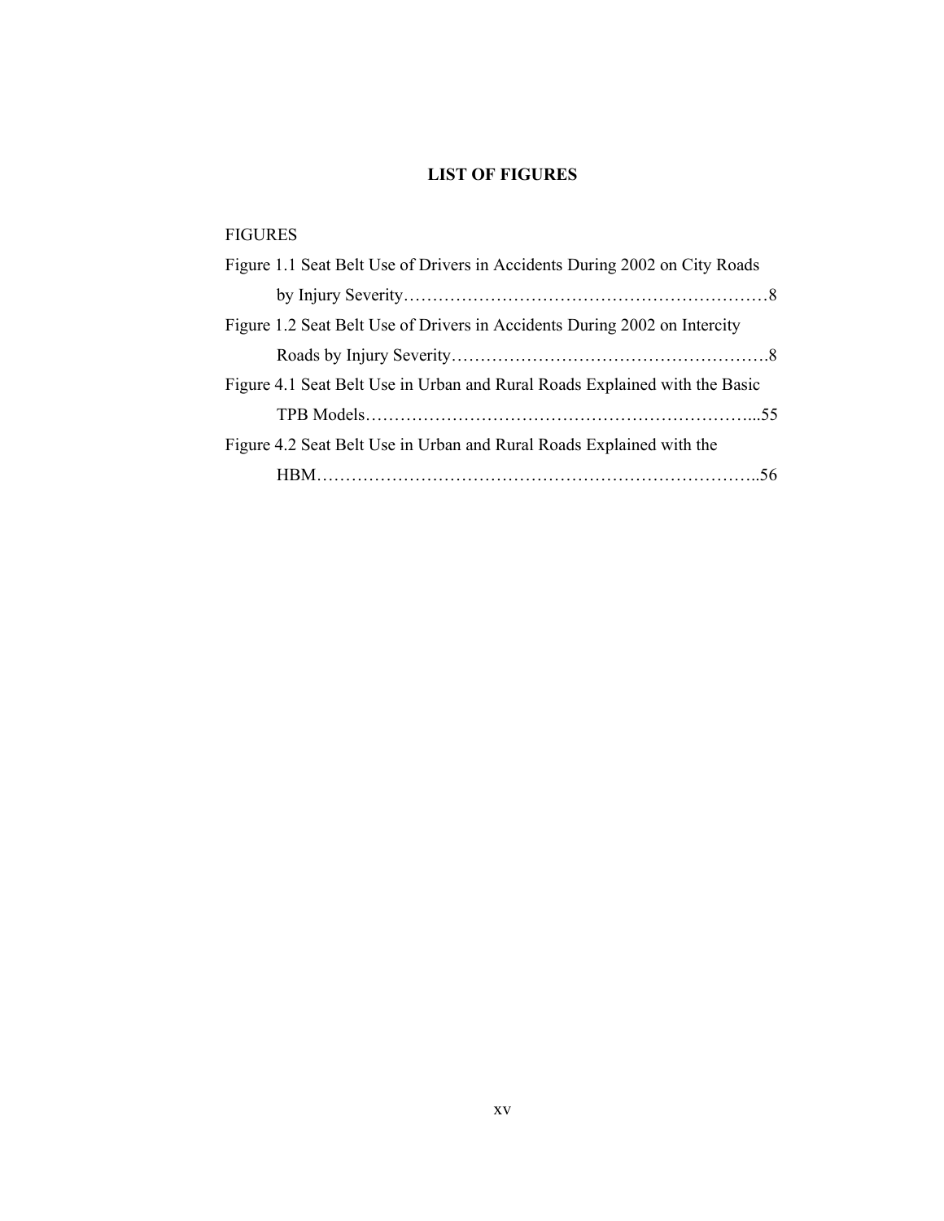# LIST OF FIGURES

FIGURES

Figure 1.1 Seat Belt Use of Drivers in Accidents During 2002 on City Roads by Injury Severity……………………………………………………………8

Figure 1.2 Seat Belt Use of Drivers in Accidents During 2002 on Intercity Roads by Injury Severity……………………………………………………8

Figure 4.1 Seat Belt Use in Urban and Rural Roads Explained with the Basic TPB Models…………………………………………………………...55

Figure 4.2 Seat Belt Use in Urban and Rural Roads Explained with the HBM…………………………………………………………………..56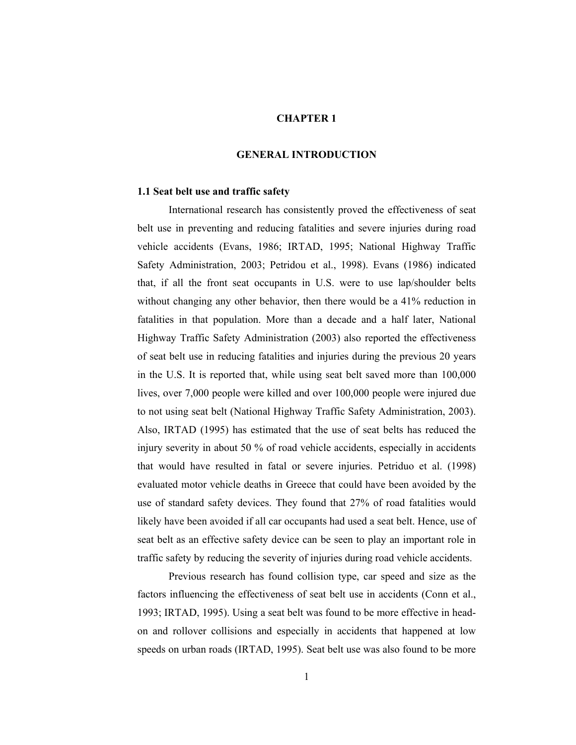# CHAPTER 1

# GENERAL INTRODUCTION

## 1.1 Seat belt use and traffic safety

International research has consistently proved the effectiveness of seat belt use in preventing and reducing fatalities and severe injuries during road vehicle accidents (Evans, 1986; IRTAD, 1995; National Highway Traffic Safety Administration, 2003; Petridou et al., 1998). Evans (1986) indicated that, if all the front seat occupants in U.S. were to use lap/shoulder belts without changing any other behavior, then there would be a 41% reduction in fatalities in that population. More than a decade and a half later, National Highway Traffic Safety Administration (2003) also reported the effectiveness of seat belt use in reducing fatalities and injuries during the previous 20 years in the U.S. It is reported that, while using seat belt saved more than 100,000 lives, over 7,000 people were killed and over 100,000 people were injured due to not using seat belt (National Highway Traffic Safety Administration, 2003). Also, IRTAD (1995) has estimated that the use of seat belts has reduced the injury severity in about 50 % of road vehicle accidents, especially in accidents that would have resulted in fatal or severe injuries. Petriduo et al. (1998) evaluated motor vehicle deaths in Greece that could have been avoided by the use of standard safety devices. They found that 27% of road fatalities would likely have been avoided if all car occupants had used a seat belt. Hence, use of seat belt as an effective safety device can be seen to play an important role in traffic safety by reducing the severity of injuries during road vehicle accidents.

Previous research has found collision type, car speed and size as the factors influencing the effectiveness of seat belt use in accidents (Conn et al., 1993; IRTAD, 1995). Using a seat belt was found to be more effective in head-on and rollover collisions and especially in accidents that happened at low speeds on urban roads (IRTAD, 1995). Seat belt use was also found to be more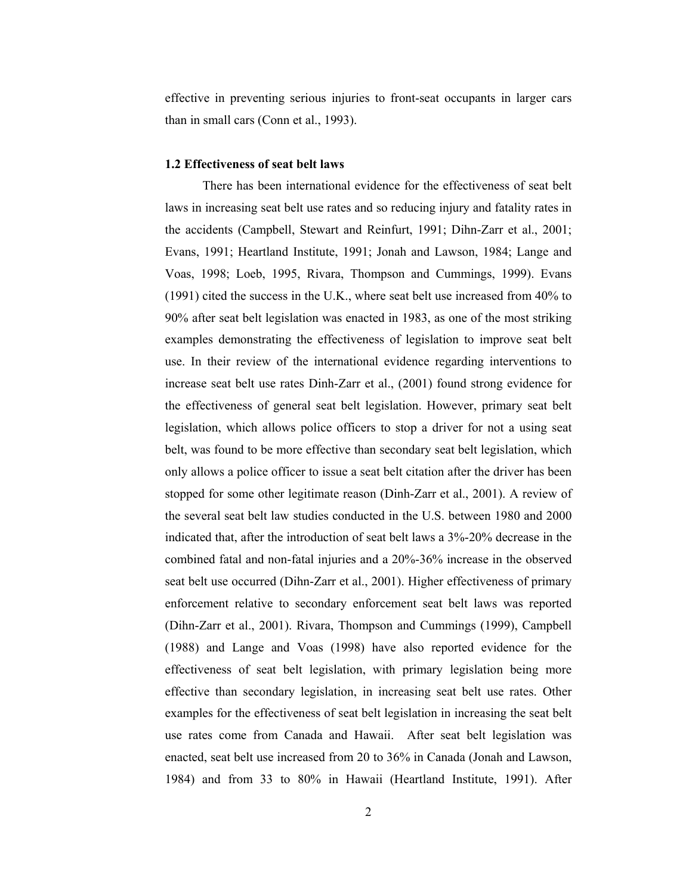effective in preventing serious injuries to front-seat occupants in larger cars than in small cars (Conn et al., 1993).

### 1.2 Effectiveness of seat belt laws

There has been international evidence for the effectiveness of seat belt laws in increasing seat belt use rates and so reducing injury and fatality rates in the accidents (Campbell, Stewart and Reinfurt, 1991; Dihn-Zarr et al., 2001; Evans, 1991; Heartland Institute, 1991; Jonah and Lawson, 1984; Lange and Voas, 1998; Loeb, 1995, Rivara, Thompson and Cummings, 1999). Evans (1991) cited the success in the U.K., where seat belt use increased from 40% to 90% after seat belt legislation was enacted in 1983, as one of the most striking examples demonstrating the effectiveness of legislation to improve seat belt use. In their review of the international evidence regarding interventions to increase seat belt use rates Dinh-Zarr et al., (2001) found strong evidence for the effectiveness of general seat belt legislation. However, primary seat belt legislation, which allows police officers to stop a driver for not a using seat belt, was found to be more effective than secondary seat belt legislation, which only allows a police officer to issue a seat belt citation after the driver has been stopped for some other legitimate reason (Dinh-Zarr et al., 2001). A review of the several seat belt law studies conducted in the U.S. between 1980 and 2000 indicated that, after the introduction of seat belt laws a 3%-20% decrease in the combined fatal and non-fatal injuries and a 20%-36% increase in the observed seat belt use occurred (Dihn-Zarr et al., 2001). Higher effectiveness of primary enforcement relative to secondary enforcement seat belt laws was reported (Dihn-Zarr et al., 2001). Rivara, Thompson and Cummings (1999), Campbell (1988) and Lange and Voas (1998) have also reported evidence for the effectiveness of seat belt legislation, with primary legislation being more effective than secondary legislation, in increasing seat belt use rates. Other examples for the effectiveness of seat belt legislation in increasing the seat belt use rates come from Canada and Hawaii. After seat belt legislation was enacted, seat belt use increased from 20 to 36% in Canada (Jonah and Lawson, 1984) and from 33 to 80% in Hawaii (Heartland Institute, 1991). After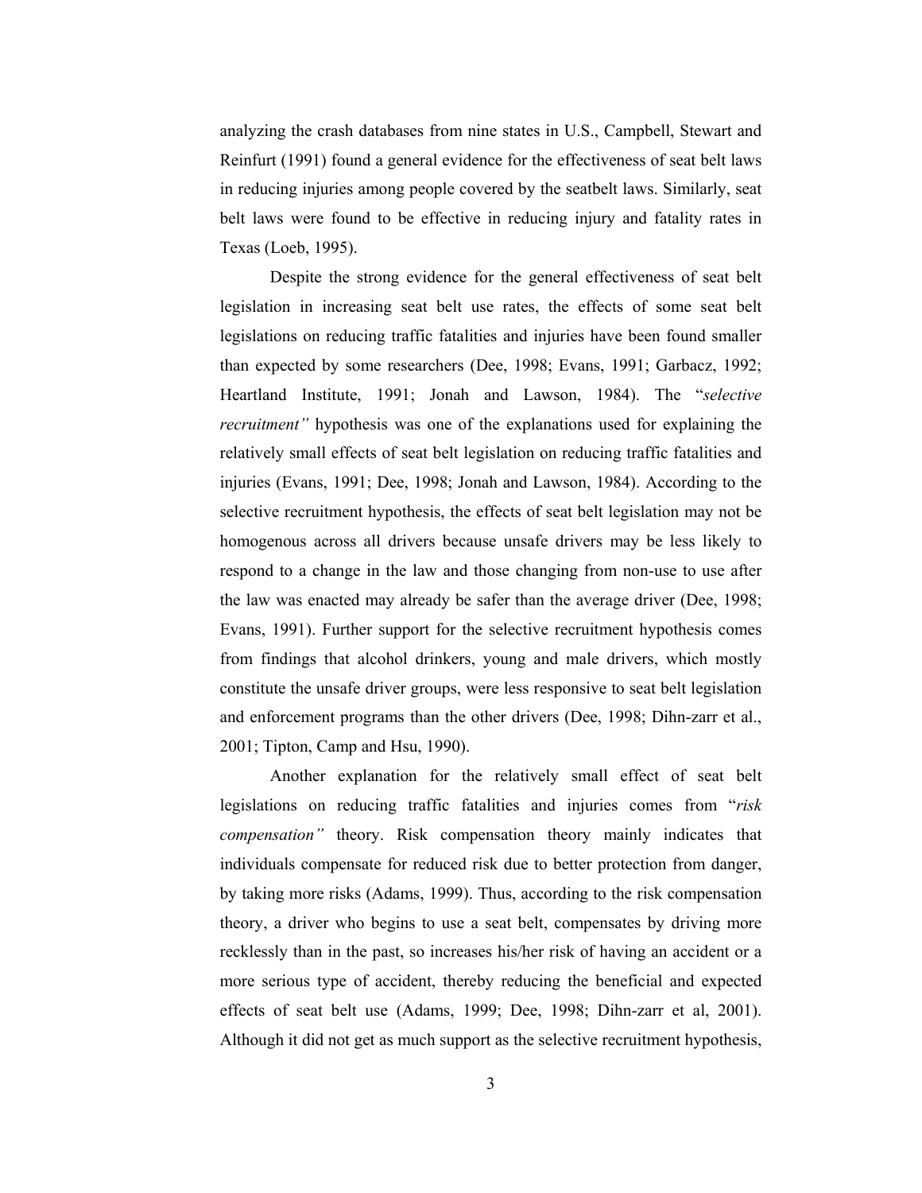analyzing the crash databases from nine states in U.S., Campbell, Stewart and Reinfurt (1991) found a general evidence for the effectiveness of seat belt laws in reducing injuries among people covered by the seatbelt laws. Similarly, seat belt laws were found to be effective in reducing injury and fatality rates in Texas (Loeb, 1995).

Despite the strong evidence for the general effectiveness of seat belt legislation in increasing seat belt use rates, the effects of some seat belt legislations on reducing traffic fatalities and injuries have been found smaller than expected by some researchers (Dee, 1998; Evans, 1991; Garbacz, 1992; Heartland Institute, 1991; Jonah and Lawson, 1984). The "*selective recruitment"* hypothesis was one of the explanations used for explaining the relatively small effects of seat belt legislation on reducing traffic fatalities and injuries (Evans, 1991; Dee, 1998; Jonah and Lawson, 1984). According to the selective recruitment hypothesis, the effects of seat belt legislation may not be homogenous across all drivers because unsafe drivers may be less likely to respond to a change in the law and those changing from non-use to use after the law was enacted may already be safer than the average driver (Dee, 1998; Evans, 1991). Further support for the selective recruitment hypothesis comes from findings that alcohol drinkers, young and male drivers, which mostly constitute the unsafe driver groups, were less responsive to seat belt legislation and enforcement programs than the other drivers (Dee, 1998; Dihn-zarr et al., 2001; Tipton, Camp and Hsu, 1990).

Another explanation for the relatively small effect of seat belt legislations on reducing traffic fatalities and injuries comes from "*risk compensation"* theory. Risk compensation theory mainly indicates that individuals compensate for reduced risk due to better protection from danger, by taking more risks (Adams, 1999). Thus, according to the risk compensation theory, a driver who begins to use a seat belt, compensates by driving more recklessly than in the past, so increases his/her risk of having an accident or a more serious type of accident, thereby reducing the beneficial and expected effects of seat belt use (Adams, 1999; Dee, 1998; Dihn-zarr et al, 2001). Although it did not get as much support as the selective recruitment hypothesis,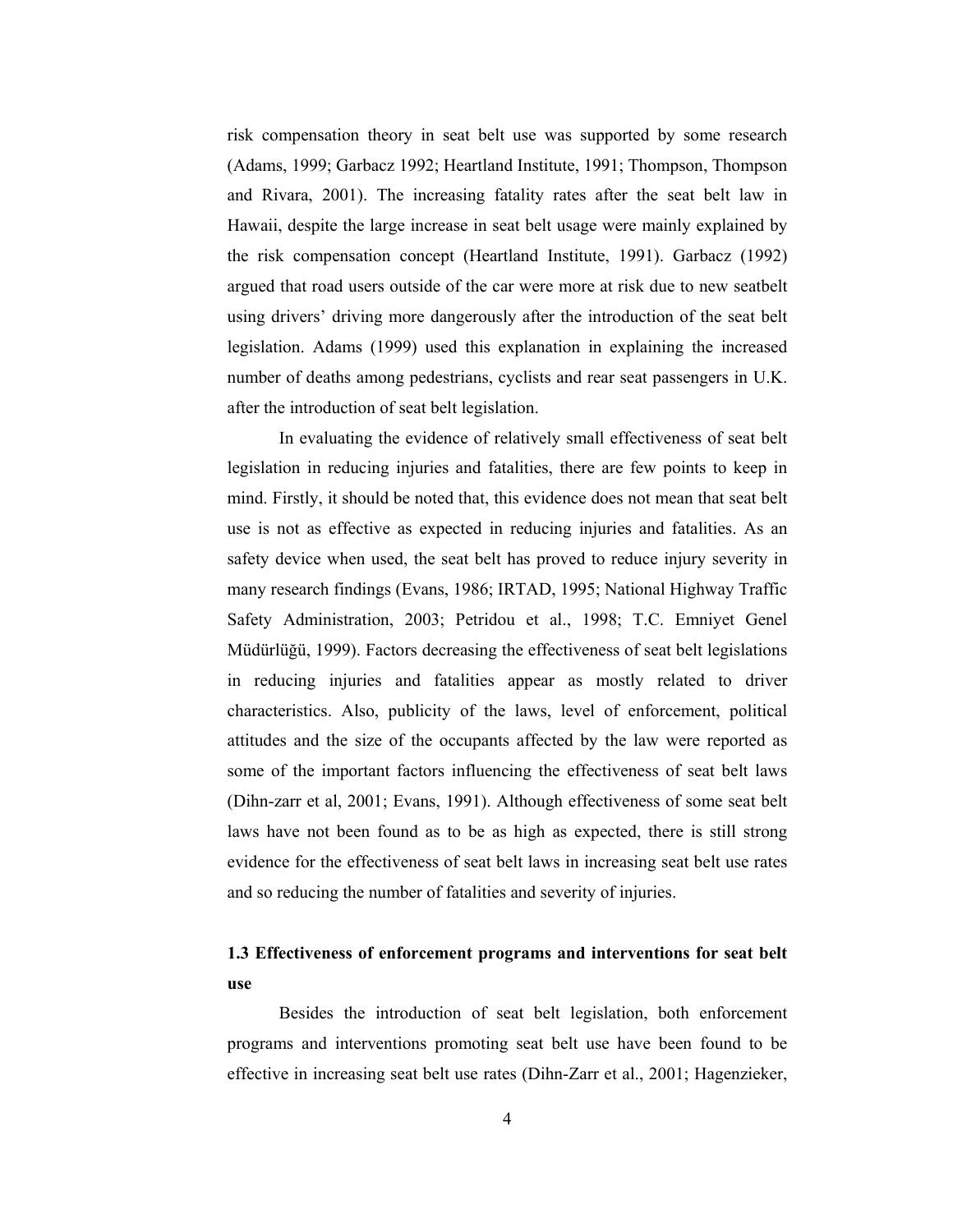risk compensation theory in seat belt use was supported by some research (Adams, 1999; Garbacz 1992; Heartland Institute, 1991; Thompson, Thompson and Rivara, 2001). The increasing fatality rates after the seat belt law in Hawaii, despite the large increase in seat belt usage were mainly explained by the risk compensation concept (Heartland Institute, 1991). Garbacz (1992) argued that road users outside of the car were more at risk due to new seatbelt using drivers' driving more dangerously after the introduction of the seat belt legislation. Adams (1999) used this explanation in explaining the increased number of deaths among pedestrians, cyclists and rear seat passengers in U.K. after the introduction of seat belt legislation.

In evaluating the evidence of relatively small effectiveness of seat belt legislation in reducing injuries and fatalities, there are few points to keep in mind. Firstly, it should be noted that, this evidence does not mean that seat belt use is not as effective as expected in reducing injuries and fatalities. As an safety device when used, the seat belt has proved to reduce injury severity in many research findings (Evans, 1986; IRTAD, 1995; National Highway Traffic Safety Administration, 2003; Petridou et al., 1998; T.C. Emniyet Genel Müdürlüğü, 1999). Factors decreasing the effectiveness of seat belt legislations in reducing injuries and fatalities appear as mostly related to driver characteristics. Also, publicity of the laws, level of enforcement, political attitudes and the size of the occupants affected by the law were reported as some of the important factors influencing the effectiveness of seat belt laws (Dihn-zarr et al, 2001; Evans, 1991). Although effectiveness of some seat belt laws have not been found as to be as high as expected, there is still strong evidence for the effectiveness of seat belt laws in increasing seat belt use rates and so reducing the number of fatalities and severity of injuries.

## 1.3 Effectiveness of enforcement programs and interventions for seat belt use

Besides the introduction of seat belt legislation, both enforcement programs and interventions promoting seat belt use have been found to be effective in increasing seat belt use rates (Dihn-Zarr et al., 2001; Hagenzieker,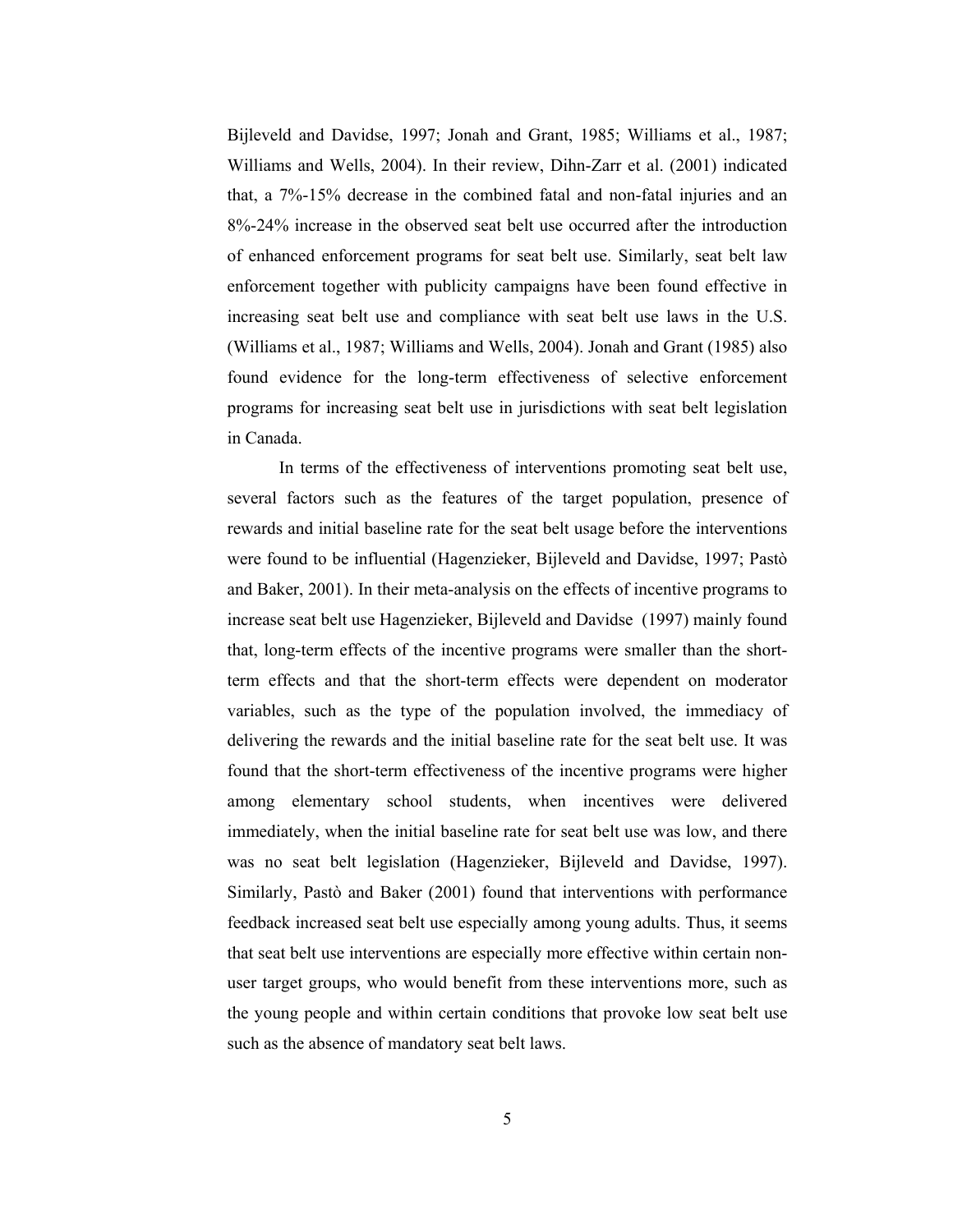Bijleveld and Davidse, 1997; Jonah and Grant, 1985; Williams et al., 1987; Williams and Wells, 2004). In their review, Dihn-Zarr et al. (2001) indicated that, a 7%-15% decrease in the combined fatal and non-fatal injuries and an 8%-24% increase in the observed seat belt use occurred after the introduction of enhanced enforcement programs for seat belt use. Similarly, seat belt law enforcement together with publicity campaigns have been found effective in increasing seat belt use and compliance with seat belt use laws in the U.S. (Williams et al., 1987; Williams and Wells, 2004). Jonah and Grant (1985) also found evidence for the long-term effectiveness of selective enforcement programs for increasing seat belt use in jurisdictions with seat belt legislation in Canada.

In terms of the effectiveness of interventions promoting seat belt use, several factors such as the features of the target population, presence of rewards and initial baseline rate for the seat belt usage before the interventions were found to be influential (Hagenzieker, Bijleveld and Davidse, 1997; Pastò and Baker, 2001). In their meta-analysis on the effects of incentive programs to increase seat belt use Hagenzieker, Bijleveld and Davidse (1997) mainly found that, long-term effects of the incentive programs were smaller than the short-term effects and that the short-term effects were dependent on moderator variables, such as the type of the population involved, the immediacy of delivering the rewards and the initial baseline rate for the seat belt use. It was found that the short-term effectiveness of the incentive programs were higher among elementary school students, when incentives were delivered immediately, when the initial baseline rate for seat belt use was low, and there was no seat belt legislation (Hagenzieker, Bijleveld and Davidse, 1997). Similarly, Pastò and Baker (2001) found that interventions with performance feedback increased seat belt use especially among young adults. Thus, it seems that seat belt use interventions are especially more effective within certain non-user target groups, who would benefit from these interventions more, such as the young people and within certain conditions that provoke low seat belt use such as the absence of mandatory seat belt laws.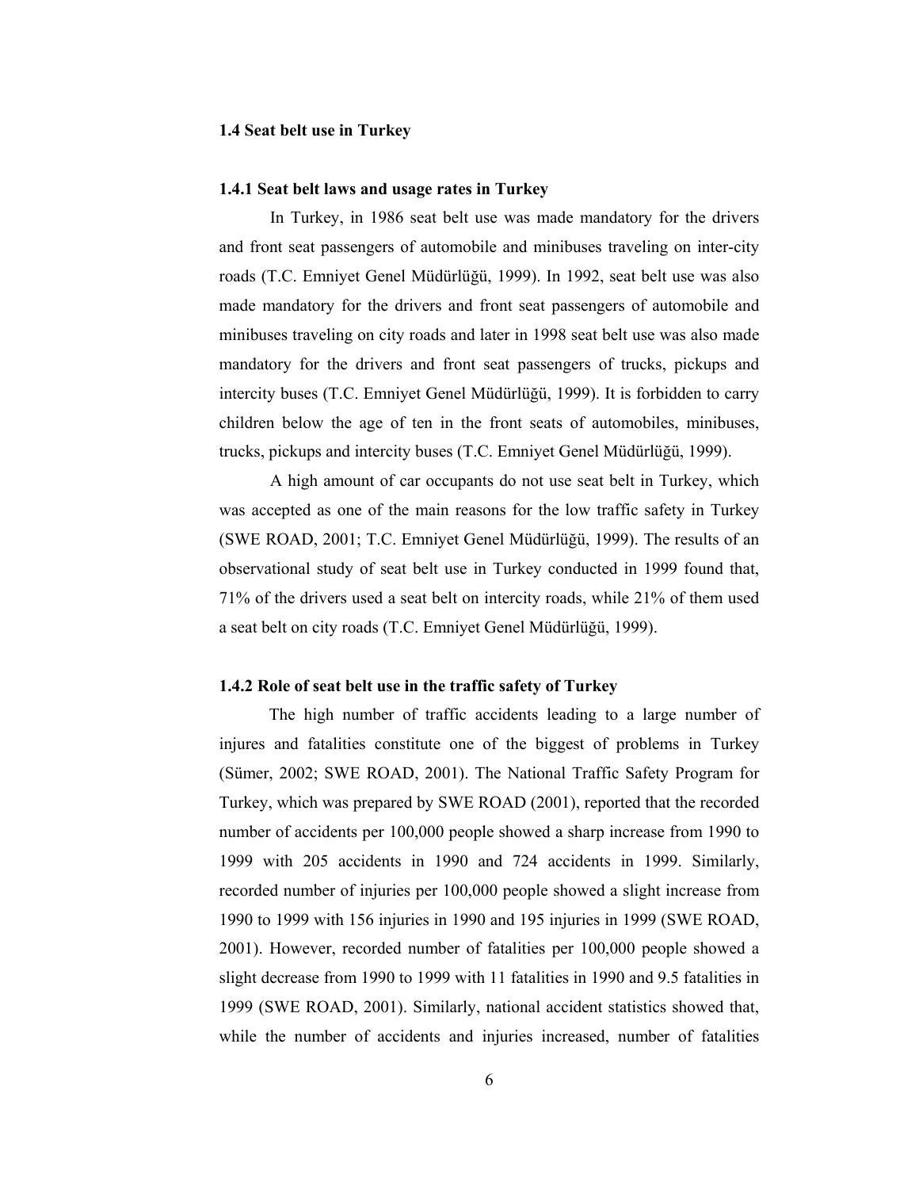## 1.4 Seat belt use in Turkey

### 1.4.1 Seat belt laws and usage rates in Turkey

In Turkey, in 1986 seat belt use was made mandatory for the drivers and front seat passengers of automobile and minibuses traveling on inter-city roads (T.C. Emniyet Genel Müdürlüğü, 1999). In 1992, seat belt use was also made mandatory for the drivers and front seat passengers of automobile and minibuses traveling on city roads and later in 1998 seat belt use was also made mandatory for the drivers and front seat passengers of trucks, pickups and intercity buses (T.C. Emniyet Genel Müdürlüğü, 1999). It is forbidden to carry children below the age of ten in the front seats of automobiles, minibuses, trucks, pickups and intercity buses (T.C. Emniyet Genel Müdürlüğü, 1999).

A high amount of car occupants do not use seat belt in Turkey, which was accepted as one of the main reasons for the low traffic safety in Turkey (SWE ROAD, 2001; T.C. Emniyet Genel Müdürlüğü, 1999). The results of an observational study of seat belt use in Turkey conducted in 1999 found that, 71% of the drivers used a seat belt on intercity roads, while 21% of them used a seat belt on city roads (T.C. Emniyet Genel Müdürlüğü, 1999).

### 1.4.2 Role of seat belt use in the traffic safety of Turkey

The high number of traffic accidents leading to a large number of injures and fatalities constitute one of the biggest of problems in Turkey (Sümer, 2002; SWE ROAD, 2001). The National Traffic Safety Program for Turkey, which was prepared by SWE ROAD (2001), reported that the recorded number of accidents per 100,000 people showed a sharp increase from 1990 to 1999 with 205 accidents in 1990 and 724 accidents in 1999. Similarly, recorded number of injuries per 100,000 people showed a slight increase from 1990 to 1999 with 156 injuries in 1990 and 195 injuries in 1999 (SWE ROAD, 2001). However, recorded number of fatalities per 100,000 people showed a slight decrease from 1990 to 1999 with 11 fatalities in 1990 and 9.5 fatalities in 1999 (SWE ROAD, 2001). Similarly, national accident statistics showed that, while the number of accidents and injuries increased, number of fatalities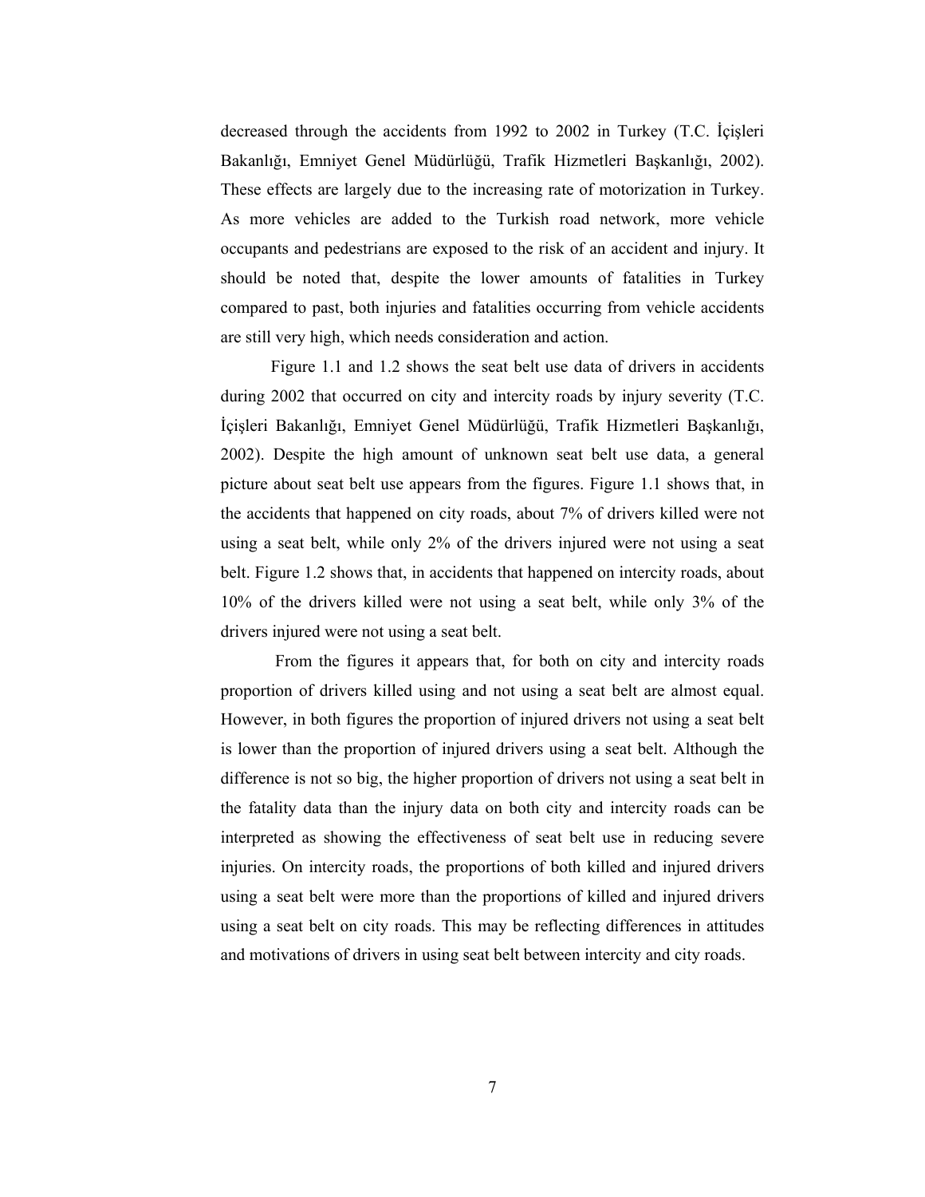decreased through the accidents from 1992 to 2002 in Turkey (T.C. İçişleri Bakanlığı, Emniyet Genel Müdürlüğü, Trafik Hizmetleri Başkanlığı, 2002). These effects are largely due to the increasing rate of motorization in Turkey. As more vehicles are added to the Turkish road network, more vehicle occupants and pedestrians are exposed to the risk of an accident and injury. It should be noted that, despite the lower amounts of fatalities in Turkey compared to past, both injuries and fatalities occurring from vehicle accidents are still very high, which needs consideration and action.

Figure 1.1 and 1.2 shows the seat belt use data of drivers in accidents during 2002 that occurred on city and intercity roads by injury severity (T.C. İçişleri Bakanlığı, Emniyet Genel Müdürlüğü, Trafik Hizmetleri Başkanlığı, 2002). Despite the high amount of unknown seat belt use data, a general picture about seat belt use appears from the figures. Figure 1.1 shows that, in the accidents that happened on city roads, about 7% of drivers killed were not using a seat belt, while only 2% of the drivers injured were not using a seat belt. Figure 1.2 shows that, in accidents that happened on intercity roads, about 10% of the drivers killed were not using a seat belt, while only 3% of the drivers injured were not using a seat belt.

From the figures it appears that, for both on city and intercity roads proportion of drivers killed using and not using a seat belt are almost equal. However, in both figures the proportion of injured drivers not using a seat belt is lower than the proportion of injured drivers using a seat belt. Although the difference is not so big, the higher proportion of drivers not using a seat belt in the fatality data than the injury data on both city and intercity roads can be interpreted as showing the effectiveness of seat belt use in reducing severe injuries. On intercity roads, the proportions of both killed and injured drivers using a seat belt were more than the proportions of killed and injured drivers using a seat belt on city roads. This may be reflecting differences in attitudes and motivations of drivers in using seat belt between intercity and city roads.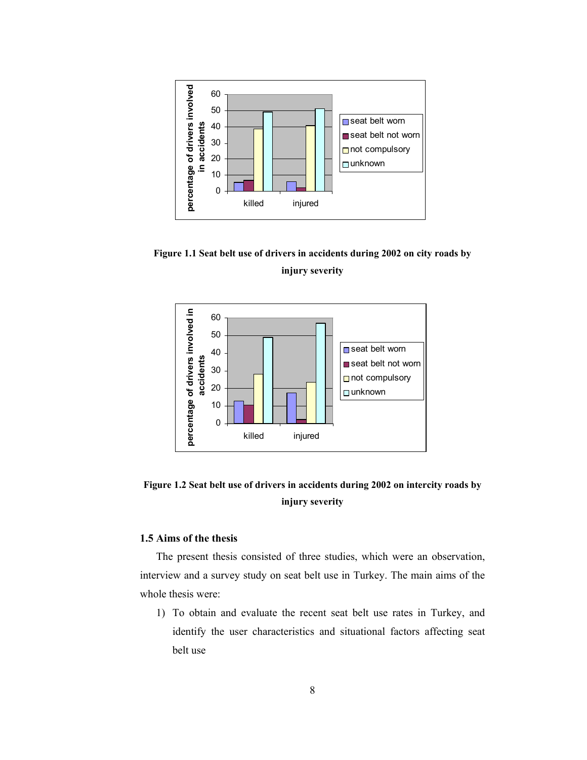**Figure 1.1 Seat belt use of drivers in accidents during 2002 on city roads by injury severity**

**Figure 1.2 Seat belt use of drivers in accidents during 2002 on intercity roads by injury severity**

### 1.5 Aims of the thesis

The present thesis consisted of three studies, which were an observation, interview and a survey study on seat belt use in Turkey. The main aims of the whole thesis were:

1) To obtain and evaluate the recent seat belt use rates in Turkey, and identify the user characteristics and situational factors affecting seat belt use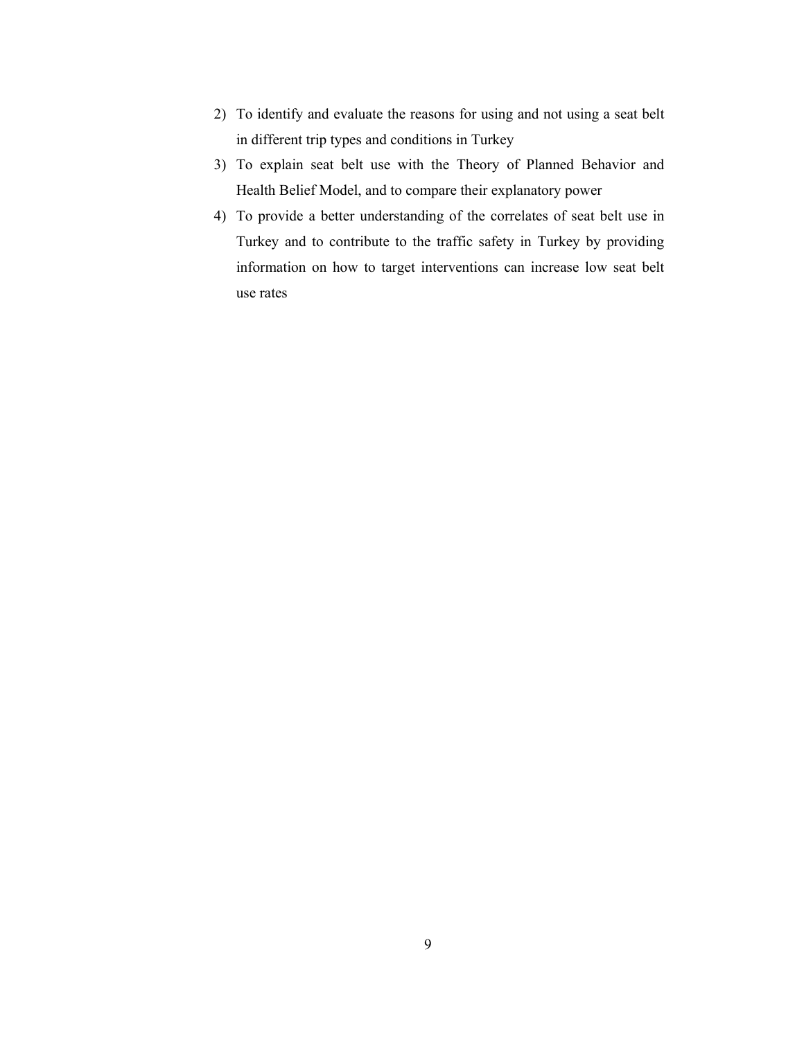2) To identify and evaluate the reasons for using and not using a seat belt in different trip types and conditions in Turkey
3) To explain seat belt use with the Theory of Planned Behavior and Health Belief Model, and to compare their explanatory power
4) To provide a better understanding of the correlates of seat belt use in Turkey and to contribute to the traffic safety in Turkey by providing information on how to target interventions can increase low seat belt use rates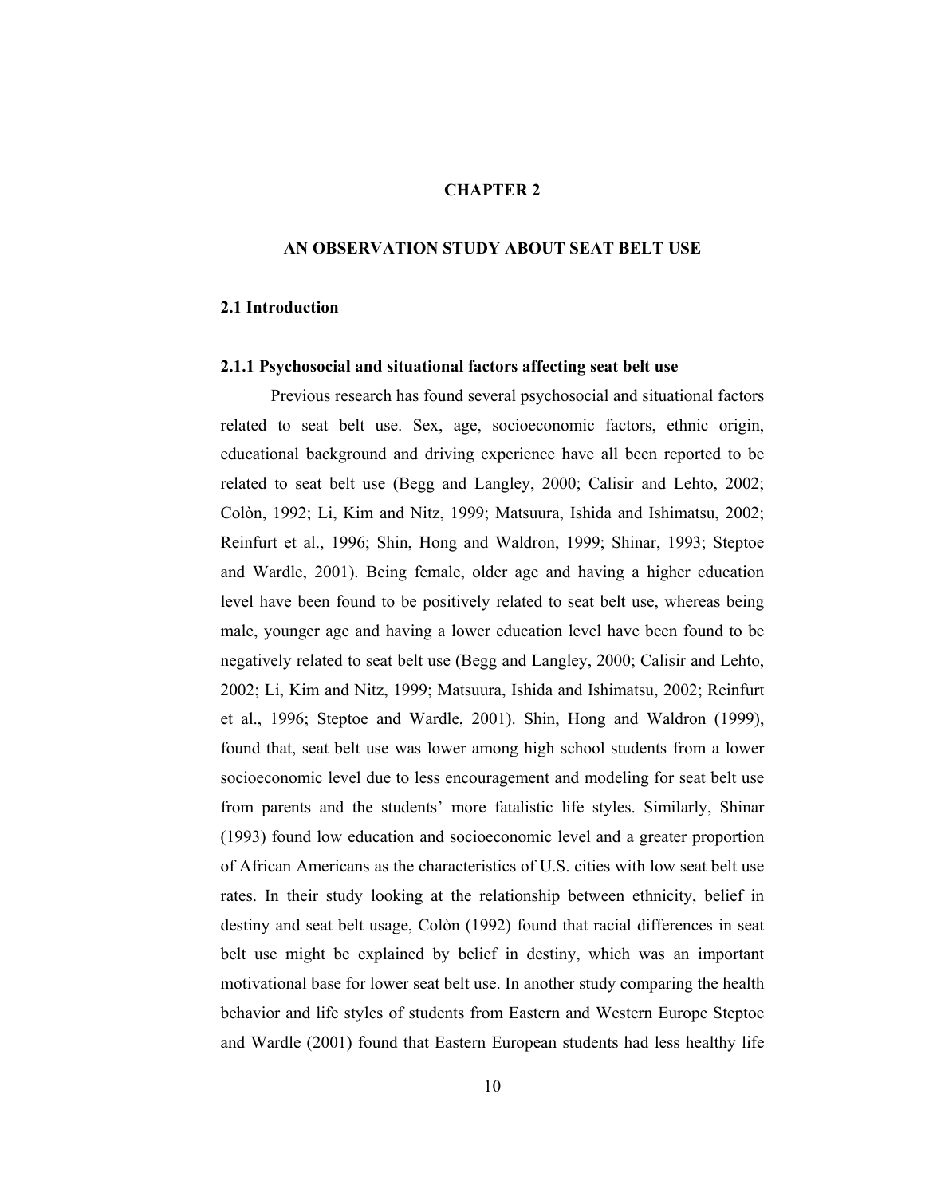# CHAPTER 2

# AN OBSERVATION STUDY ABOUT SEAT BELT USE

## 2.1 Introduction

### 2.1.1 Psychosocial and situational factors affecting seat belt use

Previous research has found several psychosocial and situational factors related to seat belt use. Sex, age, socioeconomic factors, ethnic origin, educational background and driving experience have all been reported to be related to seat belt use (Begg and Langley, 2000; Calisir and Lehto, 2002; Colòn, 1992; Li, Kim and Nitz, 1999; Matsuura, Ishida and Ishimatsu, 2002; Reinfurt et al., 1996; Shin, Hong and Waldron, 1999; Shinar, 1993; Steptoe and Wardle, 2001). Being female, older age and having a higher education level have been found to be positively related to seat belt use, whereas being male, younger age and having a lower education level have been found to be negatively related to seat belt use (Begg and Langley, 2000; Calisir and Lehto, 2002; Li, Kim and Nitz, 1999; Matsuura, Ishida and Ishimatsu, 2002; Reinfurt et al., 1996; Steptoe and Wardle, 2001). Shin, Hong and Waldron (1999), found that, seat belt use was lower among high school students from a lower socioeconomic level due to less encouragement and modeling for seat belt use from parents and the students' more fatalistic life styles. Similarly, Shinar (1993) found low education and socioeconomic level and a greater proportion of African Americans as the characteristics of U.S. cities with low seat belt use rates. In their study looking at the relationship between ethnicity, belief in destiny and seat belt usage, Colòn (1992) found that racial differences in seat belt use might be explained by belief in destiny, which was an important motivational base for lower seat belt use. In another study comparing the health behavior and life styles of students from Eastern and Western Europe Steptoe and Wardle (2001) found that Eastern European students had less healthy life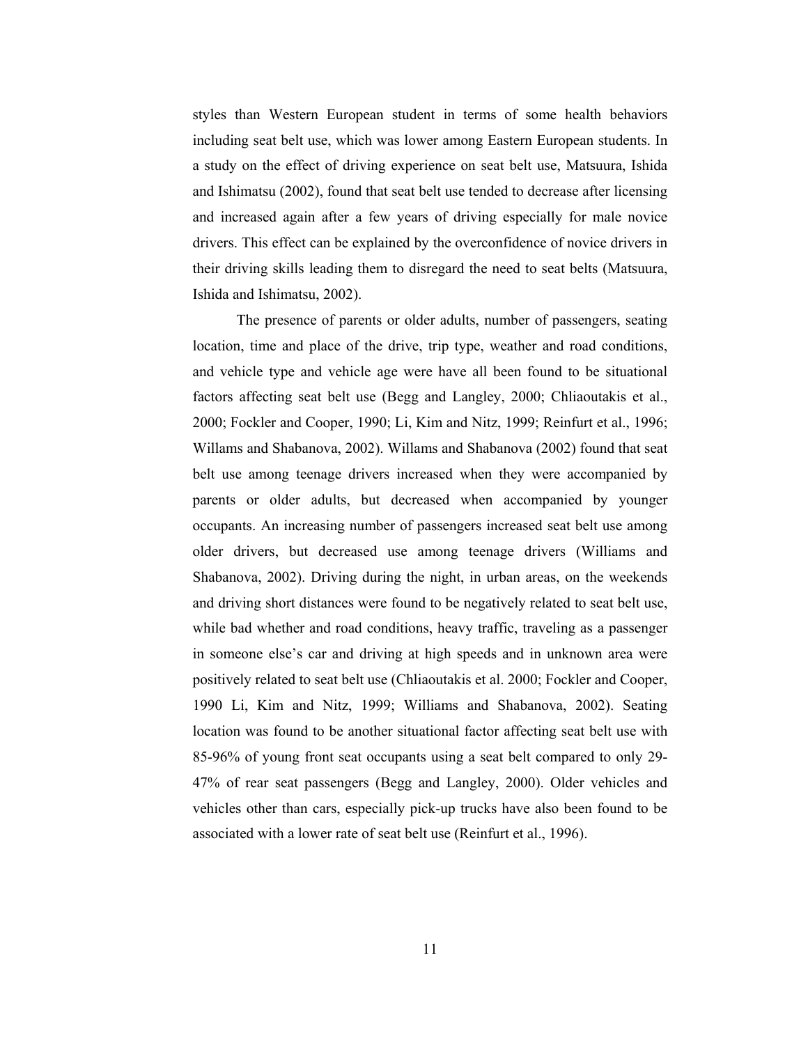styles than Western European student in terms of some health behaviors including seat belt use, which was lower among Eastern European students. In a study on the effect of driving experience on seat belt use, Matsuura, Ishida and Ishimatsu (2002), found that seat belt use tended to decrease after licensing and increased again after a few years of driving especially for male novice drivers. This effect can be explained by the overconfidence of novice drivers in their driving skills leading them to disregard the need to seat belts (Matsuura, Ishida and Ishimatsu, 2002).

The presence of parents or older adults, number of passengers, seating location, time and place of the drive, trip type, weather and road conditions, and vehicle type and vehicle age were have all been found to be situational factors affecting seat belt use (Begg and Langley, 2000; Chliaoutakis et al., 2000; Fockler and Cooper, 1990; Li, Kim and Nitz, 1999; Reinfurt et al., 1996; Willams and Shabanova, 2002). Willams and Shabanova (2002) found that seat belt use among teenage drivers increased when they were accompanied by parents or older adults, but decreased when accompanied by younger occupants. An increasing number of passengers increased seat belt use among older drivers, but decreased use among teenage drivers (Williams and Shabanova, 2002). Driving during the night, in urban areas, on the weekends and driving short distances were found to be negatively related to seat belt use, while bad whether and road conditions, heavy traffic, traveling as a passenger in someone else's car and driving at high speeds and in unknown area were positively related to seat belt use (Chliaoutakis et al. 2000; Fockler and Cooper, 1990 Li, Kim and Nitz, 1999; Williams and Shabanova, 2002). Seating location was found to be another situational factor affecting seat belt use with 85-96% of young front seat occupants using a seat belt compared to only 29-47% of rear seat passengers (Begg and Langley, 2000). Older vehicles and vehicles other than cars, especially pick-up trucks have also been found to be associated with a lower rate of seat belt use (Reinfurt et al., 1996).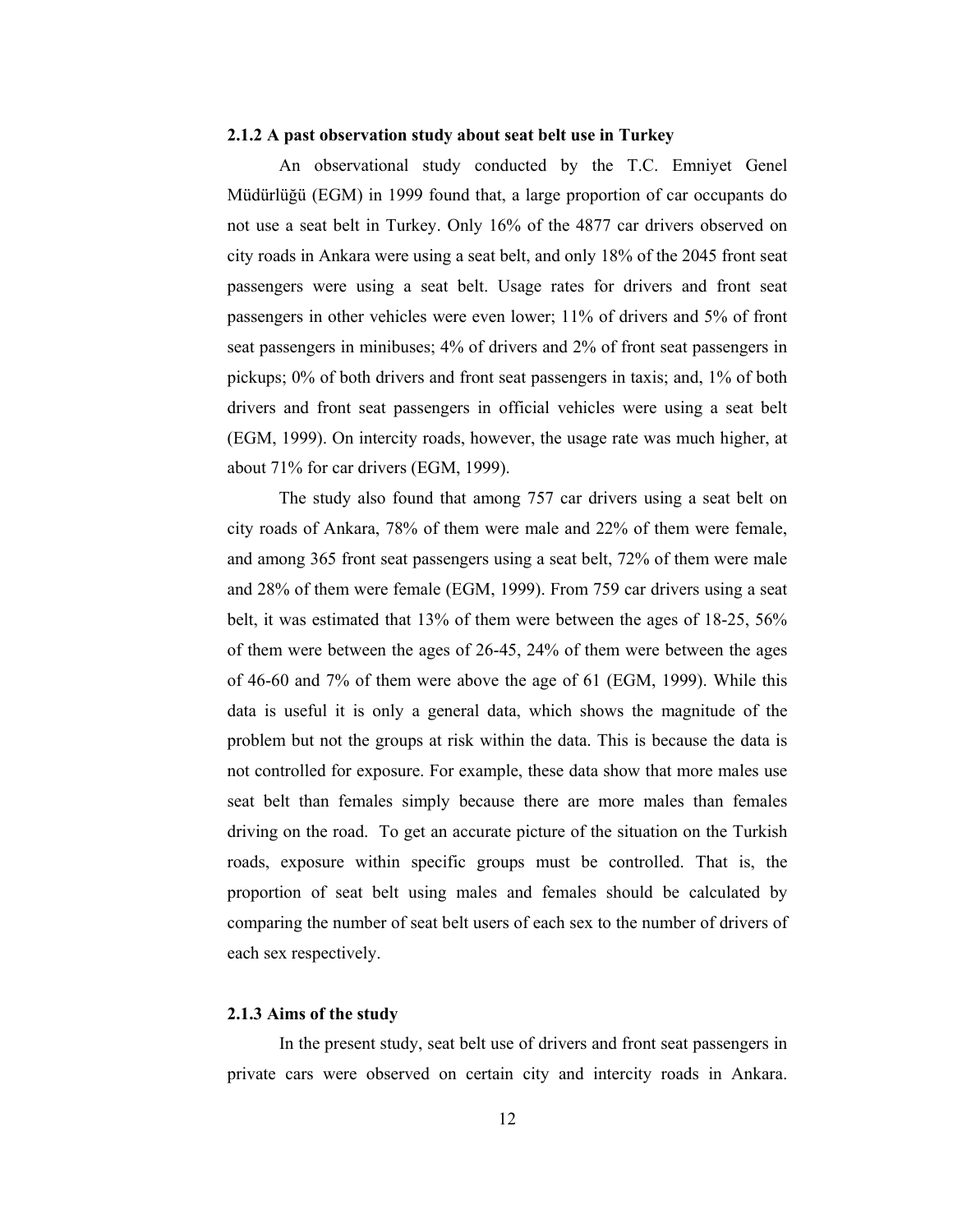### 2.1.2 A past observation study about seat belt use in Turkey

An observational study conducted by the T.C. Emniyet Genel Müdürlüğü (EGM) in 1999 found that, a large proportion of car occupants do not use a seat belt in Turkey. Only 16% of the 4877 car drivers observed on city roads in Ankara were using a seat belt, and only 18% of the 2045 front seat passengers were using a seat belt. Usage rates for drivers and front seat passengers in other vehicles were even lower; 11% of drivers and 5% of front seat passengers in minibuses; 4% of drivers and 2% of front seat passengers in pickups; 0% of both drivers and front seat passengers in taxis; and, 1% of both drivers and front seat passengers in official vehicles were using a seat belt (EGM, 1999). On intercity roads, however, the usage rate was much higher, at about 71% for car drivers (EGM, 1999).

The study also found that among 757 car drivers using a seat belt on city roads of Ankara, 78% of them were male and 22% of them were female, and among 365 front seat passengers using a seat belt, 72% of them were male and 28% of them were female (EGM, 1999). From 759 car drivers using a seat belt, it was estimated that 13% of them were between the ages of 18-25, 56% of them were between the ages of 26-45, 24% of them were between the ages of 46-60 and 7% of them were above the age of 61 (EGM, 1999). While this data is useful it is only a general data, which shows the magnitude of the problem but not the groups at risk within the data. This is because the data is not controlled for exposure. For example, these data show that more males use seat belt than females simply because there are more males than females driving on the road. To get an accurate picture of the situation on the Turkish roads, exposure within specific groups must be controlled. That is, the proportion of seat belt using males and females should be calculated by comparing the number of seat belt users of each sex to the number of drivers of each sex respectively.

### 2.1.3 Aims of the study

In the present study, seat belt use of drivers and front seat passengers in private cars were observed on certain city and intercity roads in Ankara.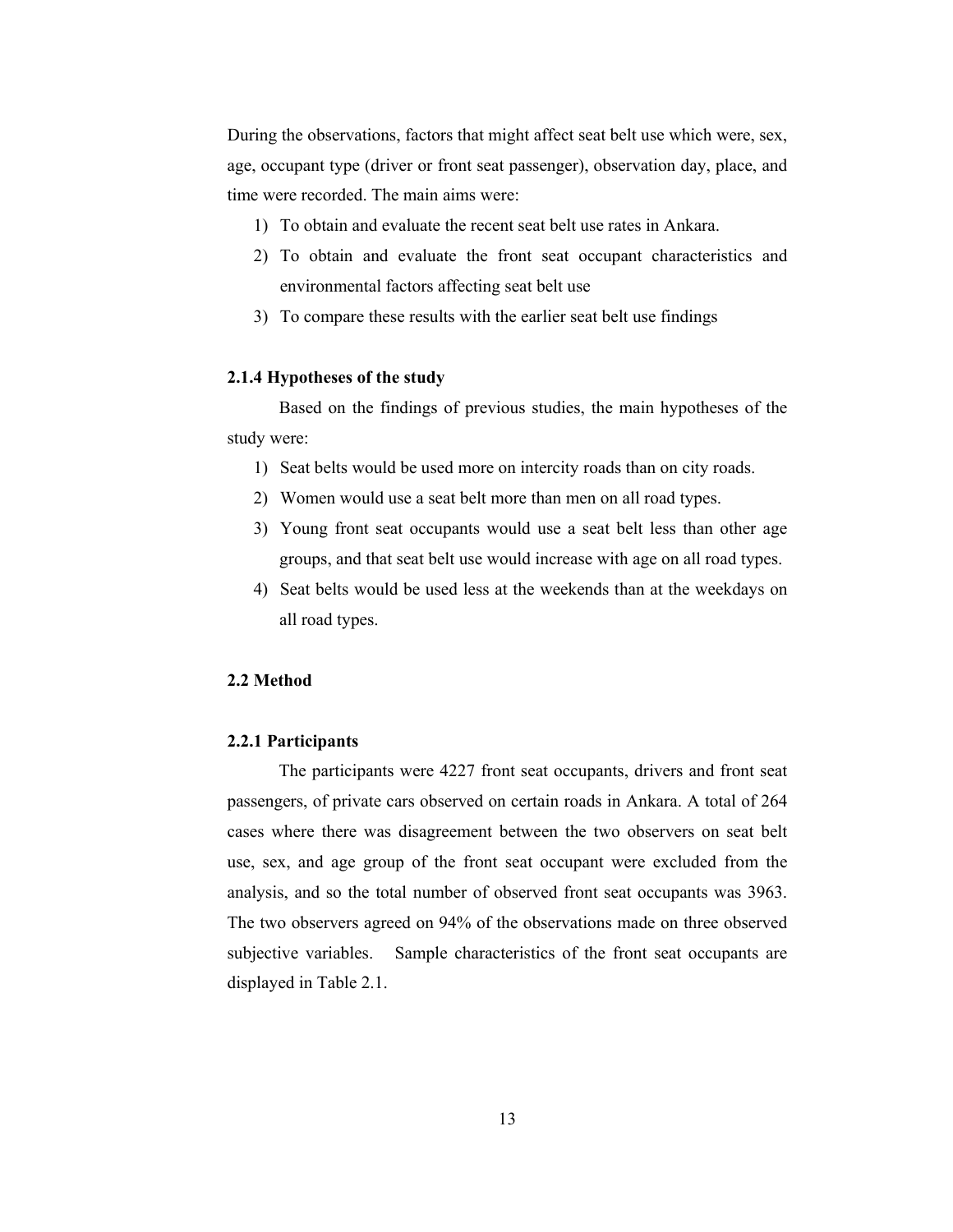During the observations, factors that might affect seat belt use which were, sex, age, occupant type (driver or front seat passenger), observation day, place, and time were recorded. The main aims were:

1) To obtain and evaluate the recent seat belt use rates in Ankara.
2) To obtain and evaluate the front seat occupant characteristics and environmental factors affecting seat belt use
3) To compare these results with the earlier seat belt use findings

### 2.1.4 Hypotheses of the study

Based on the findings of previous studies, the main hypotheses of the study were:

1) Seat belts would be used more on intercity roads than on city roads.
2) Women would use a seat belt more than men on all road types.
3) Young front seat occupants would use a seat belt less than other age groups, and that seat belt use would increase with age on all road types.
4) Seat belts would be used less at the weekends than at the weekdays on all road types.

## 2.2 Method

### 2.2.1 Participants

The participants were 4227 front seat occupants, drivers and front seat passengers, of private cars observed on certain roads in Ankara. A total of 264 cases where there was disagreement between the two observers on seat belt use, sex, and age group of the front seat occupant were excluded from the analysis, and so the total number of observed front seat occupants was 3963. The two observers agreed on 94% of the observations made on three observed subjective variables. Sample characteristics of the front seat occupants are displayed in Table 2.1.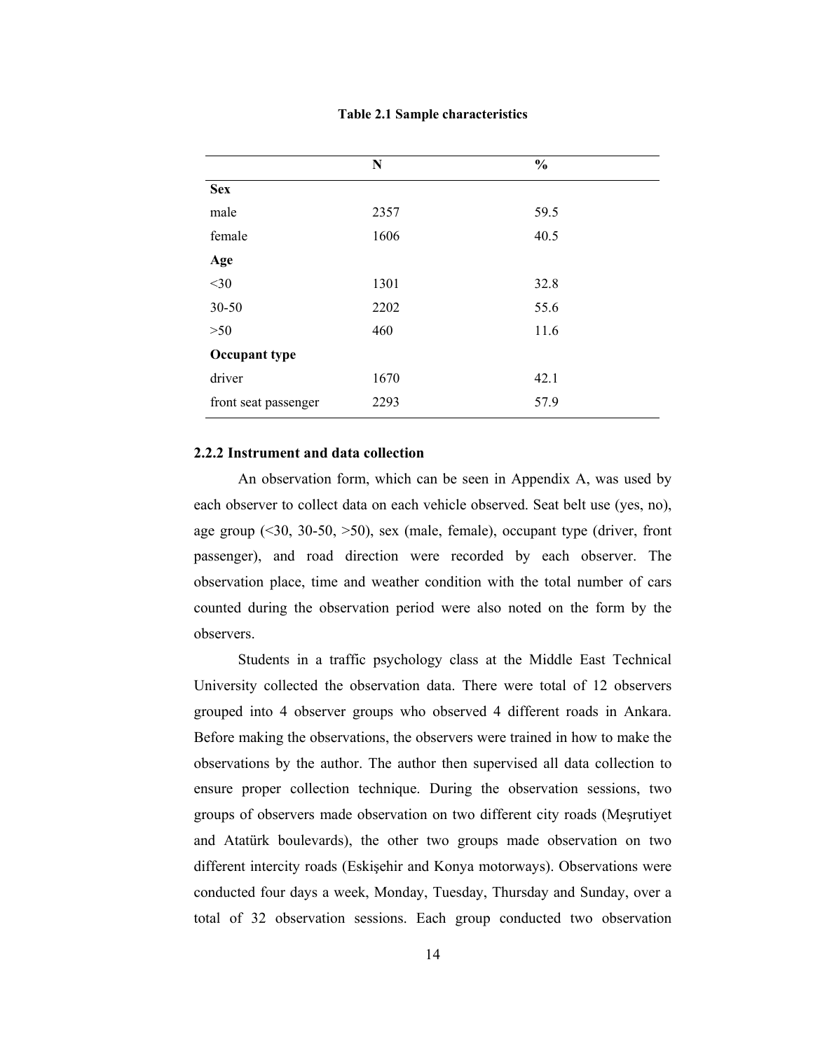**Table 2.1 Sample characteristics**

| | N | % |
|---|---|---|
| **Sex** | | |
| male | 2357 | 59.5 |
| female | 1606 | 40.5 |
| **Age** | | |
| <30 | 1301 | 32.8 |
| 30-50 | 2202 | 55.6 |
| >50 | 460 | 11.6 |
| **Occupant type** | | |
| driver | 1670 | 42.1 |
| front seat passenger | 2293 | 57.9 |

### 2.2.2 Instrument and data collection

An observation form, which can be seen in Appendix A, was used by each observer to collect data on each vehicle observed. Seat belt use (yes, no), age group (<30, 30-50, >50), sex (male, female), occupant type (driver, front passenger), and road direction were recorded by each observer. The observation place, time and weather condition with the total number of cars counted during the observation period were also noted on the form by the observers.

Students in a traffic psychology class at the Middle East Technical University collected the observation data. There were total of 12 observers grouped into 4 observer groups who observed 4 different roads in Ankara. Before making the observations, the observers were trained in how to make the observations by the author. The author then supervised all data collection to ensure proper collection technique. During the observation sessions, two groups of observers made observation on two different city roads (Meşrutiyet and Atatürk boulevards), the other two groups made observation on two different intercity roads (Eskişehir and Konya motorways). Observations were conducted four days a week, Monday, Tuesday, Thursday and Sunday, over a total of 32 observation sessions. Each group conducted two observation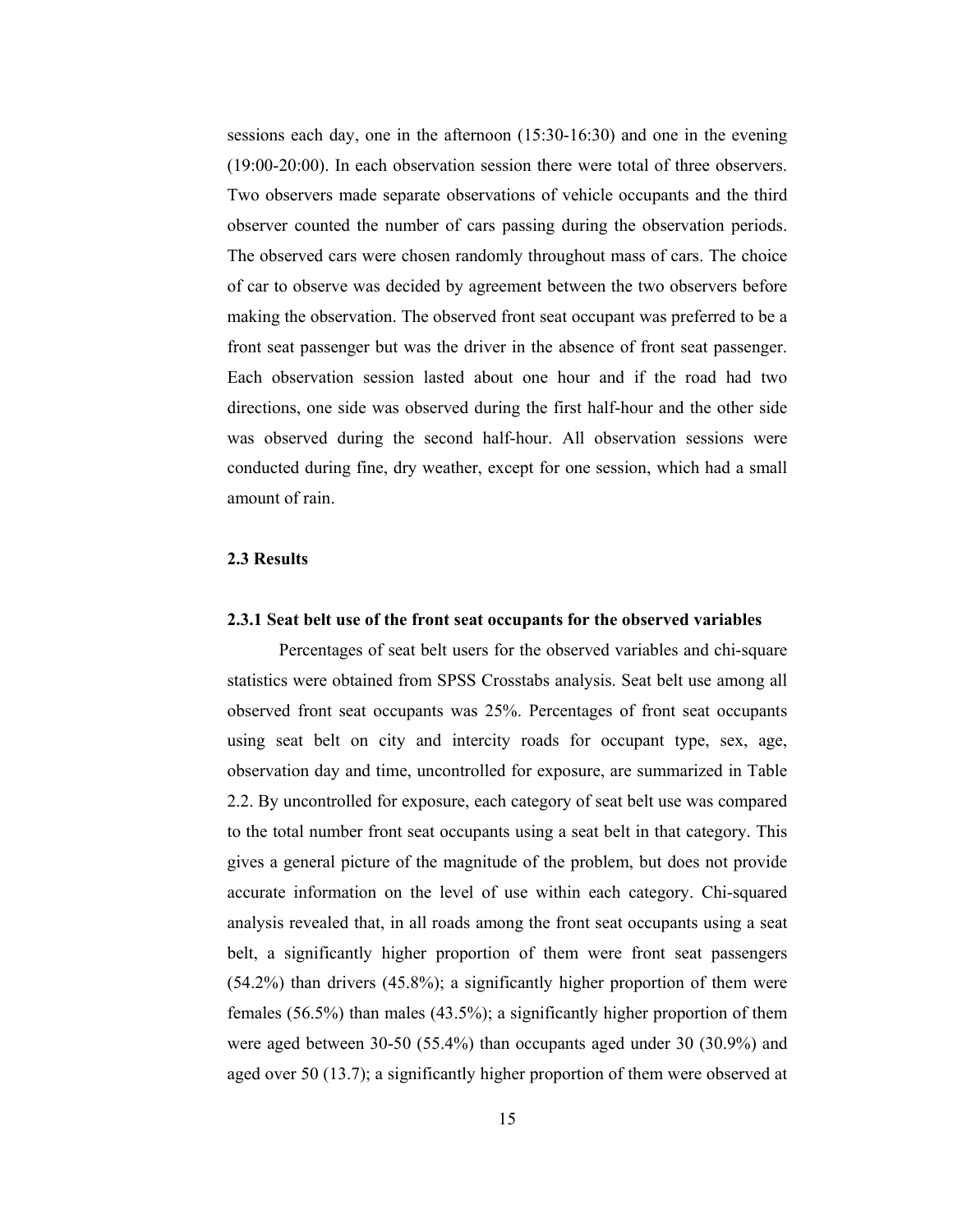sessions each day, one in the afternoon (15:30-16:30) and one in the evening (19:00-20:00). In each observation session there were total of three observers. Two observers made separate observations of vehicle occupants and the third observer counted the number of cars passing during the observation periods. The observed cars were chosen randomly throughout mass of cars. The choice of car to observe was decided by agreement between the two observers before making the observation. The observed front seat occupant was preferred to be a front seat passenger but was the driver in the absence of front seat passenger. Each observation session lasted about one hour and if the road had two directions, one side was observed during the first half-hour and the other side was observed during the second half-hour. All observation sessions were conducted during fine, dry weather, except for one session, which had a small amount of rain.

### 2.3 Results

#### 2.3.1 Seat belt use of the front seat occupants for the observed variables

Percentages of seat belt users for the observed variables and chi-square statistics were obtained from SPSS Crosstabs analysis. Seat belt use among all observed front seat occupants was 25%. Percentages of front seat occupants using seat belt on city and intercity roads for occupant type, sex, age, observation day and time, uncontrolled for exposure, are summarized in Table 2.2. By uncontrolled for exposure, each category of seat belt use was compared to the total number front seat occupants using a seat belt in that category. This gives a general picture of the magnitude of the problem, but does not provide accurate information on the level of use within each category. Chi-squared analysis revealed that, in all roads among the front seat occupants using a seat belt, a significantly higher proportion of them were front seat passengers (54.2%) than drivers (45.8%); a significantly higher proportion of them were females (56.5%) than males (43.5%); a significantly higher proportion of them were aged between 30-50 (55.4%) than occupants aged under 30 (30.9%) and aged over 50 (13.7); a significantly higher proportion of them were observed at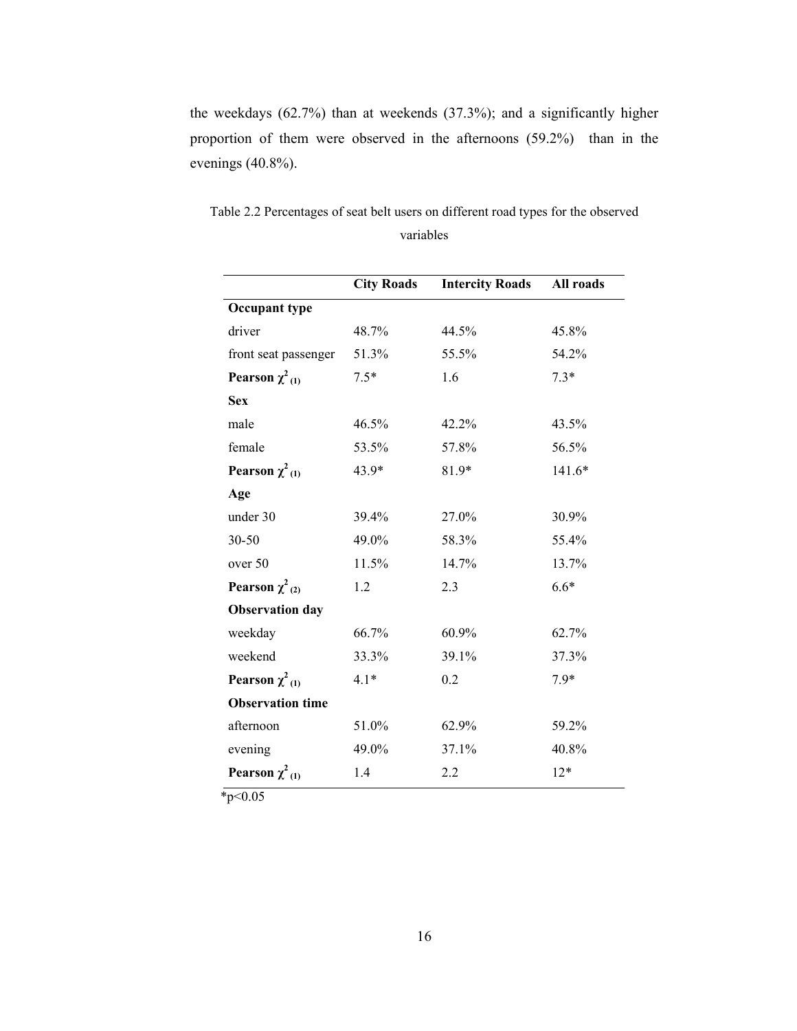the weekdays (62.7%) than at weekends (37.3%); and a significantly higher proportion of them were observed in the afternoons (59.2%) than in the evenings (40.8%).

Table 2.2 Percentages of seat belt users on different road types for the observed variables

| | **City Roads** | **Intercity Roads** | **All roads** |
|---|---|---|---|
| **Occupant type** | | | |
| driver | 48.7% | 44.5% | 45.8% |
| front seat passenger | 51.3% | 55.5% | 54.2% |
| **Pearson $\chi^2_{(1)}$** | 7.5* | 1.6 | 7.3* |
| **Sex** | | | |
| male | 46.5% | 42.2% | 43.5% |
| female | 53.5% | 57.8% | 56.5% |
| **Pearson $\chi^2_{(1)}$** | 43.9* | 81.9* | 141.6* |
| **Age** | | | |
| under 30 | 39.4% | 27.0% | 30.9% |
| 30-50 | 49.0% | 58.3% | 55.4% |
| over 50 | 11.5% | 14.7% | 13.7% |
| **Pearson $\chi^2_{(2)}$** | 1.2 | 2.3 | 6.6* |
| **Observation day** | | | |
| weekday | 66.7% | 60.9% | 62.7% |
| weekend | 33.3% | 39.1% | 37.3% |
| **Pearson $\chi^2_{(1)}$** | 4.1* | 0.2 | 7.9* |
| **Observation time** | | | |
| afternoon | 51.0% | 62.9% | 59.2% |
| evening | 49.0% | 37.1% | 40.8% |
| **Pearson $\chi^2_{(1)}$** | 1.4 | 2.2 | 12* |

*$p<0.05$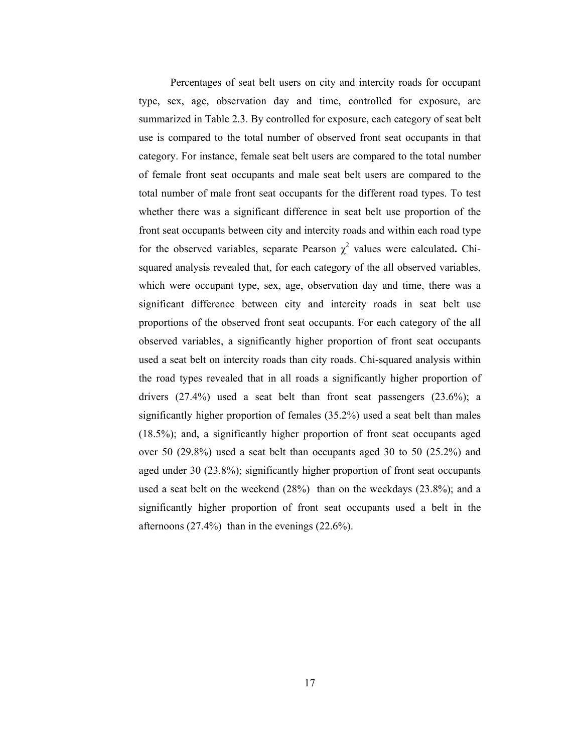Percentages of seat belt users on city and intercity roads for occupant type, sex, age, observation day and time, controlled for exposure, are summarized in Table 2.3. By controlled for exposure, each category of seat belt use is compared to the total number of observed front seat occupants in that category. For instance, female seat belt users are compared to the total number of female front seat occupants and male seat belt users are compared to the total number of male front seat occupants for the different road types. To test whether there was a significant difference in seat belt use proportion of the front seat occupants between city and intercity roads and within each road type for the observed variables, separate Pearson $\chi^2$ values were calculated**.** Chi-squared analysis revealed that, for each category of the all observed variables, which were occupant type, sex, age, observation day and time, there was a significant difference between city and intercity roads in seat belt use proportions of the observed front seat occupants. For each category of the all observed variables, a significantly higher proportion of front seat occupants used a seat belt on intercity roads than city roads. Chi-squared analysis within the road types revealed that in all roads a significantly higher proportion of drivers (27.4%) used a seat belt than front seat passengers (23.6%); a significantly higher proportion of females (35.2%) used a seat belt than males (18.5%); and, a significantly higher proportion of front seat occupants aged over 50 (29.8%) used a seat belt than occupants aged 30 to 50 (25.2%) and aged under 30 (23.8%); significantly higher proportion of front seat occupants used a seat belt on the weekend (28%) than on the weekdays (23.8%); and a significantly higher proportion of front seat occupants used a belt in the afternoons (27.4%) than in the evenings (22.6%).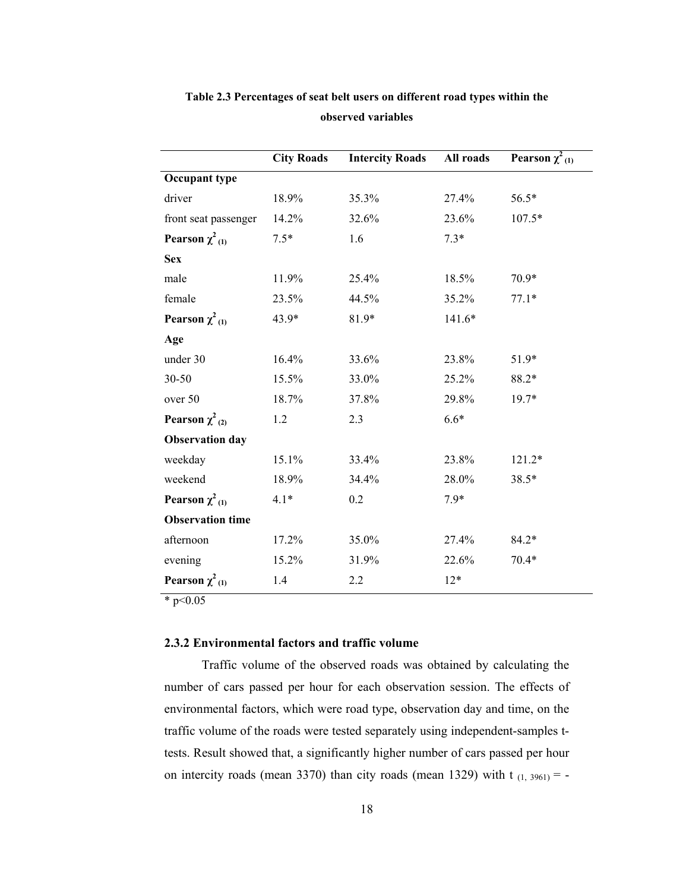**Table 2.3 Percentages of seat belt users on different road types within the observed variables**

| | City Roads | Intercity Roads | All roads | Pearson $\chi^2_{(1)}$ |
|---|---|---|---|---|
| **Occupant type** | | | | |
| driver | 18.9% | 35.3% | 27.4% | 56.5* |
| front seat passenger | 14.2% | 32.6% | 23.6% | 107.5* |
| **Pearson $\chi^2_{(1)}$** | 7.5* | 1.6 | 7.3* | |
| **Sex** | | | | |
| male | 11.9% | 25.4% | 18.5% | 70.9* |
| female | 23.5% | 44.5% | 35.2% | 77.1* |
| **Pearson $\chi^2_{(1)}$** | 43.9* | 81.9* | 141.6* | |
| **Age** | | | | |
| under 30 | 16.4% | 33.6% | 23.8% | 51.9* |
| 30-50 | 15.5% | 33.0% | 25.2% | 88.2* |
| over 50 | 18.7% | 37.8% | 29.8% | 19.7* |
| **Pearson $\chi^2_{(2)}$** | 1.2 | 2.3 | 6.6* | |
| **Observation day** | | | | |
| weekday | 15.1% | 33.4% | 23.8% | 121.2* |
| weekend | 18.9% | 34.4% | 28.0% | 38.5* |
| **Pearson $\chi^2_{(1)}$** | 4.1* | 0.2 | 7.9* | |
| **Observation time** | | | | |
| afternoon | 17.2% | 35.0% | 27.4% | 84.2* |
| evening | 15.2% | 31.9% | 22.6% | 70.4* |
| **Pearson $\chi^2_{(1)}$** | 1.4 | 2.2 | 12* | |

* $p<0.05$

### 2.3.2 Environmental factors and traffic volume

Traffic volume of the observed roads was obtained by calculating the number of cars passed per hour for each observation session. The effects of environmental factors, which were road type, observation day and time, on the traffic volume of the roads were tested separately using independent-samples t-tests. Result showed that, a significantly higher number of cars passed per hour on intercity roads (mean 3370) than city roads (mean 1329) with $t_{(1,\ 3961)}$ = -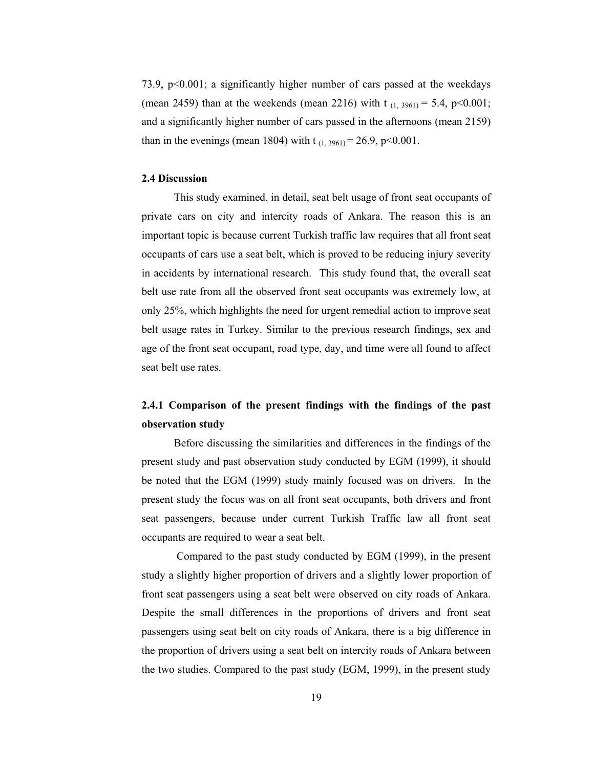73.9, $p<0.001$; a significantly higher number of cars passed at the weekdays (mean 2459) than at the weekends (mean 2216) with $t_{(1, 3961)} = 5.4$, $p<0.001$; and a significantly higher number of cars passed in the afternoons (mean 2159) than in the evenings (mean 1804) with $t_{(1, 3961)} = 26.9$, $p<0.001$.

### 2.4 Discussion

This study examined, in detail, seat belt usage of front seat occupants of private cars on city and intercity roads of Ankara. The reason this is an important topic is because current Turkish traffic law requires that all front seat occupants of cars use a seat belt, which is proved to be reducing injury severity in accidents by international research. This study found that, the overall seat belt use rate from all the observed front seat occupants was extremely low, at only 25%, which highlights the need for urgent remedial action to improve seat belt usage rates in Turkey. Similar to the previous research findings, sex and age of the front seat occupant, road type, day, and time were all found to affect seat belt use rates.

#### 2.4.1 Comparison of the present findings with the findings of the past observation study

Before discussing the similarities and differences in the findings of the present study and past observation study conducted by EGM (1999), it should be noted that the EGM (1999) study mainly focused was on drivers. In the present study the focus was on all front seat occupants, both drivers and front seat passengers, because under current Turkish Traffic law all front seat occupants are required to wear a seat belt.

Compared to the past study conducted by EGM (1999), in the present study a slightly higher proportion of drivers and a slightly lower proportion of front seat passengers using a seat belt were observed on city roads of Ankara. Despite the small differences in the proportions of drivers and front seat passengers using seat belt on city roads of Ankara, there is a big difference in the proportion of drivers using a seat belt on intercity roads of Ankara between the two studies. Compared to the past study (EGM, 1999), in the present study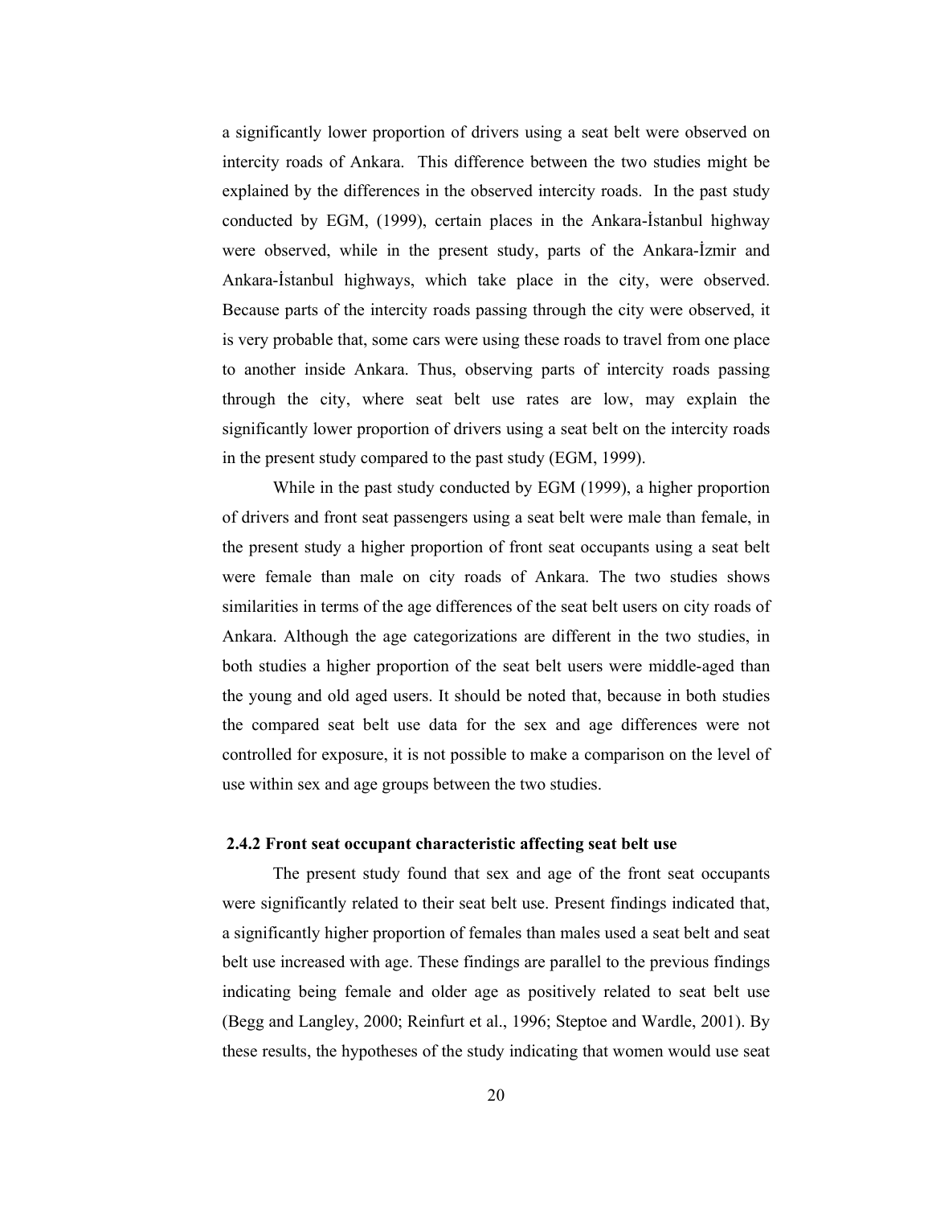a significantly lower proportion of drivers using a seat belt were observed on intercity roads of Ankara. This difference between the two studies might be explained by the differences in the observed intercity roads. In the past study conducted by EGM, (1999), certain places in the Ankara-İstanbul highway were observed, while in the present study, parts of the Ankara-İzmir and Ankara-İstanbul highways, which take place in the city, were observed. Because parts of the intercity roads passing through the city were observed, it is very probable that, some cars were using these roads to travel from one place to another inside Ankara. Thus, observing parts of intercity roads passing through the city, where seat belt use rates are low, may explain the significantly lower proportion of drivers using a seat belt on the intercity roads in the present study compared to the past study (EGM, 1999).

While in the past study conducted by EGM (1999), a higher proportion of drivers and front seat passengers using a seat belt were male than female, in the present study a higher proportion of front seat occupants using a seat belt were female than male on city roads of Ankara. The two studies shows similarities in terms of the age differences of the seat belt users on city roads of Ankara. Although the age categorizations are different in the two studies, in both studies a higher proportion of the seat belt users were middle-aged than the young and old aged users. It should be noted that, because in both studies the compared seat belt use data for the sex and age differences were not controlled for exposure, it is not possible to make a comparison on the level of use within sex and age groups between the two studies.

### 2.4.2 Front seat occupant characteristic affecting seat belt use

The present study found that sex and age of the front seat occupants were significantly related to their seat belt use. Present findings indicated that, a significantly higher proportion of females than males used a seat belt and seat belt use increased with age. These findings are parallel to the previous findings indicating being female and older age as positively related to seat belt use (Begg and Langley, 2000; Reinfurt et al., 1996; Steptoe and Wardle, 2001). By these results, the hypotheses of the study indicating that women would use seat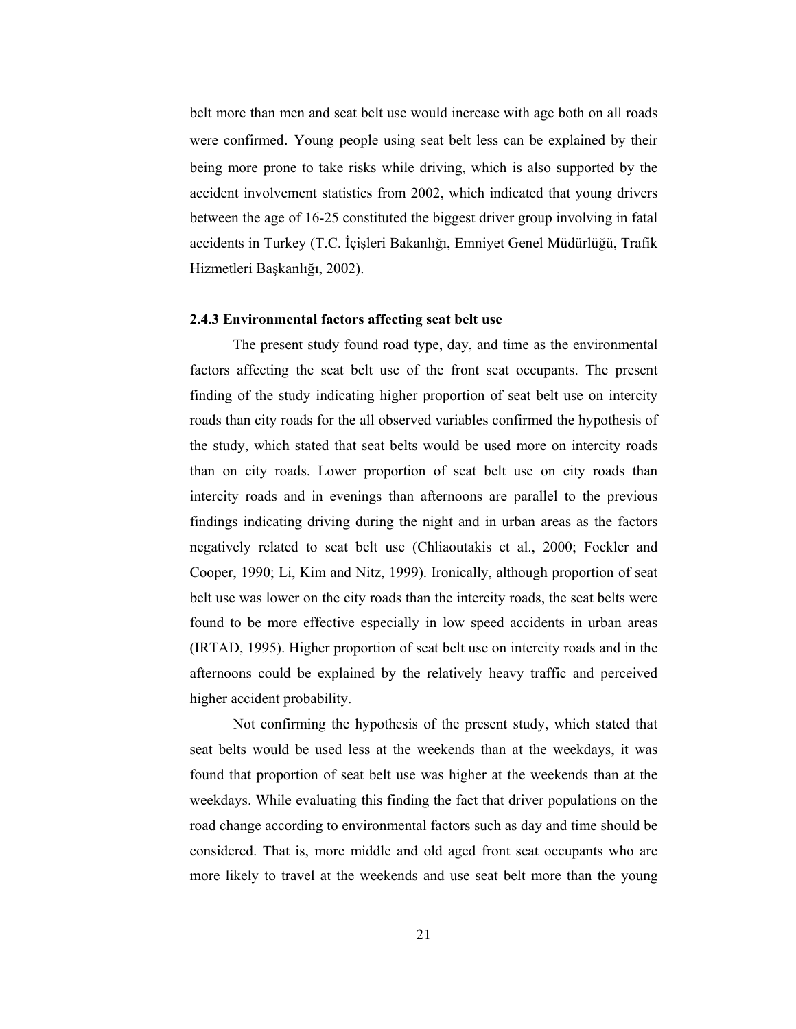belt more than men and seat belt use would increase with age both on all roads were confirmed. Young people using seat belt less can be explained by their being more prone to take risks while driving, which is also supported by the accident involvement statistics from 2002, which indicated that young drivers between the age of 16-25 constituted the biggest driver group involving in fatal accidents in Turkey (T.C. İçişleri Bakanlığı, Emniyet Genel Müdürlüğü, Trafik Hizmetleri Başkanlığı, 2002).

### 2.4.3 Environmental factors affecting seat belt use

The present study found road type, day, and time as the environmental factors affecting the seat belt use of the front seat occupants. The present finding of the study indicating higher proportion of seat belt use on intercity roads than city roads for the all observed variables confirmed the hypothesis of the study, which stated that seat belts would be used more on intercity roads than on city roads. Lower proportion of seat belt use on city roads than intercity roads and in evenings than afternoons are parallel to the previous findings indicating driving during the night and in urban areas as the factors negatively related to seat belt use (Chliaoutakis et al., 2000; Fockler and Cooper, 1990; Li, Kim and Nitz, 1999). Ironically, although proportion of seat belt use was lower on the city roads than the intercity roads, the seat belts were found to be more effective especially in low speed accidents in urban areas (IRTAD, 1995). Higher proportion of seat belt use on intercity roads and in the afternoons could be explained by the relatively heavy traffic and perceived higher accident probability.

Not confirming the hypothesis of the present study, which stated that seat belts would be used less at the weekends than at the weekdays, it was found that proportion of seat belt use was higher at the weekends than at the weekdays. While evaluating this finding the fact that driver populations on the road change according to environmental factors such as day and time should be considered. That is, more middle and old aged front seat occupants who are more likely to travel at the weekends and use seat belt more than the young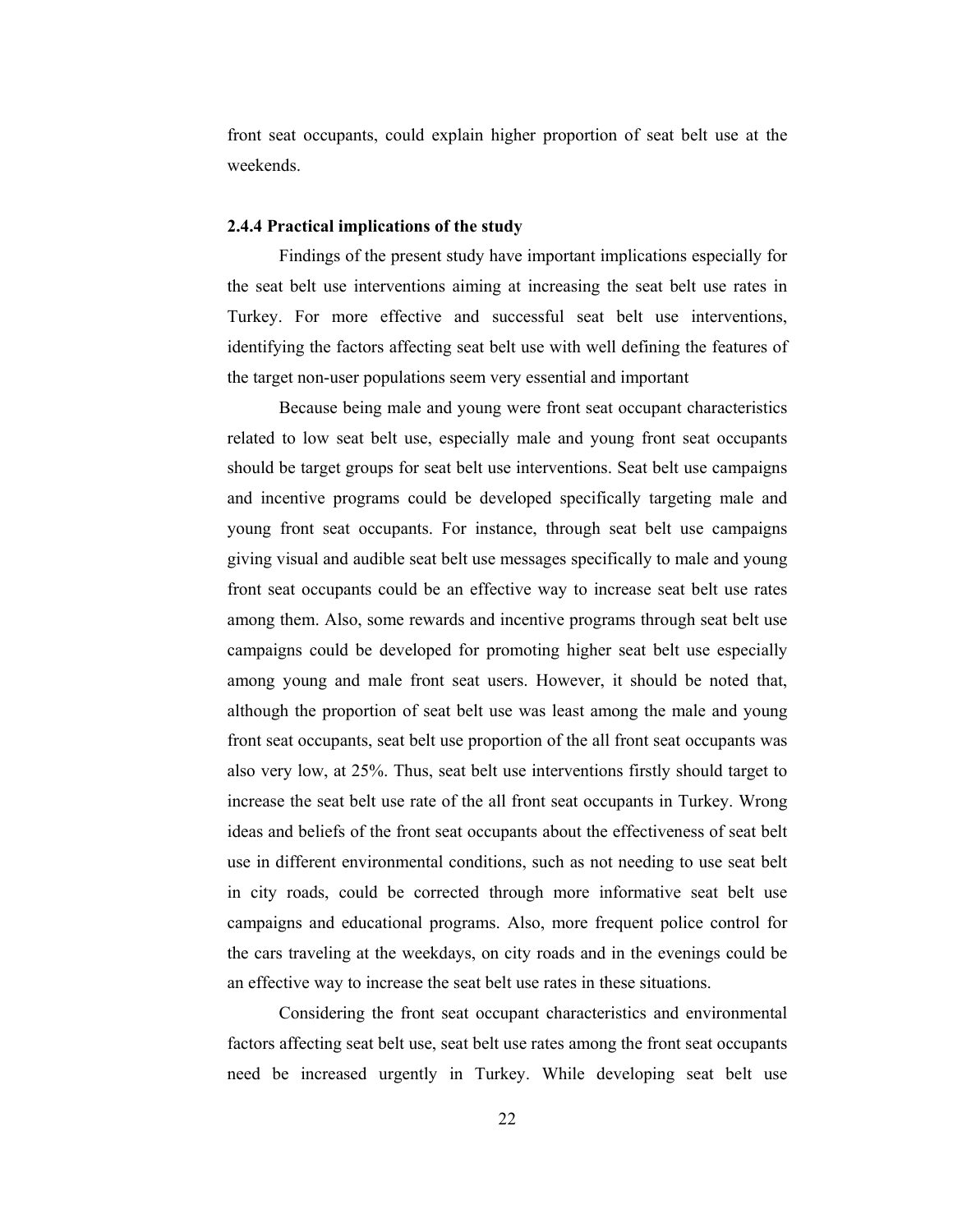front seat occupants, could explain higher proportion of seat belt use at the weekends.

### 2.4.4 Practical implications of the study

Findings of the present study have important implications especially for the seat belt use interventions aiming at increasing the seat belt use rates in Turkey. For more effective and successful seat belt use interventions, identifying the factors affecting seat belt use with well defining the features of the target non-user populations seem very essential and important

Because being male and young were front seat occupant characteristics related to low seat belt use, especially male and young front seat occupants should be target groups for seat belt use interventions. Seat belt use campaigns and incentive programs could be developed specifically targeting male and young front seat occupants. For instance, through seat belt use campaigns giving visual and audible seat belt use messages specifically to male and young front seat occupants could be an effective way to increase seat belt use rates among them. Also, some rewards and incentive programs through seat belt use campaigns could be developed for promoting higher seat belt use especially among young and male front seat users. However, it should be noted that, although the proportion of seat belt use was least among the male and young front seat occupants, seat belt use proportion of the all front seat occupants was also very low, at 25%. Thus, seat belt use interventions firstly should target to increase the seat belt use rate of the all front seat occupants in Turkey. Wrong ideas and beliefs of the front seat occupants about the effectiveness of seat belt use in different environmental conditions, such as not needing to use seat belt in city roads, could be corrected through more informative seat belt use campaigns and educational programs. Also, more frequent police control for the cars traveling at the weekdays, on city roads and in the evenings could be an effective way to increase the seat belt use rates in these situations.

Considering the front seat occupant characteristics and environmental factors affecting seat belt use, seat belt use rates among the front seat occupants need be increased urgently in Turkey. While developing seat belt use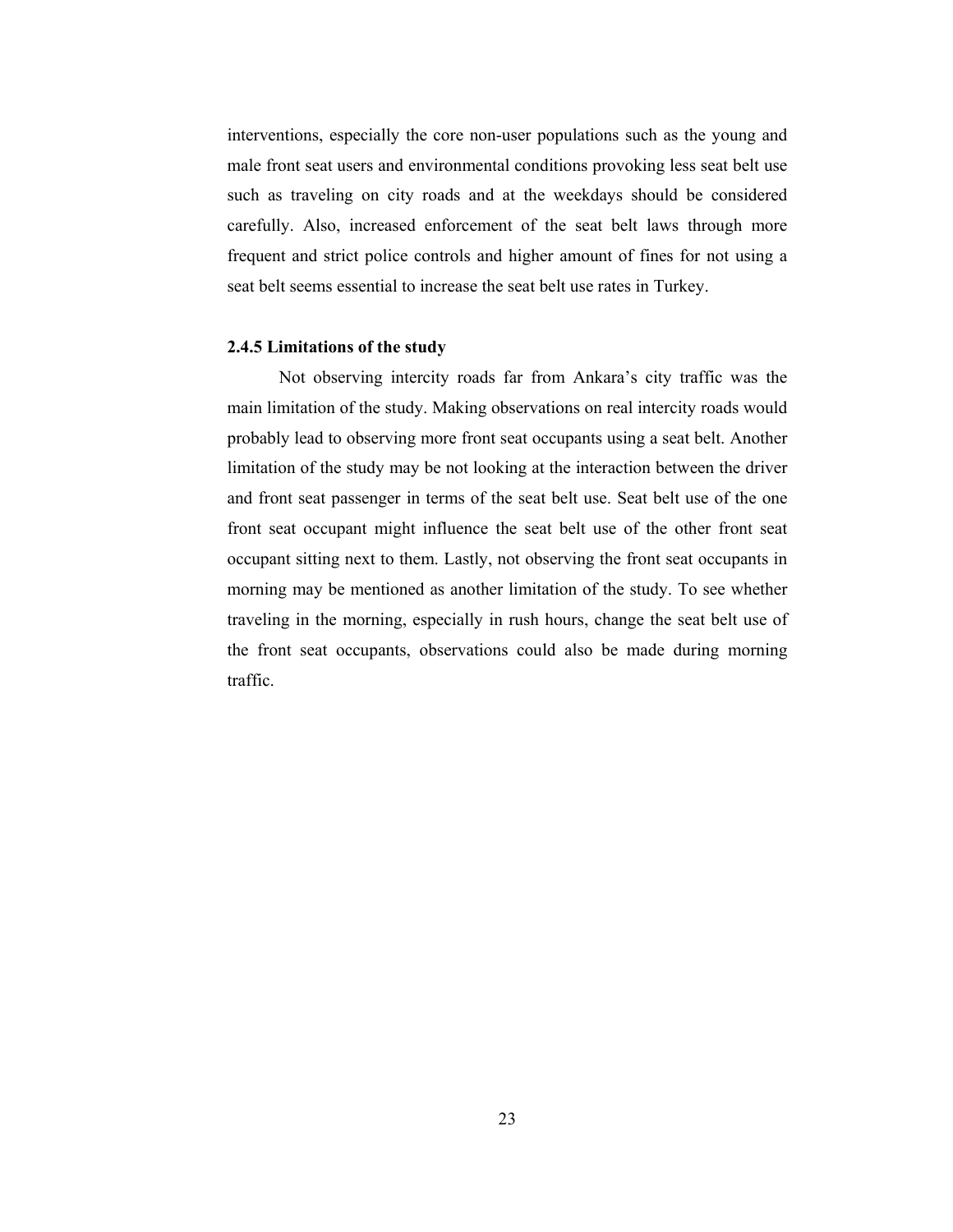interventions, especially the core non-user populations such as the young and male front seat users and environmental conditions provoking less seat belt use such as traveling on city roads and at the weekdays should be considered carefully. Also, increased enforcement of the seat belt laws through more frequent and strict police controls and higher amount of fines for not using a seat belt seems essential to increase the seat belt use rates in Turkey.

### 2.4.5 Limitations of the study

Not observing intercity roads far from Ankara's city traffic was the main limitation of the study. Making observations on real intercity roads would probably lead to observing more front seat occupants using a seat belt. Another limitation of the study may be not looking at the interaction between the driver and front seat passenger in terms of the seat belt use. Seat belt use of the one front seat occupant might influence the seat belt use of the other front seat occupant sitting next to them. Lastly, not observing the front seat occupants in morning may be mentioned as another limitation of the study. To see whether traveling in the morning, especially in rush hours, change the seat belt use of the front seat occupants, observations could also be made during morning traffic.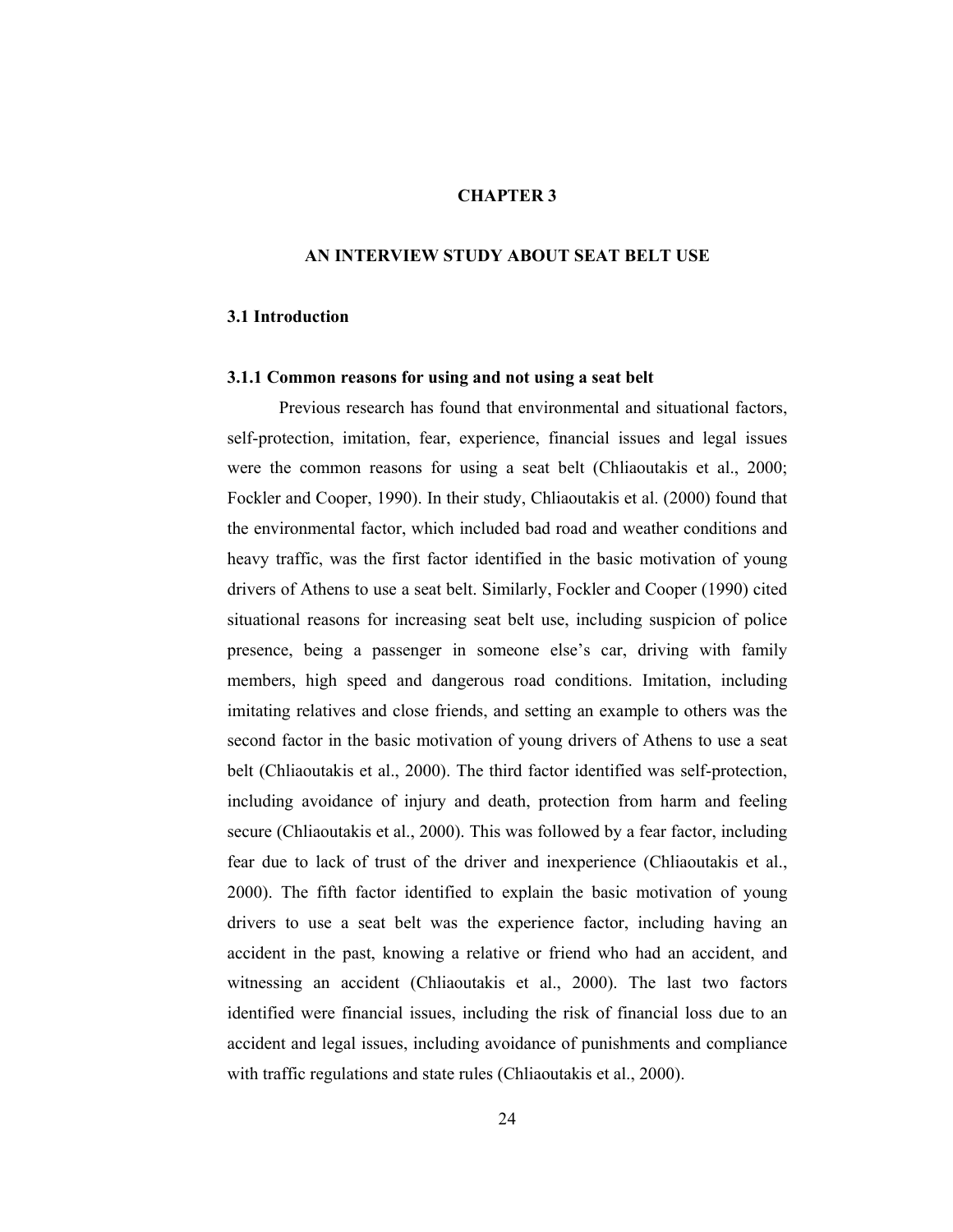# CHAPTER 3

# AN INTERVIEW STUDY ABOUT SEAT BELT USE

## 3.1 Introduction

### 3.1.1 Common reasons for using and not using a seat belt

Previous research has found that environmental and situational factors, self-protection, imitation, fear, experience, financial issues and legal issues were the common reasons for using a seat belt (Chliaoutakis et al., 2000; Fockler and Cooper, 1990). In their study, Chliaoutakis et al. (2000) found that the environmental factor, which included bad road and weather conditions and heavy traffic, was the first factor identified in the basic motivation of young drivers of Athens to use a seat belt. Similarly, Fockler and Cooper (1990) cited situational reasons for increasing seat belt use, including suspicion of police presence, being a passenger in someone else's car, driving with family members, high speed and dangerous road conditions. Imitation, including imitating relatives and close friends, and setting an example to others was the second factor in the basic motivation of young drivers of Athens to use a seat belt (Chliaoutakis et al., 2000). The third factor identified was self-protection, including avoidance of injury and death, protection from harm and feeling secure (Chliaoutakis et al., 2000). This was followed by a fear factor, including fear due to lack of trust of the driver and inexperience (Chliaoutakis et al., 2000). The fifth factor identified to explain the basic motivation of young drivers to use a seat belt was the experience factor, including having an accident in the past, knowing a relative or friend who had an accident, and witnessing an accident (Chliaoutakis et al., 2000). The last two factors identified were financial issues, including the risk of financial loss due to an accident and legal issues, including avoidance of punishments and compliance with traffic regulations and state rules (Chliaoutakis et al., 2000).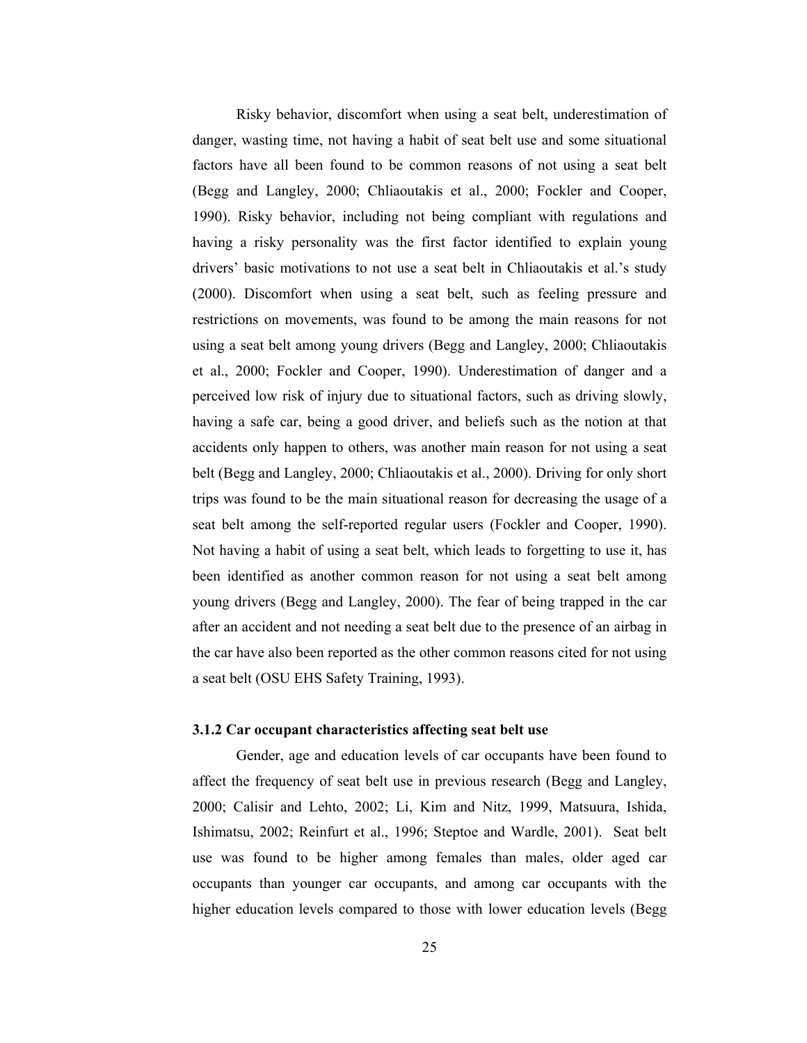Risky behavior, discomfort when using a seat belt, underestimation of danger, wasting time, not having a habit of seat belt use and some situational factors have all been found to be common reasons of not using a seat belt (Begg and Langley, 2000; Chliaoutakis et al., 2000; Fockler and Cooper, 1990). Risky behavior, including not being compliant with regulations and having a risky personality was the first factor identified to explain young drivers' basic motivations to not use a seat belt in Chliaoutakis et al.'s study (2000). Discomfort when using a seat belt, such as feeling pressure and restrictions on movements, was found to be among the main reasons for not using a seat belt among young drivers (Begg and Langley, 2000; Chliaoutakis et al., 2000; Fockler and Cooper, 1990). Underestimation of danger and a perceived low risk of injury due to situational factors, such as driving slowly, having a safe car, being a good driver, and beliefs such as the notion at that accidents only happen to others, was another main reason for not using a seat belt (Begg and Langley, 2000; Chliaoutakis et al., 2000). Driving for only short trips was found to be the main situational reason for decreasing the usage of a seat belt among the self-reported regular users (Fockler and Cooper, 1990). Not having a habit of using a seat belt, which leads to forgetting to use it, has been identified as another common reason for not using a seat belt among young drivers (Begg and Langley, 2000). The fear of being trapped in the car after an accident and not needing a seat belt due to the presence of an airbag in the car have also been reported as the other common reasons cited for not using a seat belt (OSU EHS Safety Training, 1993).

### 3.1.2 Car occupant characteristics affecting seat belt use

Gender, age and education levels of car occupants have been found to affect the frequency of seat belt use in previous research (Begg and Langley, 2000; Calisir and Lehto, 2002; Li, Kim and Nitz, 1999, Matsuura, Ishida, Ishimatsu, 2002; Reinfurt et al., 1996; Steptoe and Wardle, 2001). Seat belt use was found to be higher among females than males, older aged car occupants than younger car occupants, and among car occupants with the higher education levels compared to those with lower education levels (Begg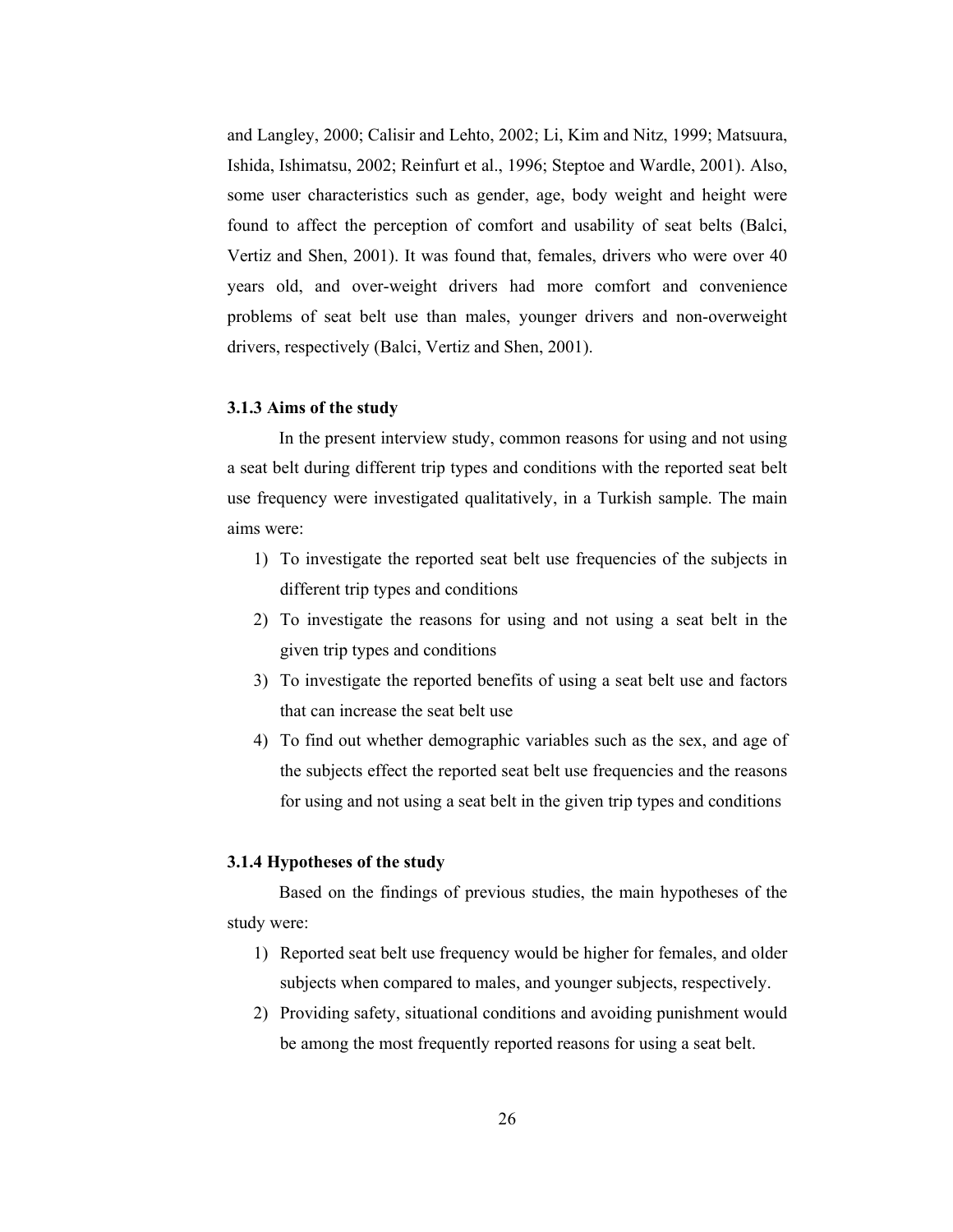and Langley, 2000; Calisir and Lehto, 2002; Li, Kim and Nitz, 1999; Matsuura, Ishida, Ishimatsu, 2002; Reinfurt et al., 1996; Steptoe and Wardle, 2001). Also, some user characteristics such as gender, age, body weight and height were found to affect the perception of comfort and usability of seat belts (Balci, Vertiz and Shen, 2001). It was found that, females, drivers who were over 40 years old, and over-weight drivers had more comfort and convenience problems of seat belt use than males, younger drivers and non-overweight drivers, respectively (Balci, Vertiz and Shen, 2001).

### 3.1.3 Aims of the study

In the present interview study, common reasons for using and not using a seat belt during different trip types and conditions with the reported seat belt use frequency were investigated qualitatively, in a Turkish sample. The main aims were:

1) To investigate the reported seat belt use frequencies of the subjects in different trip types and conditions
2) To investigate the reasons for using and not using a seat belt in the given trip types and conditions
3) To investigate the reported benefits of using a seat belt use and factors that can increase the seat belt use
4) To find out whether demographic variables such as the sex, and age of the subjects effect the reported seat belt use frequencies and the reasons for using and not using a seat belt in the given trip types and conditions

### 3.1.4 Hypotheses of the study

Based on the findings of previous studies, the main hypotheses of the study were:

1) Reported seat belt use frequency would be higher for females, and older subjects when compared to males, and younger subjects, respectively.
2) Providing safety, situational conditions and avoiding punishment would be among the most frequently reported reasons for using a seat belt.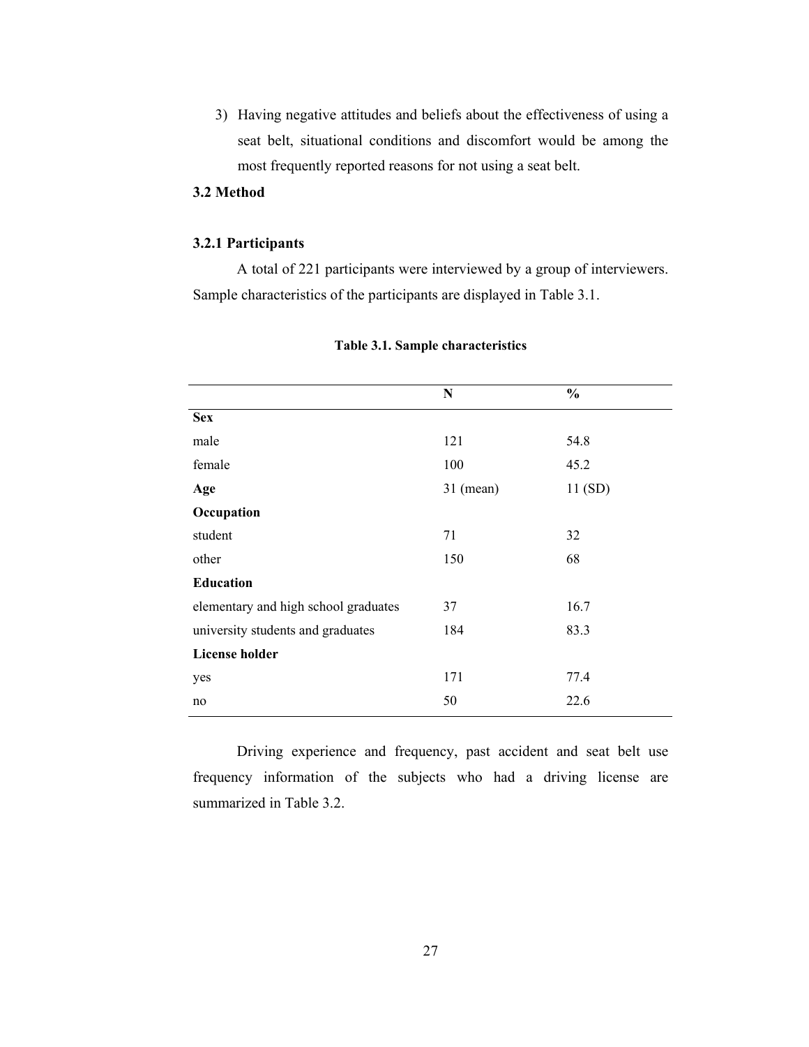3) Having negative attitudes and beliefs about the effectiveness of using a seat belt, situational conditions and discomfort would be among the most frequently reported reasons for not using a seat belt.

## 3.2 Method

### 3.2.1 Participants

A total of 221 participants were interviewed by a group of interviewers. Sample characteristics of the participants are displayed in Table 3.1.

**Table 3.1. Sample characteristics**

| | N | % |
|---|---|---|
| **Sex** | | |
| male | 121 | 54.8 |
| female | 100 | 45.2 |
| **Age** | 31 (mean) | 11 (SD) |
| **Occupation** | | |
| student | 71 | 32 |
| other | 150 | 68 |
| **Education** | | |
| elementary and high school graduates | 37 | 16.7 |
| university students and graduates | 184 | 83.3 |
| **License holder** | | |
| yes | 171 | 77.4 |
| no | 50 | 22.6 |

Driving experience and frequency, past accident and seat belt use frequency information of the subjects who had a driving license are summarized in Table 3.2.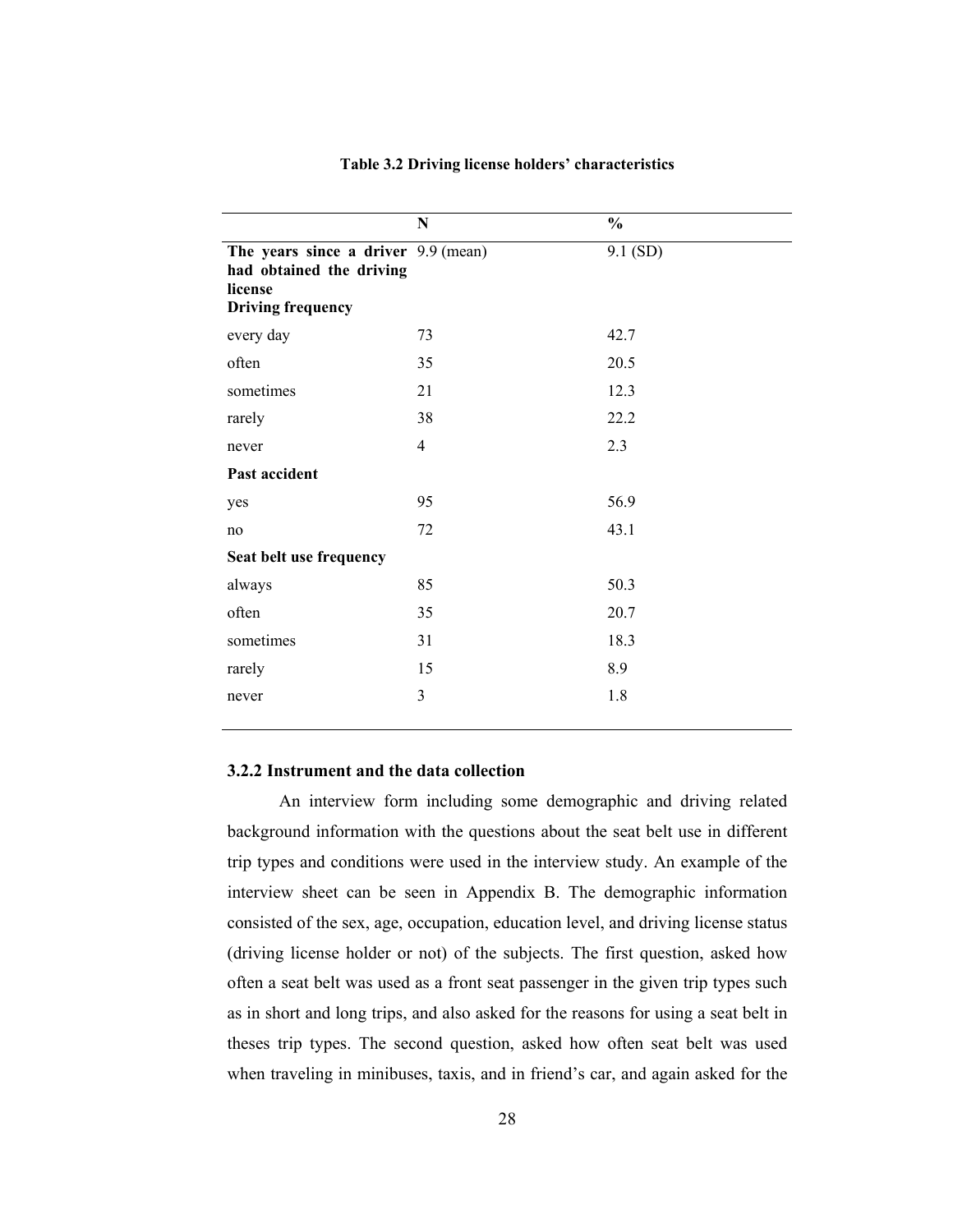**Table 3.2 Driving license holders' characteristics**

| | N | % |
|---|---|---|
| **The years since a driver had obtained the driving license** | 9.9 (mean) | 9.1 (SD) |
| **Driving frequency** | | |
| every day | 73 | 42.7 |
| often | 35 | 20.5 |
| sometimes | 21 | 12.3 |
| rarely | 38 | 22.2 |
| never | 4 | 2.3 |
| **Past accident** | | |
| yes | 95 | 56.9 |
| no | 72 | 43.1 |
| **Seat belt use frequency** | | |
| always | 85 | 50.3 |
| often | 35 | 20.7 |
| sometimes | 31 | 18.3 |
| rarely | 15 | 8.9 |
| never | 3 | 1.8 |

### 3.2.2 Instrument and the data collection

An interview form including some demographic and driving related background information with the questions about the seat belt use in different trip types and conditions were used in the interview study. An example of the interview sheet can be seen in Appendix B. The demographic information consisted of the sex, age, occupation, education level, and driving license status (driving license holder or not) of the subjects. The first question, asked how often a seat belt was used as a front seat passenger in the given trip types such as in short and long trips, and also asked for the reasons for using a seat belt in theses trip types. The second question, asked how often seat belt was used when traveling in minibuses, taxis, and in friend's car, and again asked for the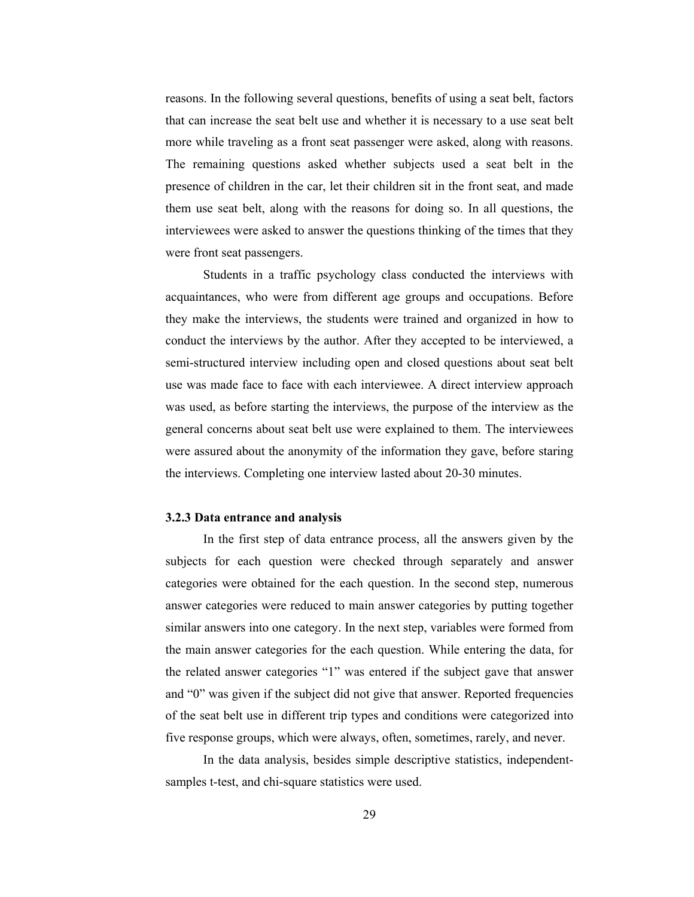reasons. In the following several questions, benefits of using a seat belt, factors that can increase the seat belt use and whether it is necessary to a use seat belt more while traveling as a front seat passenger were asked, along with reasons. The remaining questions asked whether subjects used a seat belt in the presence of children in the car, let their children sit in the front seat, and made them use seat belt, along with the reasons for doing so. In all questions, the interviewees were asked to answer the questions thinking of the times that they were front seat passengers.

Students in a traffic psychology class conducted the interviews with acquaintances, who were from different age groups and occupations. Before they make the interviews, the students were trained and organized in how to conduct the interviews by the author. After they accepted to be interviewed, a semi-structured interview including open and closed questions about seat belt use was made face to face with each interviewee. A direct interview approach was used, as before starting the interviews, the purpose of the interview as the general concerns about seat belt use were explained to them. The interviewees were assured about the anonymity of the information they gave, before staring the interviews. Completing one interview lasted about 20-30 minutes.

### 3.2.3 Data entrance and analysis

In the first step of data entrance process, all the answers given by the subjects for each question were checked through separately and answer categories were obtained for the each question. In the second step, numerous answer categories were reduced to main answer categories by putting together similar answers into one category. In the next step, variables were formed from the main answer categories for the each question. While entering the data, for the related answer categories "1" was entered if the subject gave that answer and "0" was given if the subject did not give that answer. Reported frequencies of the seat belt use in different trip types and conditions were categorized into five response groups, which were always, often, sometimes, rarely, and never.

In the data analysis, besides simple descriptive statistics, independent-samples t-test, and chi-square statistics were used.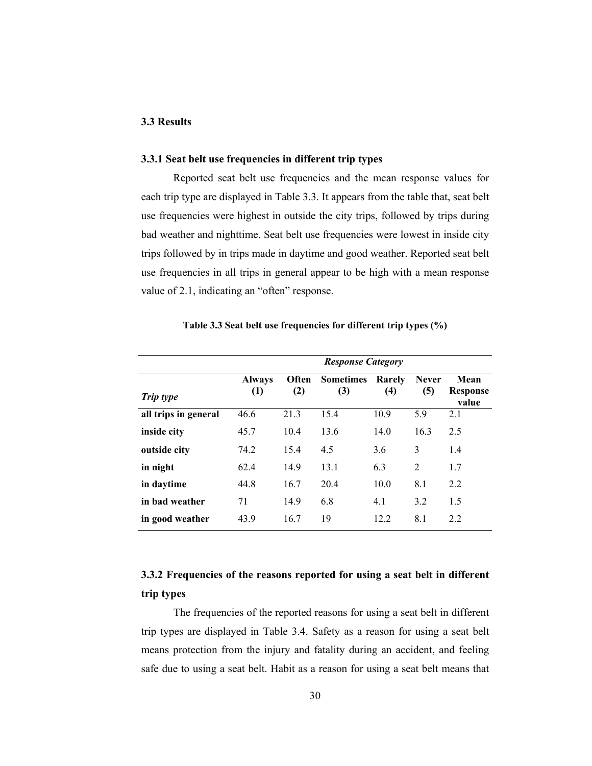## 3.3 Results

### 3.3.1 Seat belt use frequencies in different trip types

Reported seat belt use frequencies and the mean response values for each trip type are displayed in Table 3.3. It appears from the table that, seat belt use frequencies were highest in outside the city trips, followed by trips during bad weather and nighttime. Seat belt use frequencies were lowest in inside city trips followed by in trips made in daytime and good weather. Reported seat belt use frequencies in all trips in general appear to be high with a mean response value of 2.1, indicating an "often" response.

**Table 3.3 Seat belt use frequencies for different trip types (%)**

| | ***Response Category*** | | | | | |
|---|---|---|---|---|---|---|
| ***Trip type*** | **Always (1)** | **Often (2)** | **Sometimes (3)** | **Rarely (4)** | **Never (5)** | **Mean Response value** |
| **all trips in general** | 46.6 | 21.3 | 15.4 | 10.9 | 5.9 | 2.1 |
| **inside city** | 45.7 | 10.4 | 13.6 | 14.0 | 16.3 | 2.5 |
| **outside city** | 74.2 | 15.4 | 4.5 | 3.6 | 3 | 1.4 |
| **in night** | 62.4 | 14.9 | 13.1 | 6.3 | 2 | 1.7 |
| **in daytime** | 44.8 | 16.7 | 20.4 | 10.0 | 8.1 | 2.2 |
| **in bad weather** | 71 | 14.9 | 6.8 | 4.1 | 3.2 | 1.5 |
| **in good weather** | 43.9 | 16.7 | 19 | 12.2 | 8.1 | 2.2 |

### 3.3.2 Frequencies of the reasons reported for using a seat belt in different trip types

The frequencies of the reported reasons for using a seat belt in different trip types are displayed in Table 3.4. Safety as a reason for using a seat belt means protection from the injury and fatality during an accident, and feeling safe due to using a seat belt. Habit as a reason for using a seat belt means that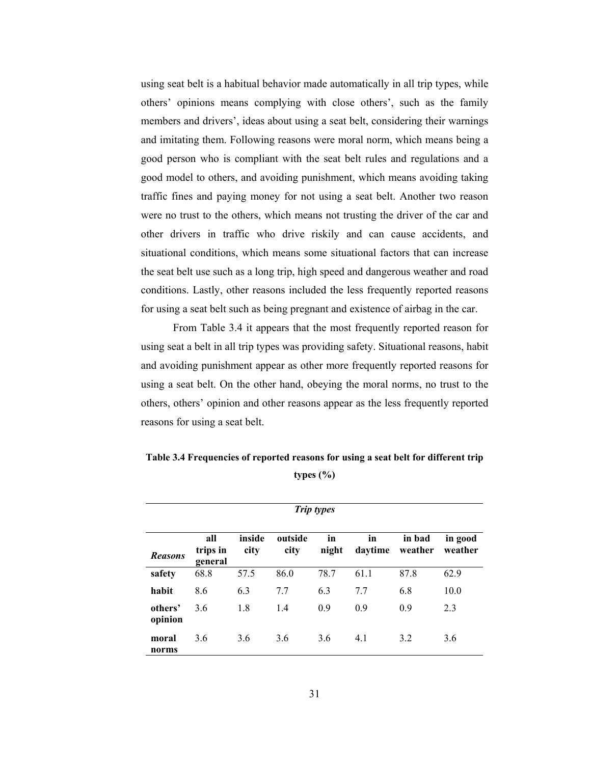using seat belt is a habitual behavior made automatically in all trip types, while others' opinions means complying with close others', such as the family members and drivers', ideas about using a seat belt, considering their warnings and imitating them. Following reasons were moral norm, which means being a good person who is compliant with the seat belt rules and regulations and a good model to others, and avoiding punishment, which means avoiding taking traffic fines and paying money for not using a seat belt. Another two reason were no trust to the others, which means not trusting the driver of the car and other drivers in traffic who drive riskily and can cause accidents, and situational conditions, which means some situational factors that can increase the seat belt use such as a long trip, high speed and dangerous weather and road conditions. Lastly, other reasons included the less frequently reported reasons for using a seat belt such as being pregnant and existence of airbag in the car.

From Table 3.4 it appears that the most frequently reported reason for using seat a belt in all trip types was providing safety. Situational reasons, habit and avoiding punishment appear as other more frequently reported reasons for using a seat belt. On the other hand, obeying the moral norms, no trust to the others, others' opinion and other reasons appear as the less frequently reported reasons for using a seat belt.

**Table 3.4 Frequencies of reported reasons for using a seat belt for different trip types (%)**

| | ***Trip types*** | | | | | | |
|---|---|---|---|---|---|---|---|
| ***Reasons*** | **all trips in general** | **inside city** | **outside city** | **in night** | **in daytime** | **in bad weather** | **in good weather** |
| **safety** | 68.8 | 57.5 | 86.0 | 78.7 | 61.1 | 87.8 | 62.9 |
| **habit** | 8.6 | 6.3 | 7.7 | 6.3 | 7.7 | 6.8 | 10.0 |
| **others' opinion** | 3.6 | 1.8 | 1.4 | 0.9 | 0.9 | 0.9 | 2.3 |
| **moral norms** | 3.6 | 3.6 | 3.6 | 3.6 | 4.1 | 3.2 | 3.6 |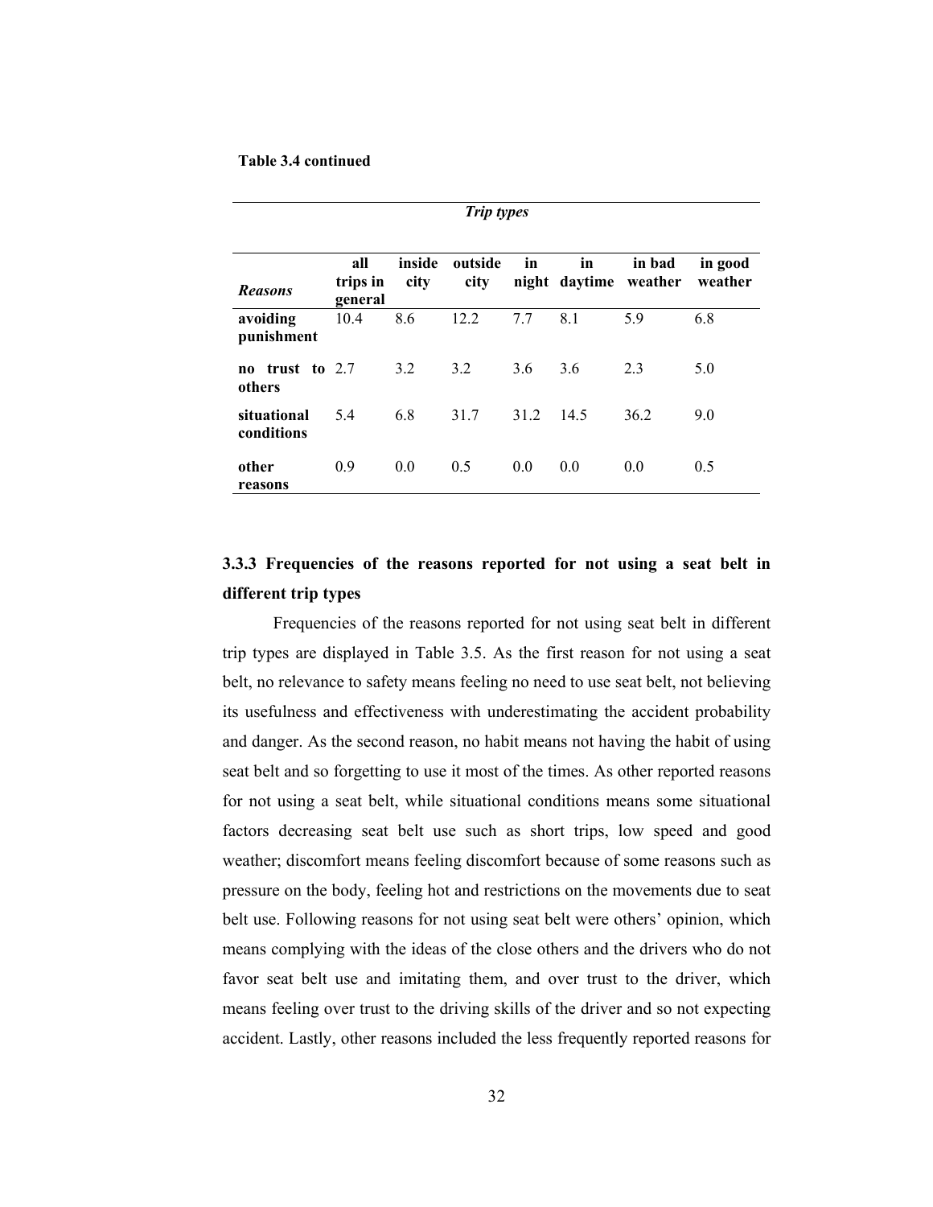**Table 3.4 continued**

| | *Trip types* | | | | | | |
|---|---|---|---|---|---|---|---|
| *Reasons* | **all trips in general** | **inside city** | **outside city** | **in night** | **in daytime** | **in bad weather** | **in good weather** |
| **avoiding punishment** | 10.4 | 8.6 | 12.2 | 7.7 | 8.1 | 5.9 | 6.8 |
| **no trust to others** | 2.7 | 3.2 | 3.2 | 3.6 | 3.6 | 2.3 | 5.0 |
| **situational conditions** | 5.4 | 6.8 | 31.7 | 31.2 | 14.5 | 36.2 | 9.0 |
| **other reasons** | 0.9 | 0.0 | 0.5 | 0.0 | 0.0 | 0.0 | 0.5 |

### 3.3.3 Frequencies of the reasons reported for not using a seat belt in different trip types

Frequencies of the reasons reported for not using seat belt in different trip types are displayed in Table 3.5. As the first reason for not using a seat belt, no relevance to safety means feeling no need to use seat belt, not believing its usefulness and effectiveness with underestimating the accident probability and danger. As the second reason, no habit means not having the habit of using seat belt and so forgetting to use it most of the times. As other reported reasons for not using a seat belt, while situational conditions means some situational factors decreasing seat belt use such as short trips, low speed and good weather; discomfort means feeling discomfort because of some reasons such as pressure on the body, feeling hot and restrictions on the movements due to seat belt use. Following reasons for not using seat belt were others' opinion, which means complying with the ideas of the close others and the drivers who do not favor seat belt use and imitating them, and over trust to the driver, which means feeling over trust to the driving skills of the driver and so not expecting accident. Lastly, other reasons included the less frequently reported reasons for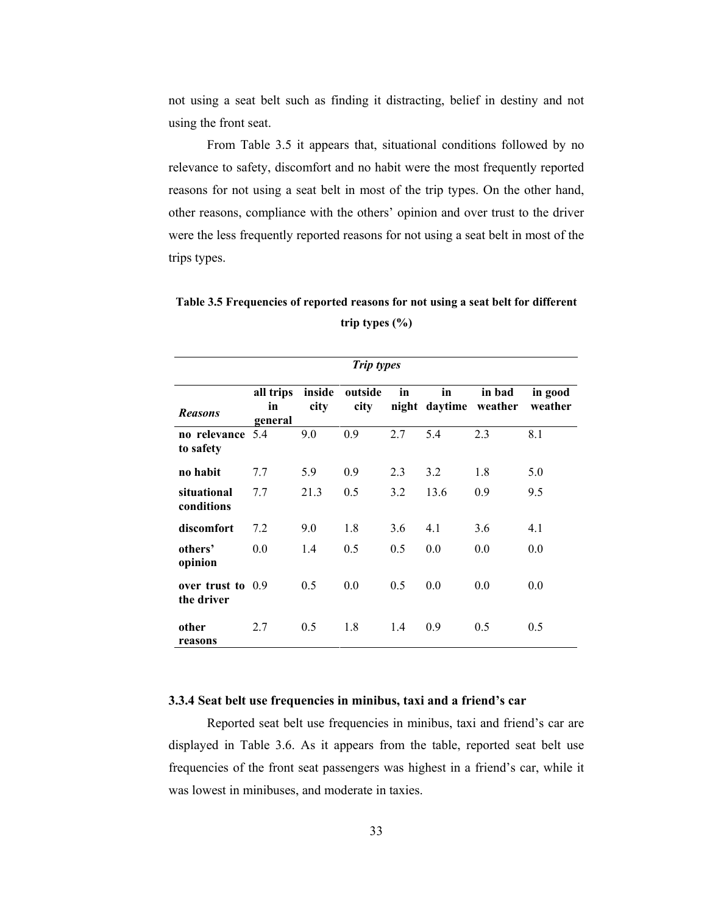not using a seat belt such as finding it distracting, belief in destiny and not using the front seat.

From Table 3.5 it appears that, situational conditions followed by no relevance to safety, discomfort and no habit were the most frequently reported reasons for not using a seat belt in most of the trip types. On the other hand, other reasons, compliance with the others' opinion and over trust to the driver were the less frequently reported reasons for not using a seat belt in most of the trips types.

**Table 3.5 Frequencies of reported reasons for not using a seat belt for different trip types (%)**

| | ***Trip types*** | | | | | | |
|---|---|---|---|---|---|---|---|
| ***Reasons*** | **all trips in general** | **inside city** | **outside city** | **in night** | **in daytime** | **in bad weather** | **in good weather** |
| **no relevance to safety** | 5.4 | 9.0 | 0.9 | 2.7 | 5.4 | 2.3 | 8.1 |
| **no habit** | 7.7 | 5.9 | 0.9 | 2.3 | 3.2 | 1.8 | 5.0 |
| **situational conditions** | 7.7 | 21.3 | 0.5 | 3.2 | 13.6 | 0.9 | 9.5 |
| **discomfort** | 7.2 | 9.0 | 1.8 | 3.6 | 4.1 | 3.6 | 4.1 |
| **others' opinion** | 0.0 | 1.4 | 0.5 | 0.5 | 0.0 | 0.0 | 0.0 |
| **over trust to the driver** | 0.9 | 0.5 | 0.0 | 0.5 | 0.0 | 0.0 | 0.0 |
| **other reasons** | 2.7 | 0.5 | 1.8 | 1.4 | 0.9 | 0.5 | 0.5 |

### 3.3.4 Seat belt use frequencies in minibus, taxi and a friend's car

Reported seat belt use frequencies in minibus, taxi and friend's car are displayed in Table 3.6. As it appears from the table, reported seat belt use frequencies of the front seat passengers was highest in a friend's car, while it was lowest in minibuses, and moderate in taxies.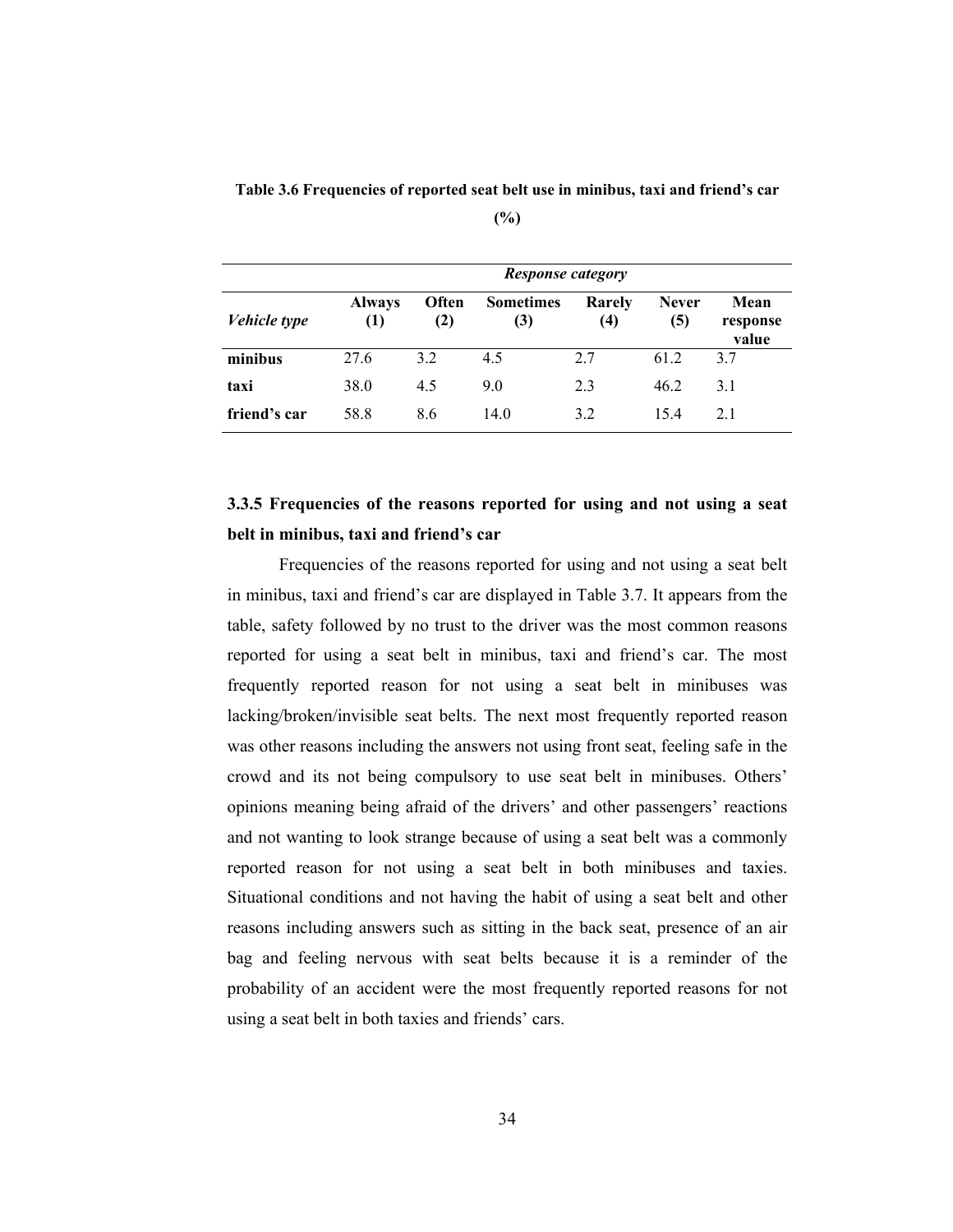**Table 3.6 Frequencies of reported seat belt use in minibus, taxi and friend's car (%)**

| | *Response category* | | | | | |
|---|---|---|---|---|---|---|
| *Vehicle type* | **Always (1)** | **Often (2)** | **Sometimes (3)** | **Rarely (4)** | **Never (5)** | **Mean response value** |
| **minibus** | 27.6 | 3.2 | 4.5 | 2.7 | 61.2 | 3.7 |
| **taxi** | 38.0 | 4.5 | 9.0 | 2.3 | 46.2 | 3.1 |
| **friend's car** | 58.8 | 8.6 | 14.0 | 3.2 | 15.4 | 2.1 |

### 3.3.5 Frequencies of the reasons reported for using and not using a seat belt in minibus, taxi and friend's car

Frequencies of the reasons reported for using and not using a seat belt in minibus, taxi and friend's car are displayed in Table 3.7. It appears from the table, safety followed by no trust to the driver was the most common reasons reported for using a seat belt in minibus, taxi and friend's car. The most frequently reported reason for not using a seat belt in minibuses was lacking/broken/invisible seat belts. The next most frequently reported reason was other reasons including the answers not using front seat, feeling safe in the crowd and its not being compulsory to use seat belt in minibuses. Others' opinions meaning being afraid of the drivers' and other passengers' reactions and not wanting to look strange because of using a seat belt was a commonly reported reason for not using a seat belt in both minibuses and taxies. Situational conditions and not having the habit of using a seat belt and other reasons including answers such as sitting in the back seat, presence of an air bag and feeling nervous with seat belts because it is a reminder of the probability of an accident were the most frequently reported reasons for not using a seat belt in both taxies and friends' cars.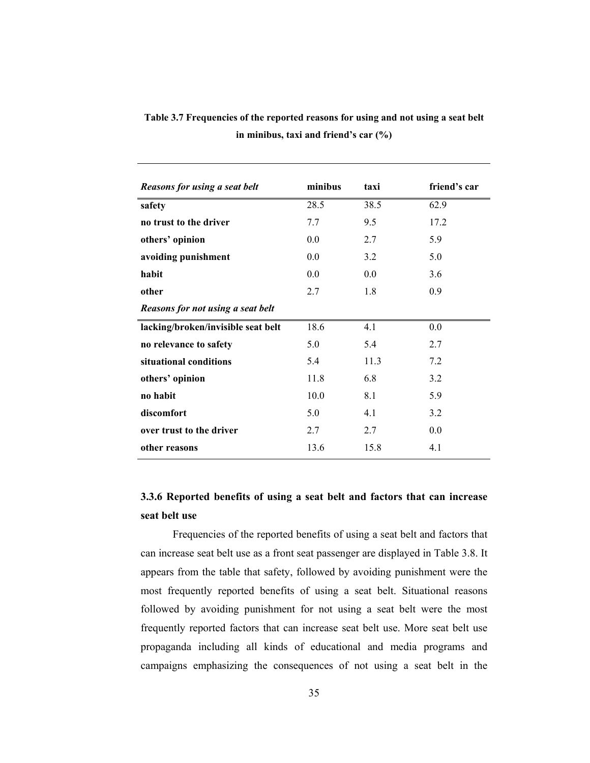**Table 3.7 Frequencies of the reported reasons for using and not using a seat belt in minibus, taxi and friend's car (%)**

| *Reasons for using a seat belt* | minibus | taxi | friend's car |
|---|---|---|---|
| **safety** | 28.5 | 38.5 | 62.9 |
| **no trust to the driver** | 7.7 | 9.5 | 17.2 |
| **others' opinion** | 0.0 | 2.7 | 5.9 |
| **avoiding punishment** | 0.0 | 3.2 | 5.0 |
| **habit** | 0.0 | 0.0 | 3.6 |
| **other** | 2.7 | 1.8 | 0.9 |
| ***Reasons for not using a seat belt*** | | | |
| **lacking/broken/invisible seat belt** | 18.6 | 4.1 | 0.0 |
| **no relevance to safety** | 5.0 | 5.4 | 2.7 |
| **situational conditions** | 5.4 | 11.3 | 7.2 |
| **others' opinion** | 11.8 | 6.8 | 3.2 |
| **no habit** | 10.0 | 8.1 | 5.9 |
| **discomfort** | 5.0 | 4.1 | 3.2 |
| **over trust to the driver** | 2.7 | 2.7 | 0.0 |
| **other reasons** | 13.6 | 15.8 | 4.1 |

### 3.3.6 Reported benefits of using a seat belt and factors that can increase seat belt use

Frequencies of the reported benefits of using a seat belt and factors that can increase seat belt use as a front seat passenger are displayed in Table 3.8. It appears from the table that safety, followed by avoiding punishment were the most frequently reported benefits of using a seat belt. Situational reasons followed by avoiding punishment for not using a seat belt were the most frequently reported factors that can increase seat belt use. More seat belt use propaganda including all kinds of educational and media programs and campaigns emphasizing the consequences of not using a seat belt in the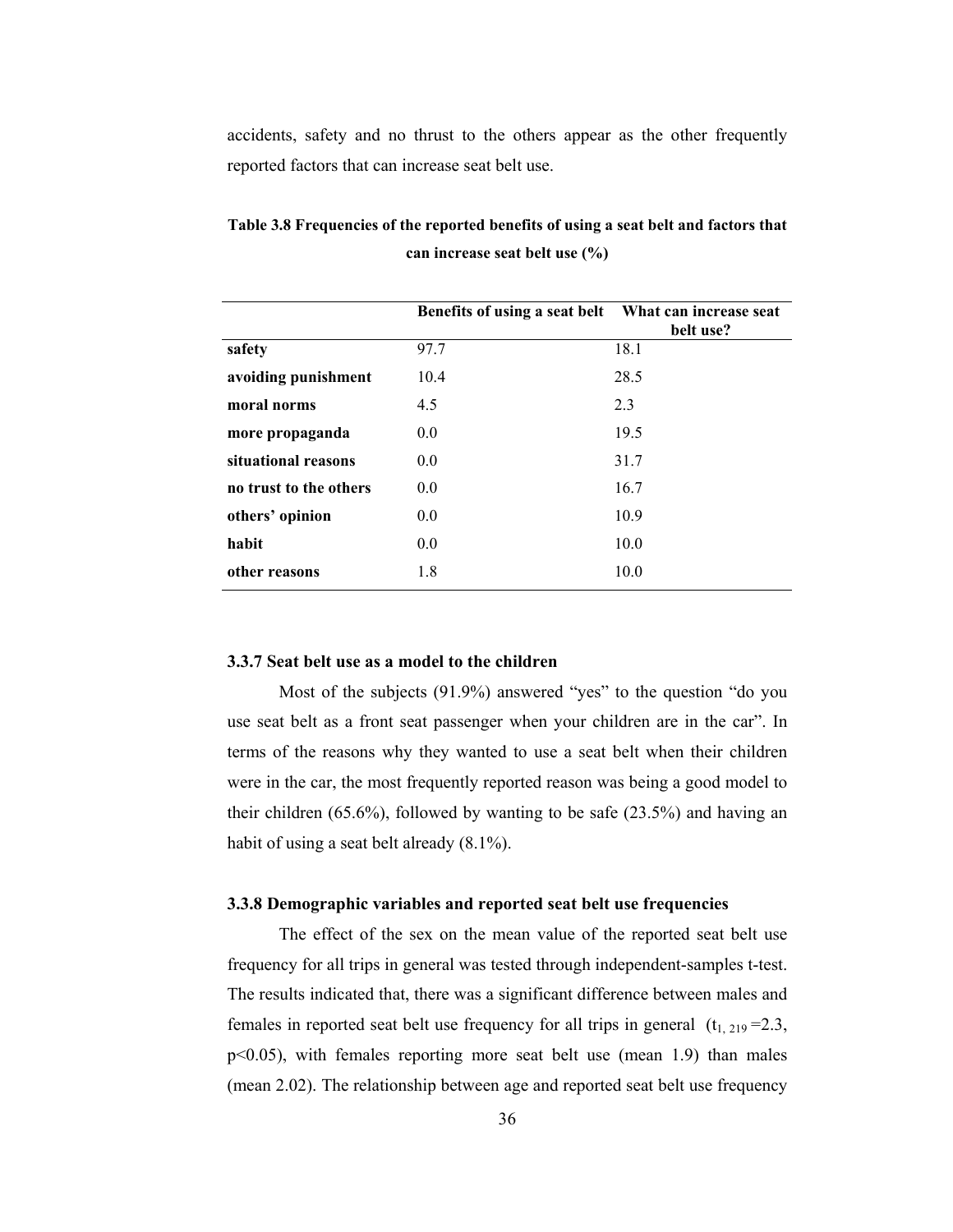accidents, safety and no thrust to the others appear as the other frequently reported factors that can increase seat belt use.

**Table 3.8 Frequencies of the reported benefits of using a seat belt and factors that can increase seat belt use (%)**

| | Benefits of using a seat belt | What can increase seat belt use? |
|---|---|---|
| **safety** | 97.7 | 18.1 |
| **avoiding punishment** | 10.4 | 28.5 |
| **moral norms** | 4.5 | 2.3 |
| **more propaganda** | 0.0 | 19.5 |
| **situational reasons** | 0.0 | 31.7 |
| **no trust to the others** | 0.0 | 16.7 |
| **others' opinion** | 0.0 | 10.9 |
| **habit** | 0.0 | 10.0 |
| **other reasons** | 1.8 | 10.0 |

### 3.3.7 Seat belt use as a model to the children

Most of the subjects (91.9%) answered "yes" to the question "do you use seat belt as a front seat passenger when your children are in the car". In terms of the reasons why they wanted to use a seat belt when their children were in the car, the most frequently reported reason was being a good model to their children (65.6%), followed by wanting to be safe (23.5%) and having an habit of using a seat belt already (8.1%).

### 3.3.8 Demographic variables and reported seat belt use frequencies

The effect of the sex on the mean value of the reported seat belt use frequency for all trips in general was tested through independent-samples t-test. The results indicated that, there was a significant difference between males and females in reported seat belt use frequency for all trips in general ($t_{1, 219} = 2.3$, $p<0.05$), with females reporting more seat belt use (mean 1.9) than males (mean 2.02). The relationship between age and reported seat belt use frequency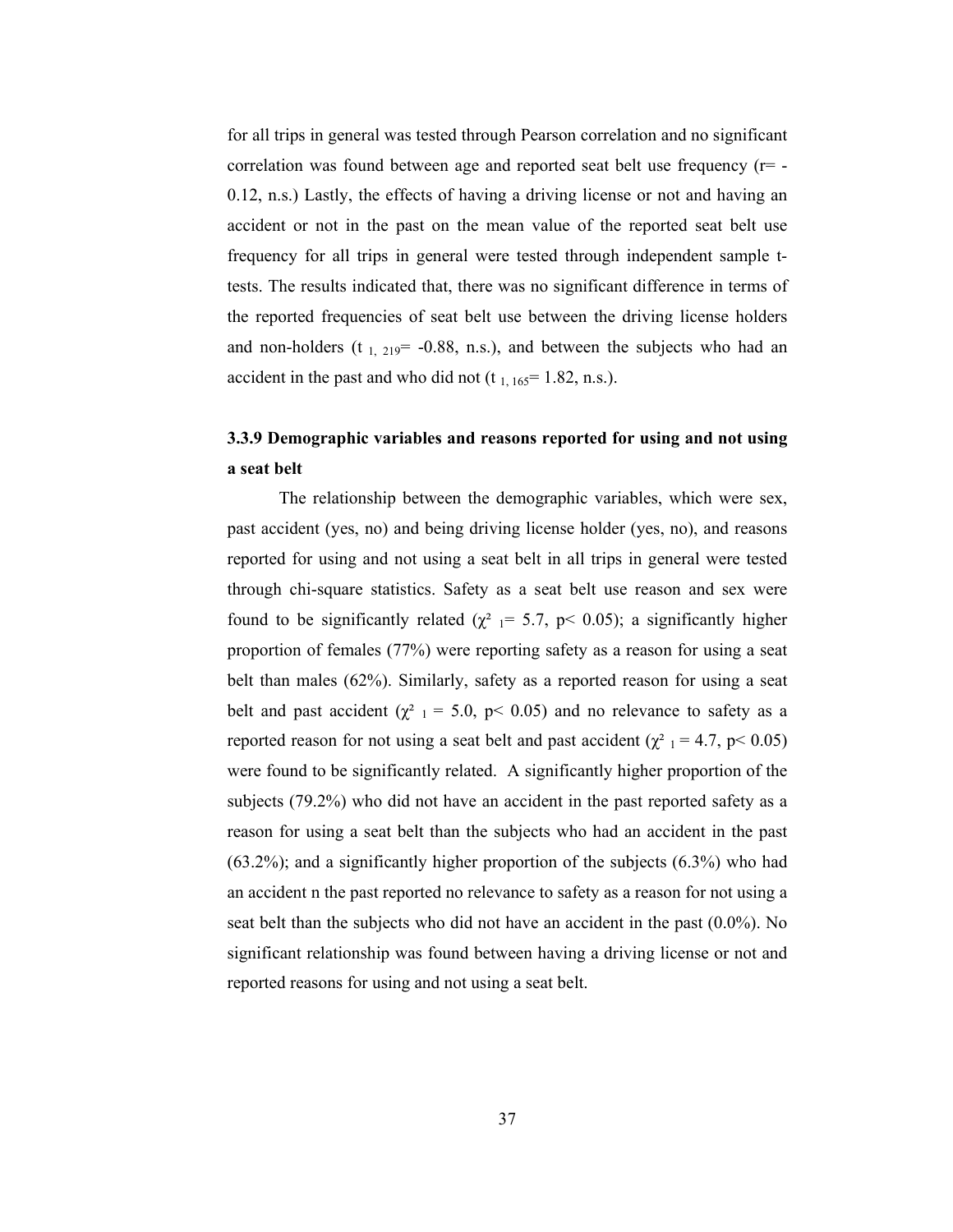for all trips in general was tested through Pearson correlation and no significant correlation was found between age and reported seat belt use frequency ($r = -0.12$, n.s.) Lastly, the effects of having a driving license or not and having an accident or not in the past on the mean value of the reported seat belt use frequency for all trips in general were tested through independent sample t-tests. The results indicated that, there was no significant difference in terms of the reported frequencies of seat belt use between the driving license holders and non-holders ($t_{1,\ 219} = -0.88$, n.s.), and between the subjects who had an accident in the past and who did not ($t_{1,\ 165} = 1.82$, n.s.).

### 3.3.9 Demographic variables and reasons reported for using and not using a seat belt

The relationship between the demographic variables, which were sex, past accident (yes, no) and being driving license holder (yes, no), and reasons reported for using and not using a seat belt in all trips in general were tested through chi-square statistics. Safety as a seat belt use reason and sex were found to be significantly related ($\chi^2_{\ 1} = 5.7$, $p < 0.05$); a significantly higher proportion of females (77%) were reporting safety as a reason for using a seat belt than males (62%). Similarly, safety as a reported reason for using a seat belt and past accident ($\chi^2_{\ 1} = 5.0$, $p < 0.05$) and no relevance to safety as a reported reason for not using a seat belt and past accident ($\chi^2_{\ 1} = 4.7$, $p < 0.05$) were found to be significantly related. A significantly higher proportion of the subjects (79.2%) who did not have an accident in the past reported safety as a reason for using a seat belt than the subjects who had an accident in the past (63.2%); and a significantly higher proportion of the subjects (6.3%) who had an accident n the past reported no relevance to safety as a reason for not using a seat belt than the subjects who did not have an accident in the past (0.0%). No significant relationship was found between having a driving license or not and reported reasons for using and not using a seat belt.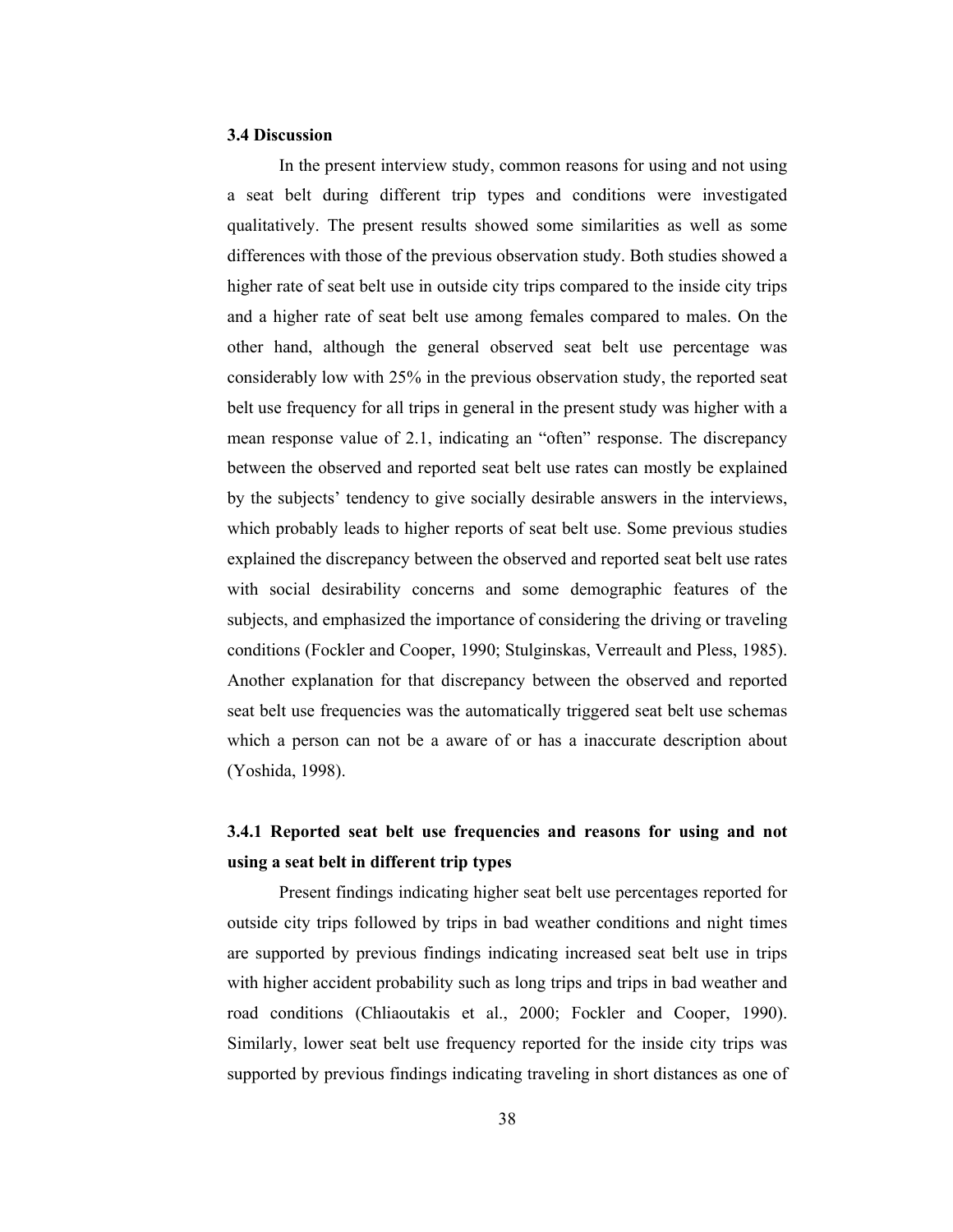### 3.4 Discussion

In the present interview study, common reasons for using and not using a seat belt during different trip types and conditions were investigated qualitatively. The present results showed some similarities as well as some differences with those of the previous observation study. Both studies showed a higher rate of seat belt use in outside city trips compared to the inside city trips and a higher rate of seat belt use among females compared to males. On the other hand, although the general observed seat belt use percentage was considerably low with 25% in the previous observation study, the reported seat belt use frequency for all trips in general in the present study was higher with a mean response value of 2.1, indicating an "often" response. The discrepancy between the observed and reported seat belt use rates can mostly be explained by the subjects' tendency to give socially desirable answers in the interviews, which probably leads to higher reports of seat belt use. Some previous studies explained the discrepancy between the observed and reported seat belt use rates with social desirability concerns and some demographic features of the subjects, and emphasized the importance of considering the driving or traveling conditions (Fockler and Cooper, 1990; Stulginskas, Verreault and Pless, 1985). Another explanation for that discrepancy between the observed and reported seat belt use frequencies was the automatically triggered seat belt use schemas which a person can not be a aware of or has a inaccurate description about (Yoshida, 1998).

#### 3.4.1 Reported seat belt use frequencies and reasons for using and not using a seat belt in different trip types

Present findings indicating higher seat belt use percentages reported for outside city trips followed by trips in bad weather conditions and night times are supported by previous findings indicating increased seat belt use in trips with higher accident probability such as long trips and trips in bad weather and road conditions (Chliaoutakis et al., 2000; Fockler and Cooper, 1990). Similarly, lower seat belt use frequency reported for the inside city trips was supported by previous findings indicating traveling in short distances as one of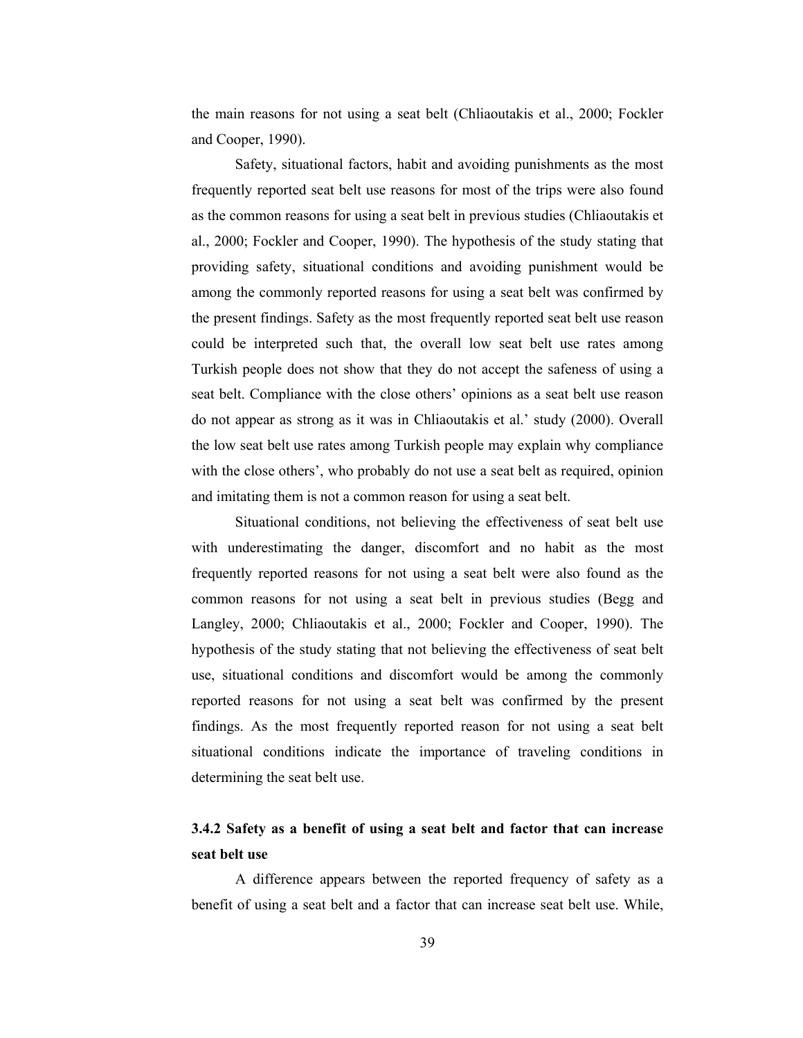the main reasons for not using a seat belt (Chliaoutakis et al., 2000; Fockler and Cooper, 1990).

Safety, situational factors, habit and avoiding punishments as the most frequently reported seat belt use reasons for most of the trips were also found as the common reasons for using a seat belt in previous studies (Chliaoutakis et al., 2000; Fockler and Cooper, 1990). The hypothesis of the study stating that providing safety, situational conditions and avoiding punishment would be among the commonly reported reasons for using a seat belt was confirmed by the present findings. Safety as the most frequently reported seat belt use reason could be interpreted such that, the overall low seat belt use rates among Turkish people does not show that they do not accept the safeness of using a seat belt. Compliance with the close others' opinions as a seat belt use reason do not appear as strong as it was in Chliaoutakis et al.' study (2000). Overall the low seat belt use rates among Turkish people may explain why compliance with the close others', who probably do not use a seat belt as required, opinion and imitating them is not a common reason for using a seat belt.

Situational conditions, not believing the effectiveness of seat belt use with underestimating the danger, discomfort and no habit as the most frequently reported reasons for not using a seat belt were also found as the common reasons for not using a seat belt in previous studies (Begg and Langley, 2000; Chliaoutakis et al., 2000; Fockler and Cooper, 1990). The hypothesis of the study stating that not believing the effectiveness of seat belt use, situational conditions and discomfort would be among the commonly reported reasons for not using a seat belt was confirmed by the present findings. As the most frequently reported reason for not using a seat belt situational conditions indicate the importance of traveling conditions in determining the seat belt use.

### 3.4.2 Safety as a benefit of using a seat belt and factor that can increase seat belt use

A difference appears between the reported frequency of safety as a benefit of using a seat belt and a factor that can increase seat belt use. While,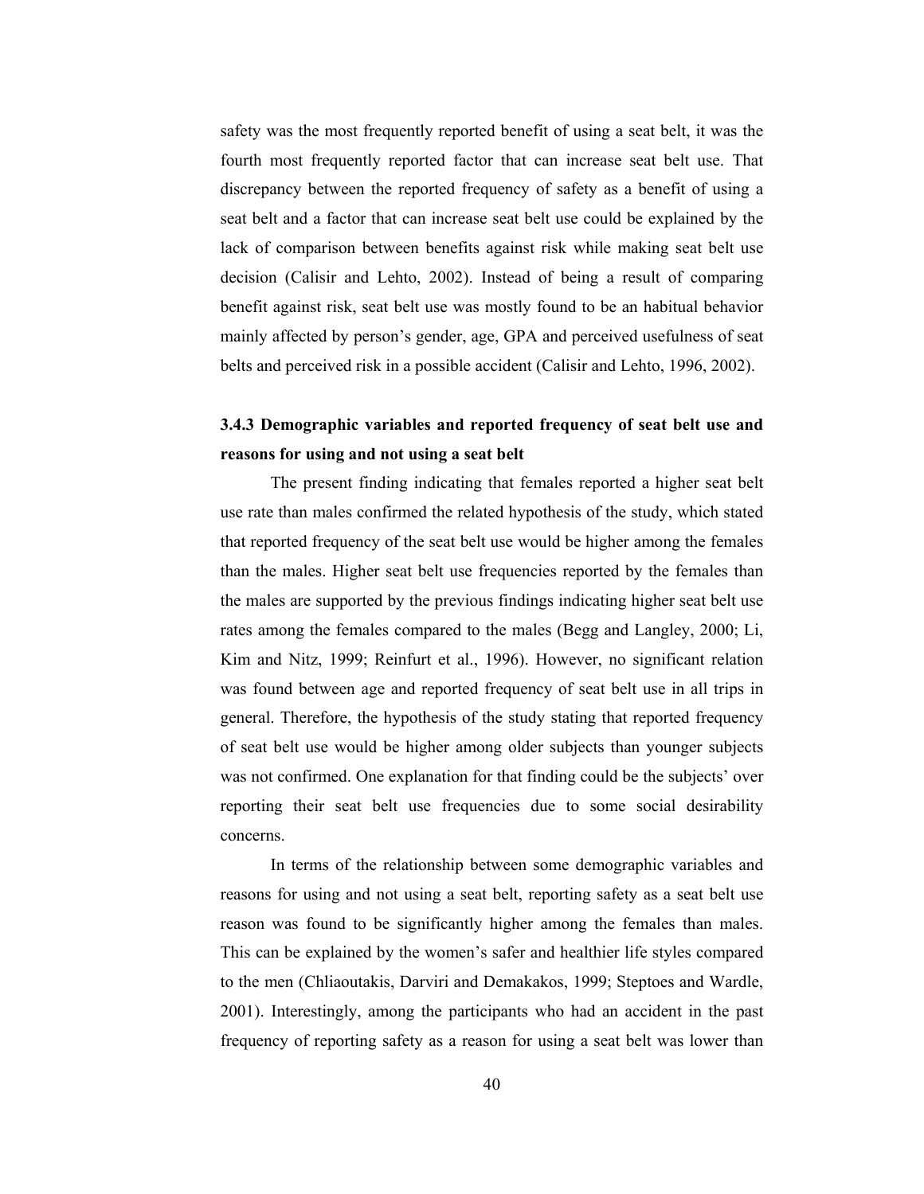safety was the most frequently reported benefit of using a seat belt, it was the fourth most frequently reported factor that can increase seat belt use. That discrepancy between the reported frequency of safety as a benefit of using a seat belt and a factor that can increase seat belt use could be explained by the lack of comparison between benefits against risk while making seat belt use decision (Calisir and Lehto, 2002). Instead of being a result of comparing benefit against risk, seat belt use was mostly found to be an habitual behavior mainly affected by person's gender, age, GPA and perceived usefulness of seat belts and perceived risk in a possible accident (Calisir and Lehto, 1996, 2002).

### 3.4.3 Demographic variables and reported frequency of seat belt use and reasons for using and not using a seat belt

The present finding indicating that females reported a higher seat belt use rate than males confirmed the related hypothesis of the study, which stated that reported frequency of the seat belt use would be higher among the females than the males. Higher seat belt use frequencies reported by the females than the males are supported by the previous findings indicating higher seat belt use rates among the females compared to the males (Begg and Langley, 2000; Li, Kim and Nitz, 1999; Reinfurt et al., 1996). However, no significant relation was found between age and reported frequency of seat belt use in all trips in general. Therefore, the hypothesis of the study stating that reported frequency of seat belt use would be higher among older subjects than younger subjects was not confirmed. One explanation for that finding could be the subjects' over reporting their seat belt use frequencies due to some social desirability concerns.

In terms of the relationship between some demographic variables and reasons for using and not using a seat belt, reporting safety as a seat belt use reason was found to be significantly higher among the females than males. This can be explained by the women's safer and healthier life styles compared to the men (Chliaoutakis, Darviri and Demakakos, 1999; Steptoes and Wardle, 2001). Interestingly, among the participants who had an accident in the past frequency of reporting safety as a reason for using a seat belt was lower than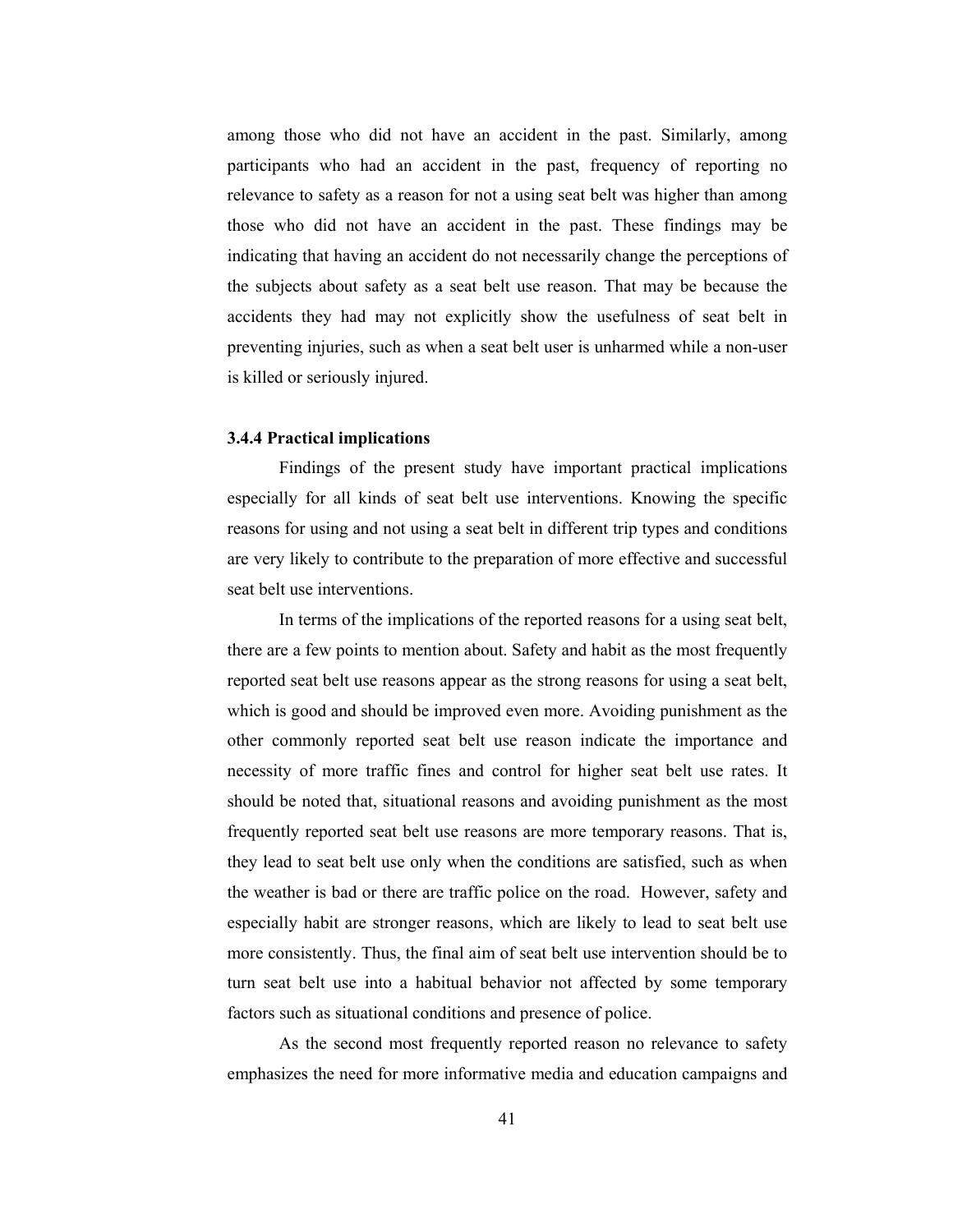among those who did not have an accident in the past. Similarly, among participants who had an accident in the past, frequency of reporting no relevance to safety as a reason for not a using seat belt was higher than among those who did not have an accident in the past. These findings may be indicating that having an accident do not necessarily change the perceptions of the subjects about safety as a seat belt use reason. That may be because the accidents they had may not explicitly show the usefulness of seat belt in preventing injuries, such as when a seat belt user is unharmed while a non-user is killed or seriously injured.

### 3.4.4 Practical implications

Findings of the present study have important practical implications especially for all kinds of seat belt use interventions. Knowing the specific reasons for using and not using a seat belt in different trip types and conditions are very likely to contribute to the preparation of more effective and successful seat belt use interventions.

In terms of the implications of the reported reasons for a using seat belt, there are a few points to mention about. Safety and habit as the most frequently reported seat belt use reasons appear as the strong reasons for using a seat belt, which is good and should be improved even more. Avoiding punishment as the other commonly reported seat belt use reason indicate the importance and necessity of more traffic fines and control for higher seat belt use rates. It should be noted that, situational reasons and avoiding punishment as the most frequently reported seat belt use reasons are more temporary reasons. That is, they lead to seat belt use only when the conditions are satisfied, such as when the weather is bad or there are traffic police on the road. However, safety and especially habit are stronger reasons, which are likely to lead to seat belt use more consistently. Thus, the final aim of seat belt use intervention should be to turn seat belt use into a habitual behavior not affected by some temporary factors such as situational conditions and presence of police.

As the second most frequently reported reason no relevance to safety emphasizes the need for more informative media and education campaigns and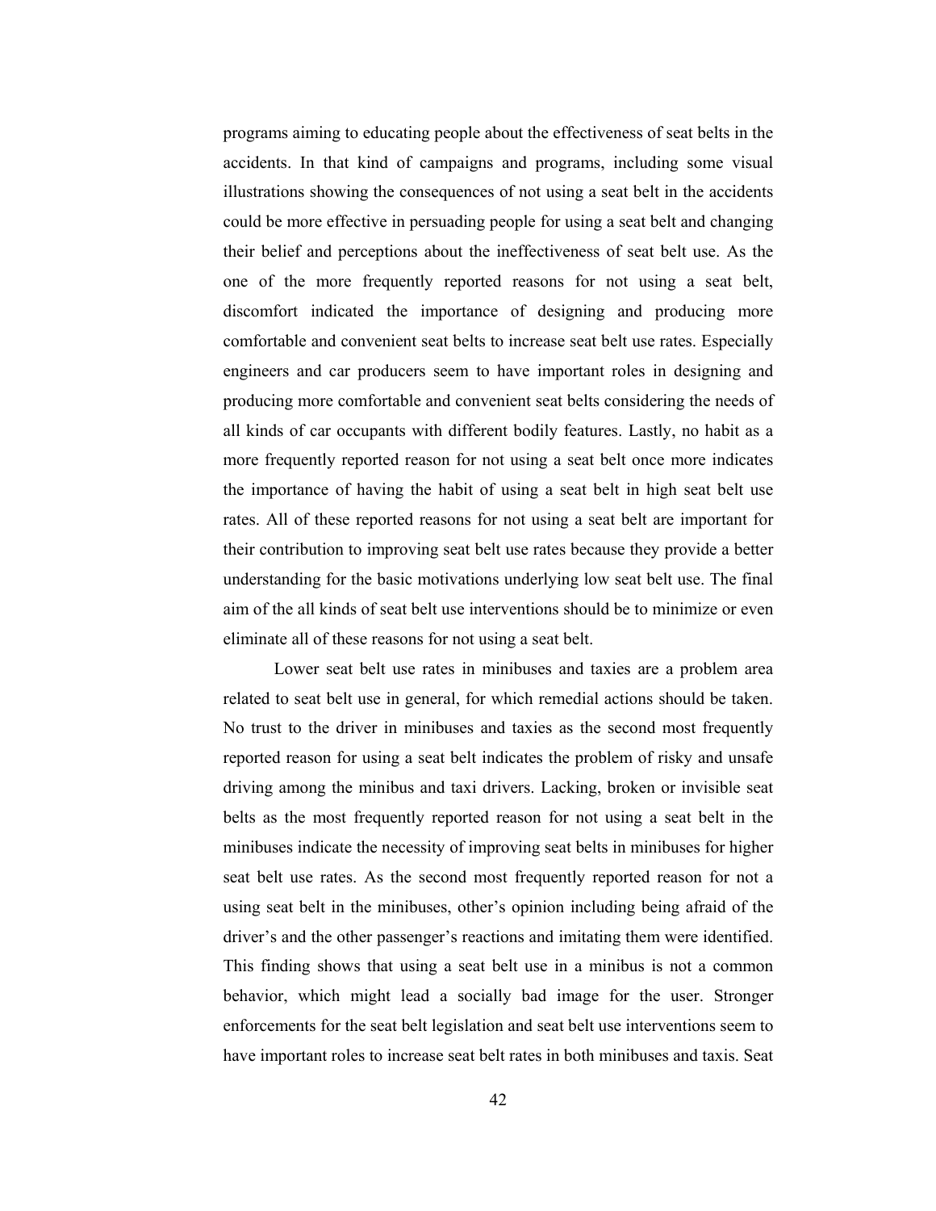programs aiming to educating people about the effectiveness of seat belts in the accidents. In that kind of campaigns and programs, including some visual illustrations showing the consequences of not using a seat belt in the accidents could be more effective in persuading people for using a seat belt and changing their belief and perceptions about the ineffectiveness of seat belt use. As the one of the more frequently reported reasons for not using a seat belt, discomfort indicated the importance of designing and producing more comfortable and convenient seat belts to increase seat belt use rates. Especially engineers and car producers seem to have important roles in designing and producing more comfortable and convenient seat belts considering the needs of all kinds of car occupants with different bodily features. Lastly, no habit as a more frequently reported reason for not using a seat belt once more indicates the importance of having the habit of using a seat belt in high seat belt use rates. All of these reported reasons for not using a seat belt are important for their contribution to improving seat belt use rates because they provide a better understanding for the basic motivations underlying low seat belt use. The final aim of the all kinds of seat belt use interventions should be to minimize or even eliminate all of these reasons for not using a seat belt.

Lower seat belt use rates in minibuses and taxies are a problem area related to seat belt use in general, for which remedial actions should be taken. No trust to the driver in minibuses and taxies as the second most frequently reported reason for using a seat belt indicates the problem of risky and unsafe driving among the minibus and taxi drivers. Lacking, broken or invisible seat belts as the most frequently reported reason for not using a seat belt in the minibuses indicate the necessity of improving seat belts in minibuses for higher seat belt use rates. As the second most frequently reported reason for not a using seat belt in the minibuses, other's opinion including being afraid of the driver's and the other passenger's reactions and imitating them were identified. This finding shows that using a seat belt use in a minibus is not a common behavior, which might lead a socially bad image for the user. Stronger enforcements for the seat belt legislation and seat belt use interventions seem to have important roles to increase seat belt rates in both minibuses and taxis. Seat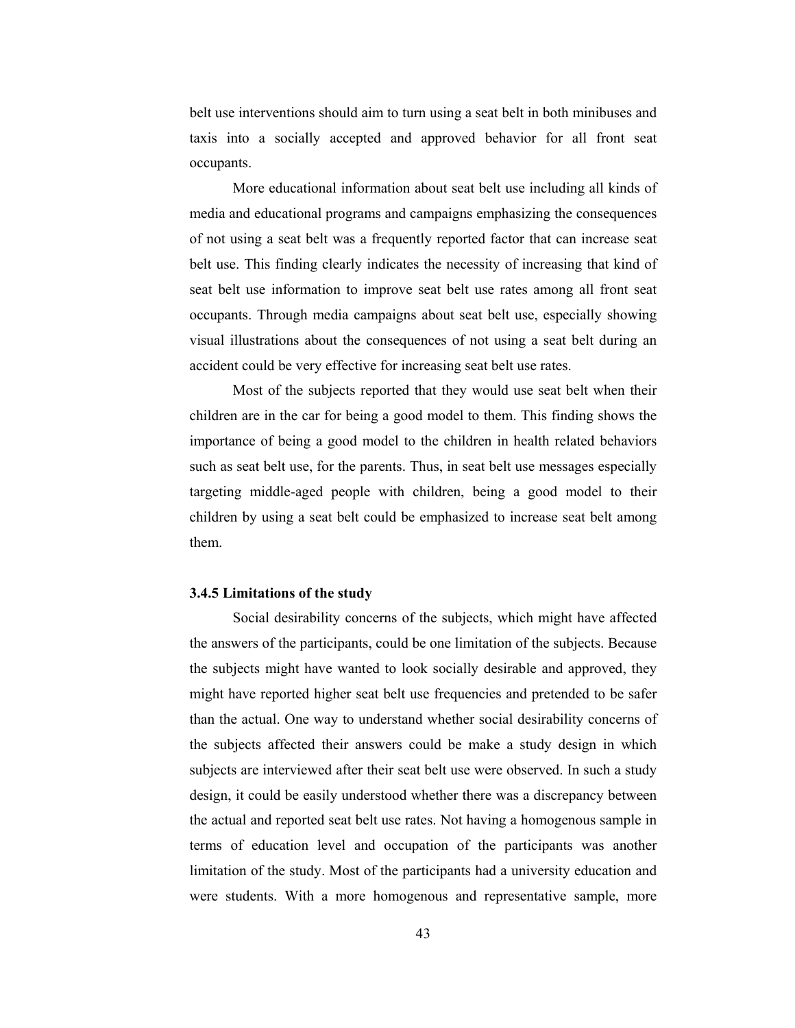belt use interventions should aim to turn using a seat belt in both minibuses and taxis into a socially accepted and approved behavior for all front seat occupants.

More educational information about seat belt use including all kinds of media and educational programs and campaigns emphasizing the consequences of not using a seat belt was a frequently reported factor that can increase seat belt use. This finding clearly indicates the necessity of increasing that kind of seat belt use information to improve seat belt use rates among all front seat occupants. Through media campaigns about seat belt use, especially showing visual illustrations about the consequences of not using a seat belt during an accident could be very effective for increasing seat belt use rates.

Most of the subjects reported that they would use seat belt when their children are in the car for being a good model to them. This finding shows the importance of being a good model to the children in health related behaviors such as seat belt use, for the parents. Thus, in seat belt use messages especially targeting middle-aged people with children, being a good model to their children by using a seat belt could be emphasized to increase seat belt among them.

### 3.4.5 Limitations of the study

Social desirability concerns of the subjects, which might have affected the answers of the participants, could be one limitation of the subjects. Because the subjects might have wanted to look socially desirable and approved, they might have reported higher seat belt use frequencies and pretended to be safer than the actual. One way to understand whether social desirability concerns of the subjects affected their answers could be make a study design in which subjects are interviewed after their seat belt use were observed. In such a study design, it could be easily understood whether there was a discrepancy between the actual and reported seat belt use rates. Not having a homogenous sample in terms of education level and occupation of the participants was another limitation of the study. Most of the participants had a university education and were students. With a more homogenous and representative sample, more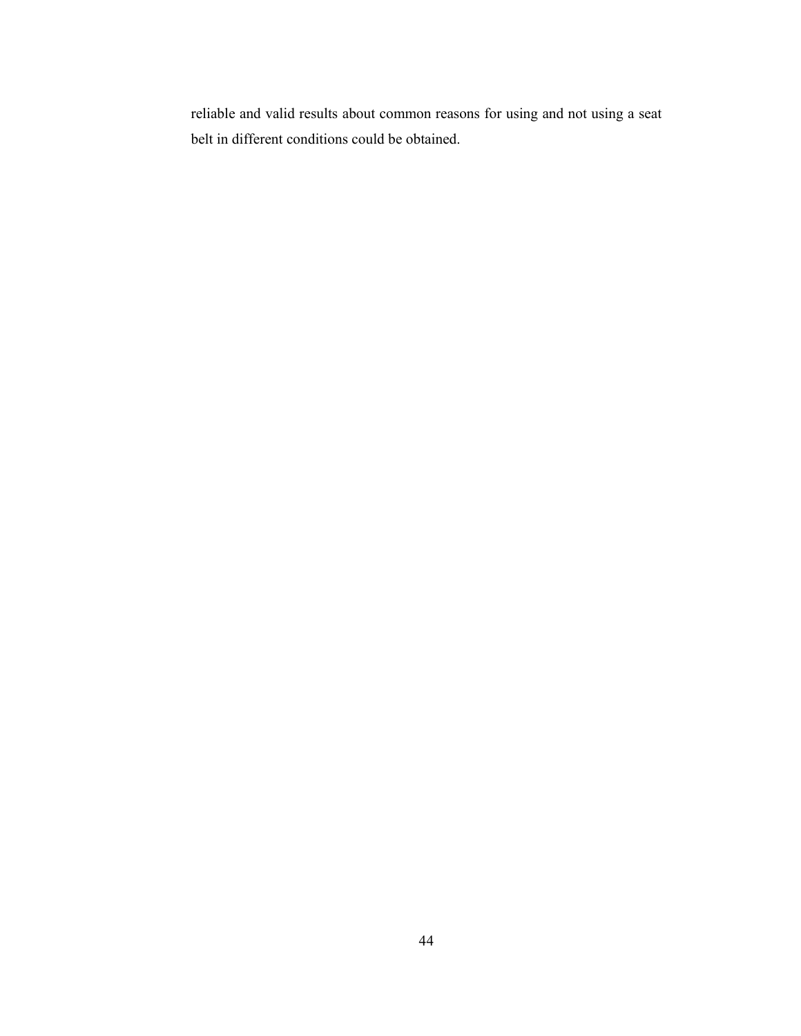reliable and valid results about common reasons for using and not using a seat belt in different conditions could be obtained.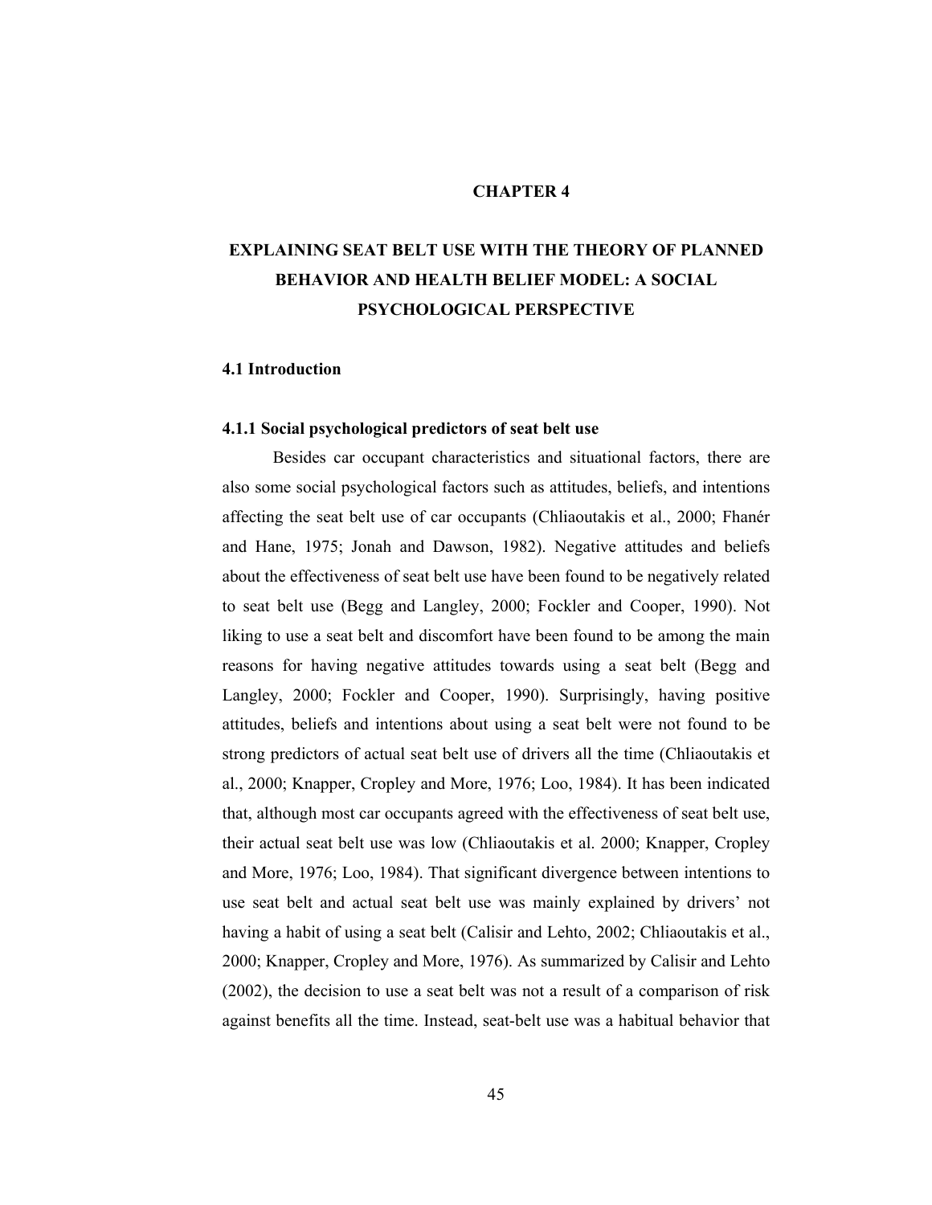# CHAPTER 4

# EXPLAINING SEAT BELT USE WITH THE THEORY OF PLANNED BEHAVIOR AND HEALTH BELIEF MODEL: A SOCIAL PSYCHOLOGICAL PERSPECTIVE

## 4.1 Introduction

### 4.1.1 Social psychological predictors of seat belt use

Besides car occupant characteristics and situational factors, there are also some social psychological factors such as attitudes, beliefs, and intentions affecting the seat belt use of car occupants (Chliaoutakis et al., 2000; Fhanér and Hane, 1975; Jonah and Dawson, 1982). Negative attitudes and beliefs about the effectiveness of seat belt use have been found to be negatively related to seat belt use (Begg and Langley, 2000; Fockler and Cooper, 1990). Not liking to use a seat belt and discomfort have been found to be among the main reasons for having negative attitudes towards using a seat belt (Begg and Langley, 2000; Fockler and Cooper, 1990). Surprisingly, having positive attitudes, beliefs and intentions about using a seat belt were not found to be strong predictors of actual seat belt use of drivers all the time (Chliaoutakis et al., 2000; Knapper, Cropley and More, 1976; Loo, 1984). It has been indicated that, although most car occupants agreed with the effectiveness of seat belt use, their actual seat belt use was low (Chliaoutakis et al. 2000; Knapper, Cropley and More, 1976; Loo, 1984). That significant divergence between intentions to use seat belt and actual seat belt use was mainly explained by drivers' not having a habit of using a seat belt (Calisir and Lehto, 2002; Chliaoutakis et al., 2000; Knapper, Cropley and More, 1976). As summarized by Calisir and Lehto (2002), the decision to use a seat belt was not a result of a comparison of risk against benefits all the time. Instead, seat-belt use was a habitual behavior that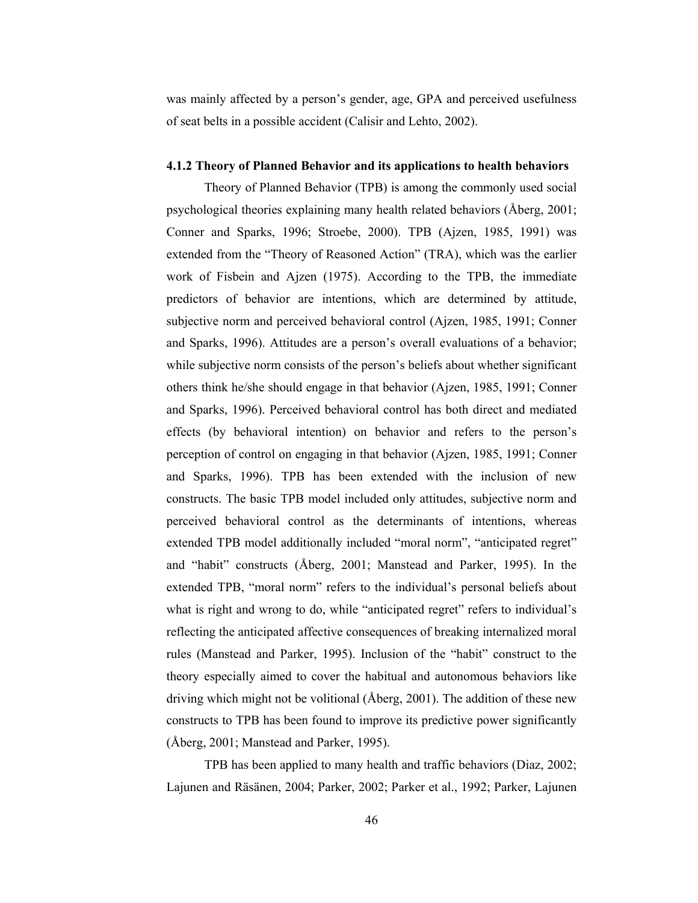was mainly affected by a person's gender, age, GPA and perceived usefulness of seat belts in a possible accident (Calisir and Lehto, 2002).

### 4.1.2 Theory of Planned Behavior and its applications to health behaviors

Theory of Planned Behavior (TPB) is among the commonly used social psychological theories explaining many health related behaviors (Åberg, 2001; Conner and Sparks, 1996; Stroebe, 2000). TPB (Ajzen, 1985, 1991) was extended from the "Theory of Reasoned Action" (TRA), which was the earlier work of Fisbein and Ajzen (1975). According to the TPB, the immediate predictors of behavior are intentions, which are determined by attitude, subjective norm and perceived behavioral control (Ajzen, 1985, 1991; Conner and Sparks, 1996). Attitudes are a person's overall evaluations of a behavior; while subjective norm consists of the person's beliefs about whether significant others think he/she should engage in that behavior (Ajzen, 1985, 1991; Conner and Sparks, 1996). Perceived behavioral control has both direct and mediated effects (by behavioral intention) on behavior and refers to the person's perception of control on engaging in that behavior (Ajzen, 1985, 1991; Conner and Sparks, 1996). TPB has been extended with the inclusion of new constructs. The basic TPB model included only attitudes, subjective norm and perceived behavioral control as the determinants of intentions, whereas extended TPB model additionally included "moral norm", "anticipated regret" and "habit" constructs (Åberg, 2001; Manstead and Parker, 1995). In the extended TPB, "moral norm" refers to the individual's personal beliefs about what is right and wrong to do, while "anticipated regret" refers to individual's reflecting the anticipated affective consequences of breaking internalized moral rules (Manstead and Parker, 1995). Inclusion of the "habit" construct to the theory especially aimed to cover the habitual and autonomous behaviors like driving which might not be volitional (Åberg, 2001). The addition of these new constructs to TPB has been found to improve its predictive power significantly (Åberg, 2001; Manstead and Parker, 1995).

TPB has been applied to many health and traffic behaviors (Diaz, 2002; Lajunen and Räsänen, 2004; Parker, 2002; Parker et al., 1992; Parker, Lajunen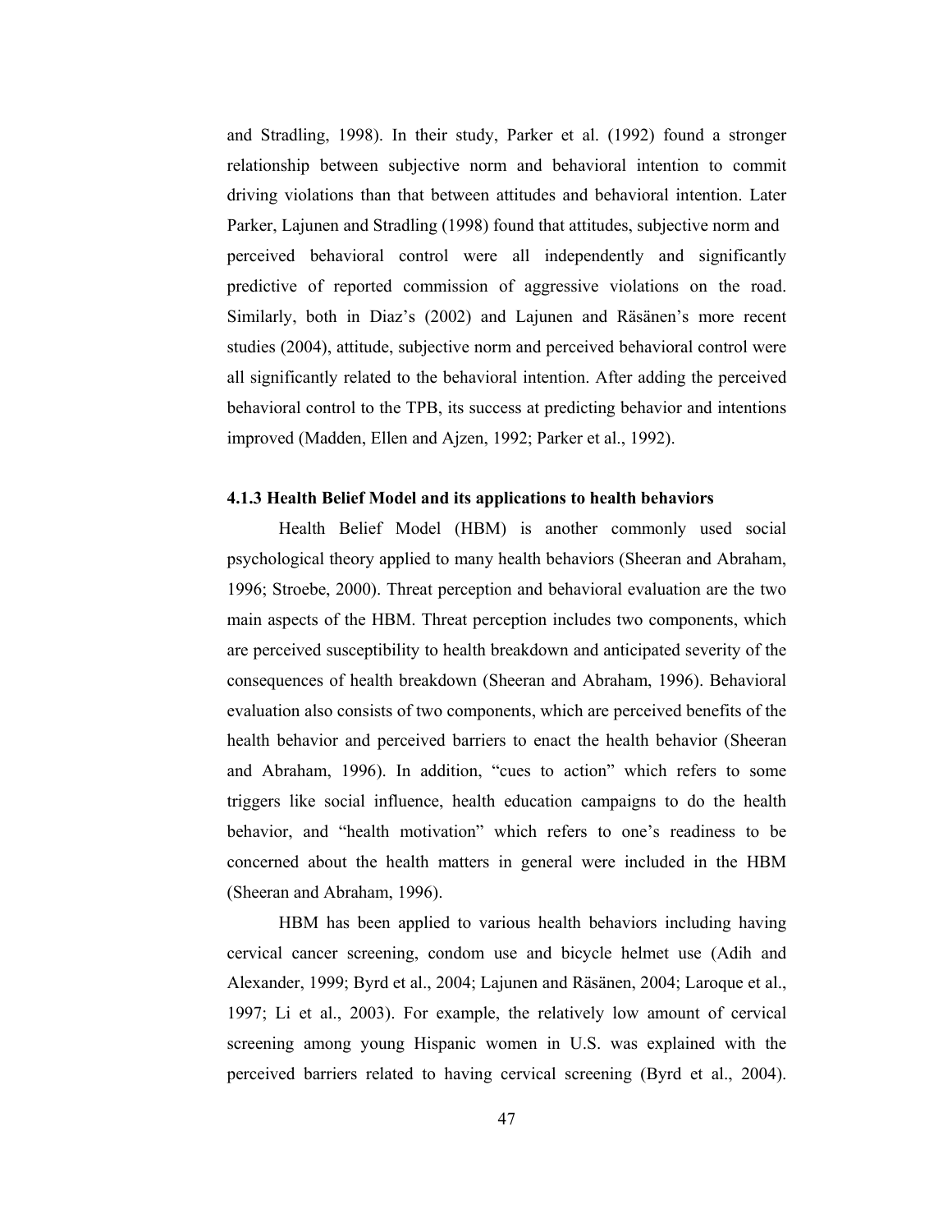and Stradling, 1998). In their study, Parker et al. (1992) found a stronger relationship between subjective norm and behavioral intention to commit driving violations than that between attitudes and behavioral intention. Later Parker, Lajunen and Stradling (1998) found that attitudes, subjective norm and perceived behavioral control were all independently and significantly predictive of reported commission of aggressive violations on the road. Similarly, both in Diaz's (2002) and Lajunen and Räsänen's more recent studies (2004), attitude, subjective norm and perceived behavioral control were all significantly related to the behavioral intention. After adding the perceived behavioral control to the TPB, its success at predicting behavior and intentions improved (Madden, Ellen and Ajzen, 1992; Parker et al., 1992).

### 4.1.3 Health Belief Model and its applications to health behaviors

Health Belief Model (HBM) is another commonly used social psychological theory applied to many health behaviors (Sheeran and Abraham, 1996; Stroebe, 2000). Threat perception and behavioral evaluation are the two main aspects of the HBM. Threat perception includes two components, which are perceived susceptibility to health breakdown and anticipated severity of the consequences of health breakdown (Sheeran and Abraham, 1996). Behavioral evaluation also consists of two components, which are perceived benefits of the health behavior and perceived barriers to enact the health behavior (Sheeran and Abraham, 1996). In addition, "cues to action" which refers to some triggers like social influence, health education campaigns to do the health behavior, and "health motivation" which refers to one's readiness to be concerned about the health matters in general were included in the HBM (Sheeran and Abraham, 1996).

HBM has been applied to various health behaviors including having cervical cancer screening, condom use and bicycle helmet use (Adih and Alexander, 1999; Byrd et al., 2004; Lajunen and Räsänen, 2004; Laroque et al., 1997; Li et al., 2003). For example, the relatively low amount of cervical screening among young Hispanic women in U.S. was explained with the perceived barriers related to having cervical screening (Byrd et al., 2004).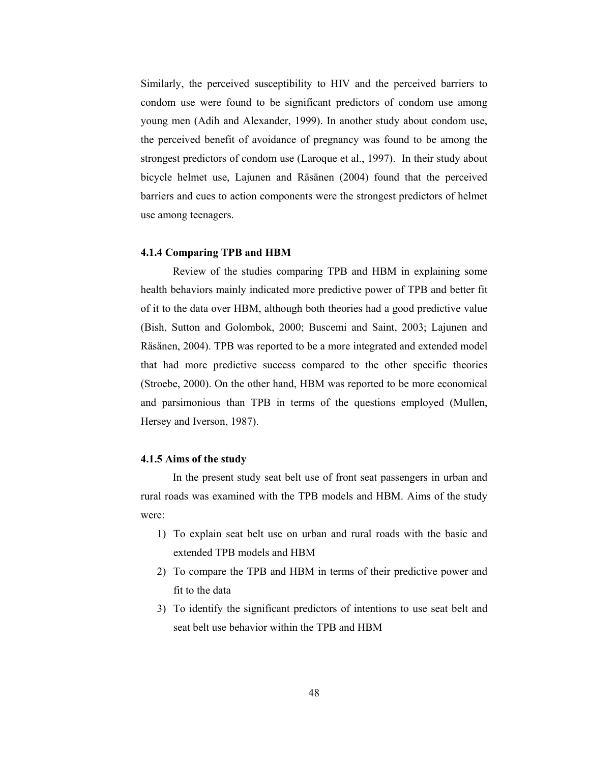Similarly, the perceived susceptibility to HIV and the perceived barriers to condom use were found to be significant predictors of condom use among young men (Adih and Alexander, 1999). In another study about condom use, the perceived benefit of avoidance of pregnancy was found to be among the strongest predictors of condom use (Laroque et al., 1997). In their study about bicycle helmet use, Lajunen and Räsänen (2004) found that the perceived barriers and cues to action components were the strongest predictors of helmet use among teenagers.

### 4.1.4 Comparing TPB and HBM

Review of the studies comparing TPB and HBM in explaining some health behaviors mainly indicated more predictive power of TPB and better fit of it to the data over HBM, although both theories had a good predictive value (Bish, Sutton and Golombok, 2000; Buscemi and Saint, 2003; Lajunen and Räsänen, 2004). TPB was reported to be a more integrated and extended model that had more predictive success compared to the other specific theories (Stroebe, 2000). On the other hand, HBM was reported to be more economical and parsimonious than TPB in terms of the questions employed (Mullen, Hersey and Iverson, 1987).

### 4.1.5 Aims of the study

In the present study seat belt use of front seat passengers in urban and rural roads was examined with the TPB models and HBM. Aims of the study were:

1) To explain seat belt use on urban and rural roads with the basic and extended TPB models and HBM
2) To compare the TPB and HBM in terms of their predictive power and fit to the data
3) To identify the significant predictors of intentions to use seat belt and seat belt use behavior within the TPB and HBM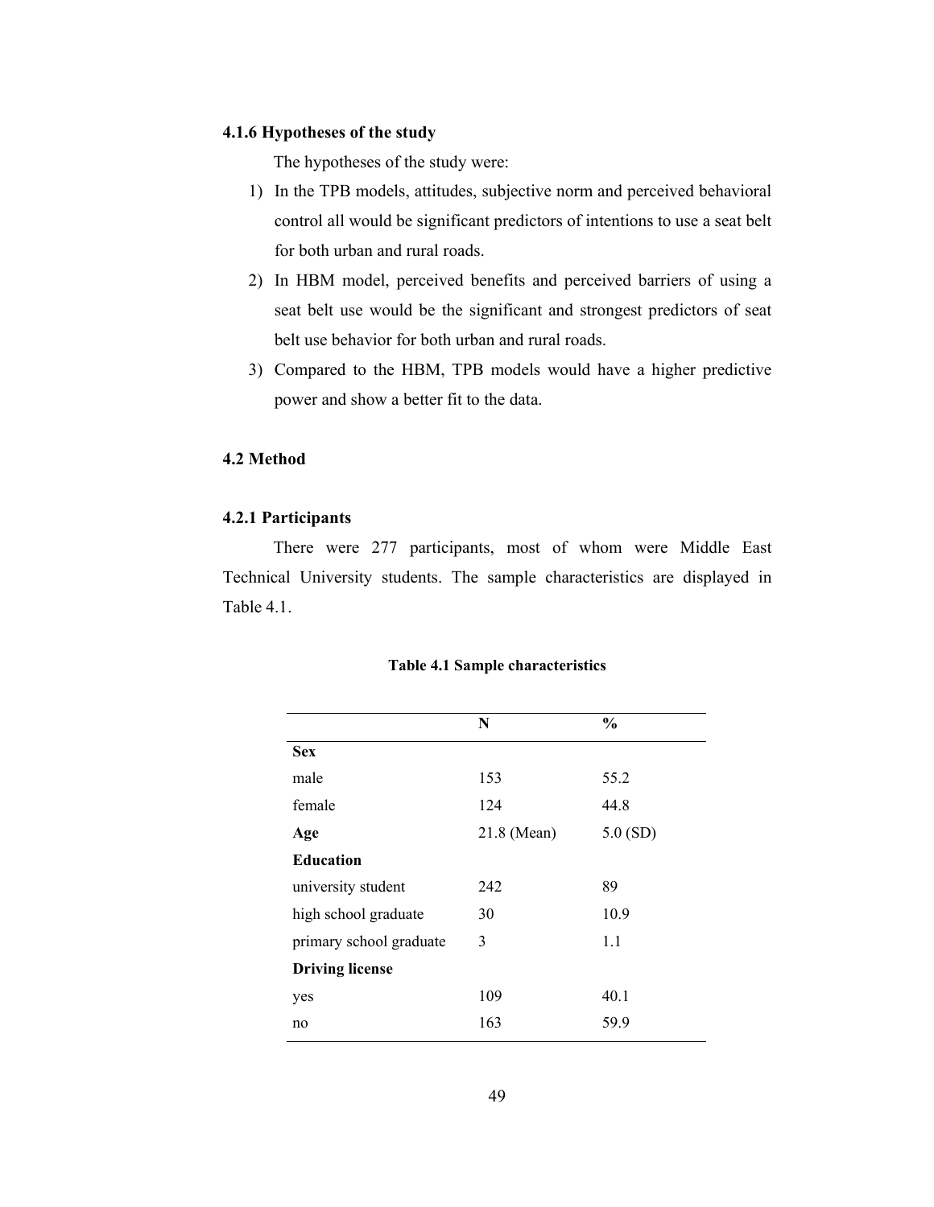### 4.1.6 Hypotheses of the study

The hypotheses of the study were:

1) In the TPB models, attitudes, subjective norm and perceived behavioral control all would be significant predictors of intentions to use a seat belt for both urban and rural roads.
2) In HBM model, perceived benefits and perceived barriers of using a seat belt use would be the significant and strongest predictors of seat belt use behavior for both urban and rural roads.
3) Compared to the HBM, TPB models would have a higher predictive power and show a better fit to the data.

## 4.2 Method

### 4.2.1 Participants

There were 277 participants, most of whom were Middle East Technical University students. The sample characteristics are displayed in Table 4.1.

**Table 4.1 Sample characteristics**

| | N | % |
|---|---|---|
| **Sex** | | |
| male | 153 | 55.2 |
| female | 124 | 44.8 |
| **Age** | 21.8 (Mean) | 5.0 (SD) |
| **Education** | | |
| university student | 242 | 89 |
| high school graduate | 30 | 10.9 |
| primary school graduate | 3 | 1.1 |
| **Driving license** | | |
| yes | 109 | 40.1 |
| no | 163 | 59.9 |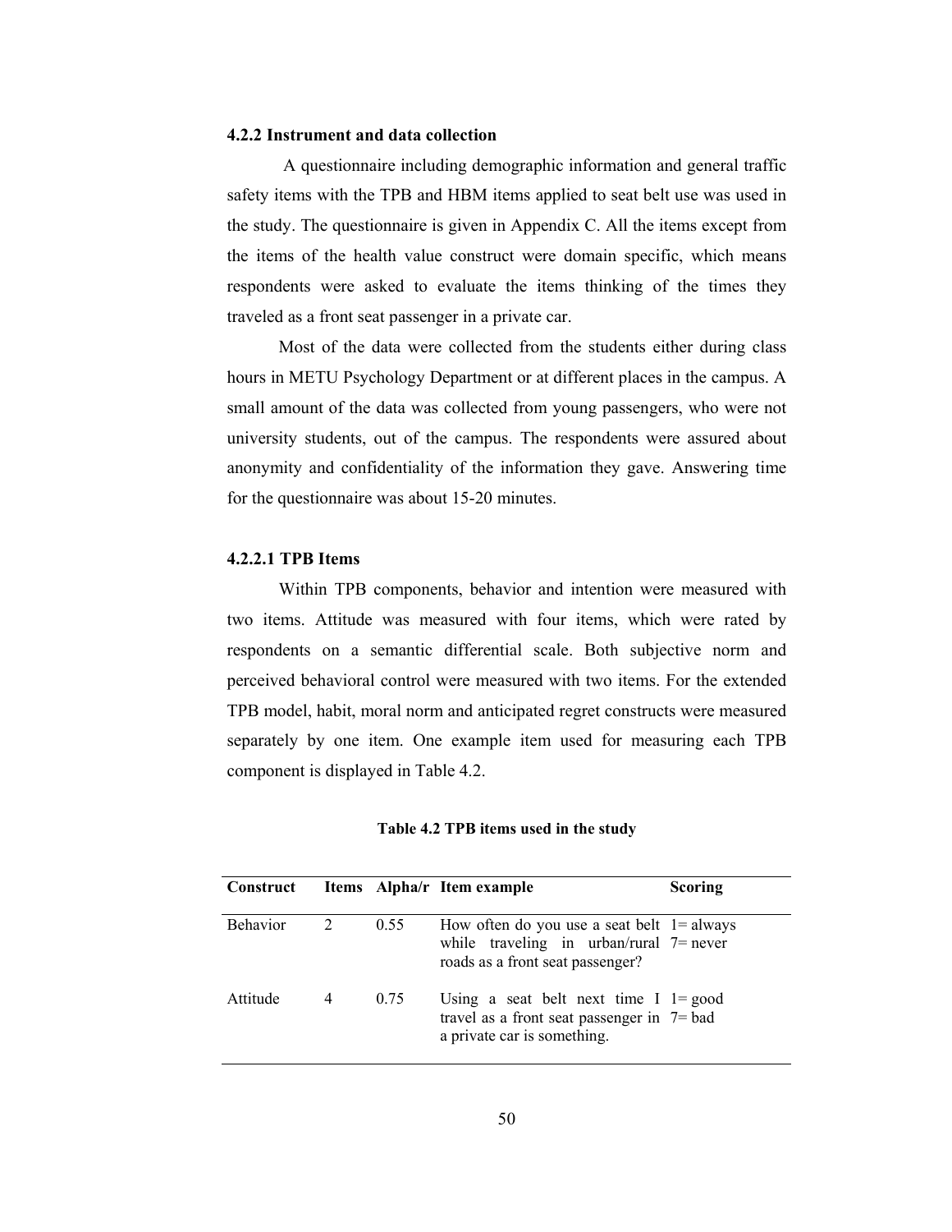#### 4.2.2 Instrument and data collection

A questionnaire including demographic information and general traffic safety items with the TPB and HBM items applied to seat belt use was used in the study. The questionnaire is given in Appendix C. All the items except from the items of the health value construct were domain specific, which means respondents were asked to evaluate the items thinking of the times they traveled as a front seat passenger in a private car.

Most of the data were collected from the students either during class hours in METU Psychology Department or at different places in the campus. A small amount of the data was collected from young passengers, who were not university students, out of the campus. The respondents were assured about anonymity and confidentiality of the information they gave. Answering time for the questionnaire was about 15-20 minutes.

##### 4.2.2.1 TPB Items

Within TPB components, behavior and intention were measured with two items. Attitude was measured with four items, which were rated by respondents on a semantic differential scale. Both subjective norm and perceived behavioral control were measured with two items. For the extended TPB model, habit, moral norm and anticipated regret constructs were measured separately by one item. One example item used for measuring each TPB component is displayed in Table 4.2.

**Table 4.2 TPB items used in the study**

| Construct | Items | Alpha/r | Item example | Scoring |
|---|---|---|---|---|
| Behavior | 2 | 0.55 | How often do you use a seat belt while traveling in urban/rural roads as a front seat passenger? | 1= always 7= never |
| Attitude | 4 | 0.75 | Using a seat belt next time I travel as a front seat passenger in a private car is something. | 1= good 7= bad |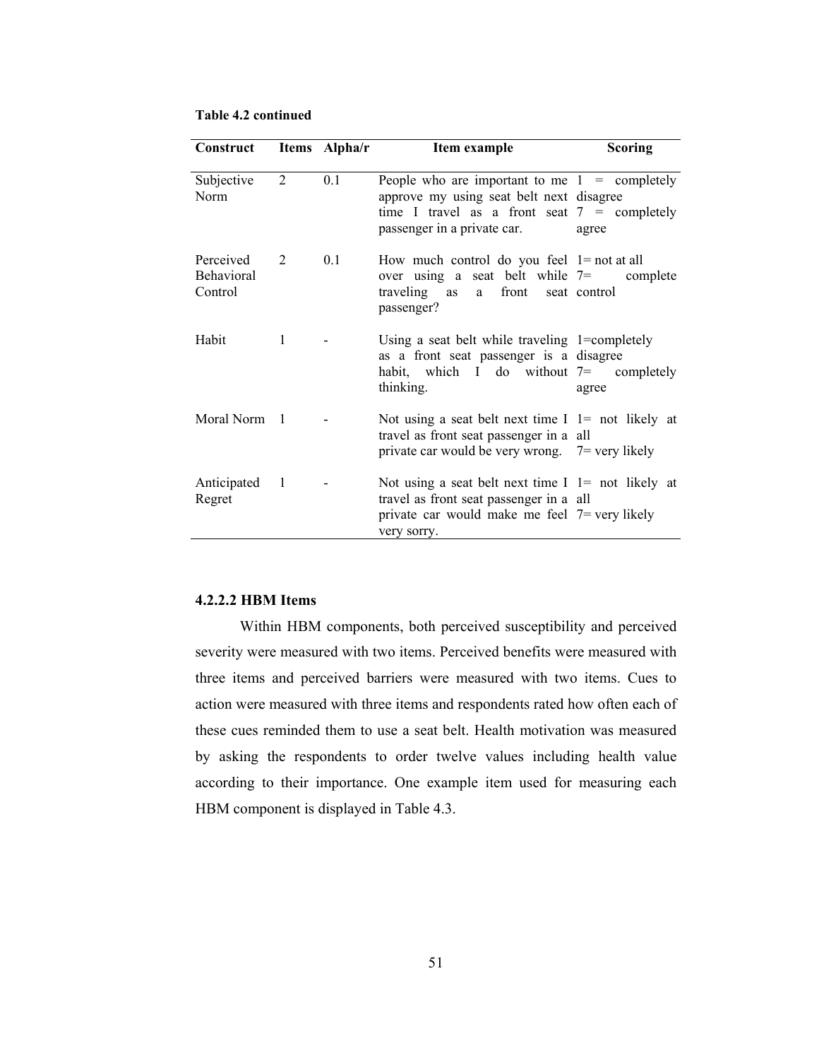**Table 4.2 continued**

| Construct | Items | Alpha/r | Item example | Scoring |
|---|---|---|---|---|
| Subjective Norm | 2 | 0.1 | People who are important to me approve my using seat belt next time I travel as a front seat passenger in a private car. | 1 = completely disagree 7 = completely agree |
| Perceived Behavioral Control | 2 | 0.1 | How much control do you feel over using a seat belt while traveling as a front seat passenger? | 1= not at all 7= complete control |
| Habit | 1 | - | Using a seat belt while traveling as a front seat passenger is a habit, which I do without thinking. | 1=completely disagree 7= completely agree |
| Moral Norm | 1 | - | Not using a seat belt next time I travel as front seat passenger in a private car would be very wrong. | 1= not likely at all 7= very likely |
| Anticipated Regret | 1 | - | Not using a seat belt next time I travel as front seat passenger in a private car would make me feel very sorry. | 1= not likely at all 7= very likely |

#### 4.2.2.2 HBM Items

Within HBM components, both perceived susceptibility and perceived severity were measured with two items. Perceived benefits were measured with three items and perceived barriers were measured with two items. Cues to action were measured with three items and respondents rated how often each of these cues reminded them to use a seat belt. Health motivation was measured by asking the respondents to order twelve values including health value according to their importance. One example item used for measuring each HBM component is displayed in Table 4.3.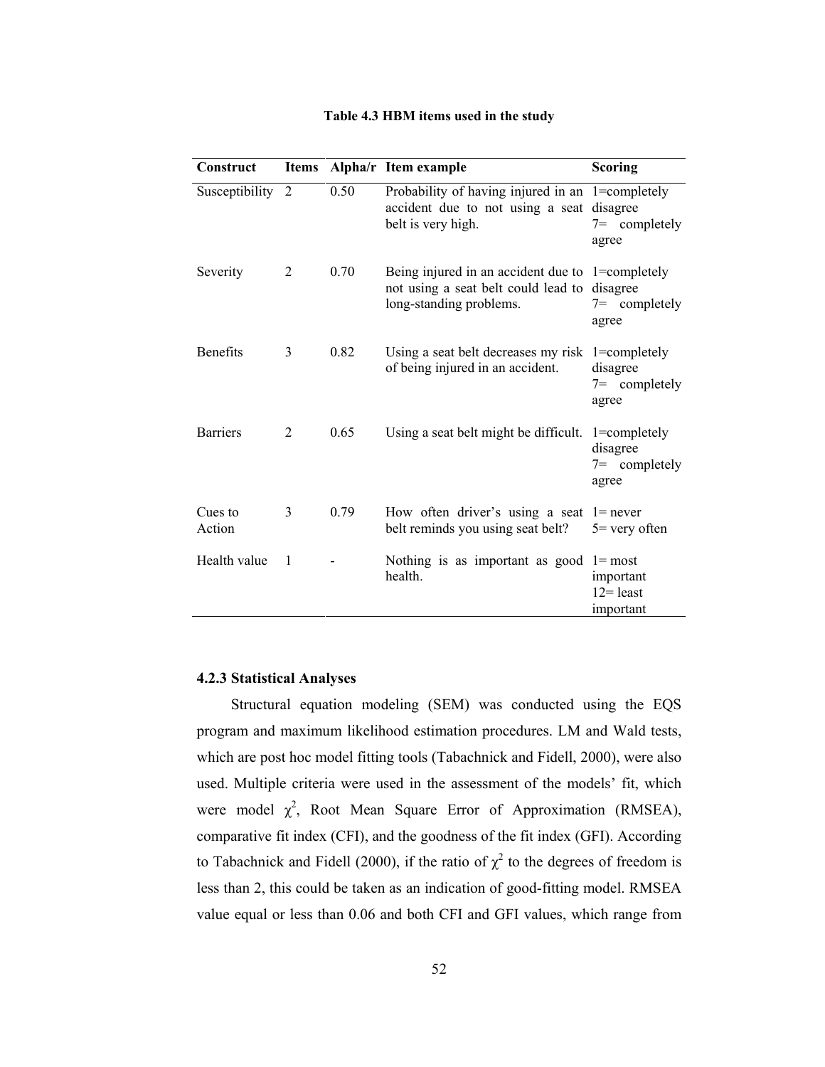**Table 4.3 HBM items used in the study**

| Construct | Items | Alpha/r | Item example | Scoring |
|---|---|---|---|---|
| Susceptibility | 2 | 0.50 | Probability of having injured in an accident due to not using a seat belt is very high. | 1=completely disagree 7= completely agree |
| Severity | 2 | 0.70 | Being injured in an accident due to not using a seat belt could lead to long-standing problems. | 1=completely disagree 7= completely agree |
| Benefits | 3 | 0.82 | Using a seat belt decreases my risk of being injured in an accident. | 1=completely disagree 7= completely agree |
| Barriers | 2 | 0.65 | Using a seat belt might be difficult. | 1=completely disagree 7= completely agree |
| Cues to Action | 3 | 0.79 | How often driver's using a seat belt reminds you using seat belt? | 1= never 5= very often |
| Health value | 1 | - | Nothing is as important as good health. | 1= most important 12= least important |

### 4.2.3 Statistical Analyses

Structural equation modeling (SEM) was conducted using the EQS program and maximum likelihood estimation procedures. LM and Wald tests, which are post hoc model fitting tools (Tabachnick and Fidell, 2000), were also used. Multiple criteria were used in the assessment of the models' fit, which were model $\chi^2$, Root Mean Square Error of Approximation (RMSEA), comparative fit index (CFI), and the goodness of the fit index (GFI). According to Tabachnick and Fidell (2000), if the ratio of $\chi^2$ to the degrees of freedom is less than 2, this could be taken as an indication of good-fitting model. RMSEA value equal or less than 0.06 and both CFI and GFI values, which range from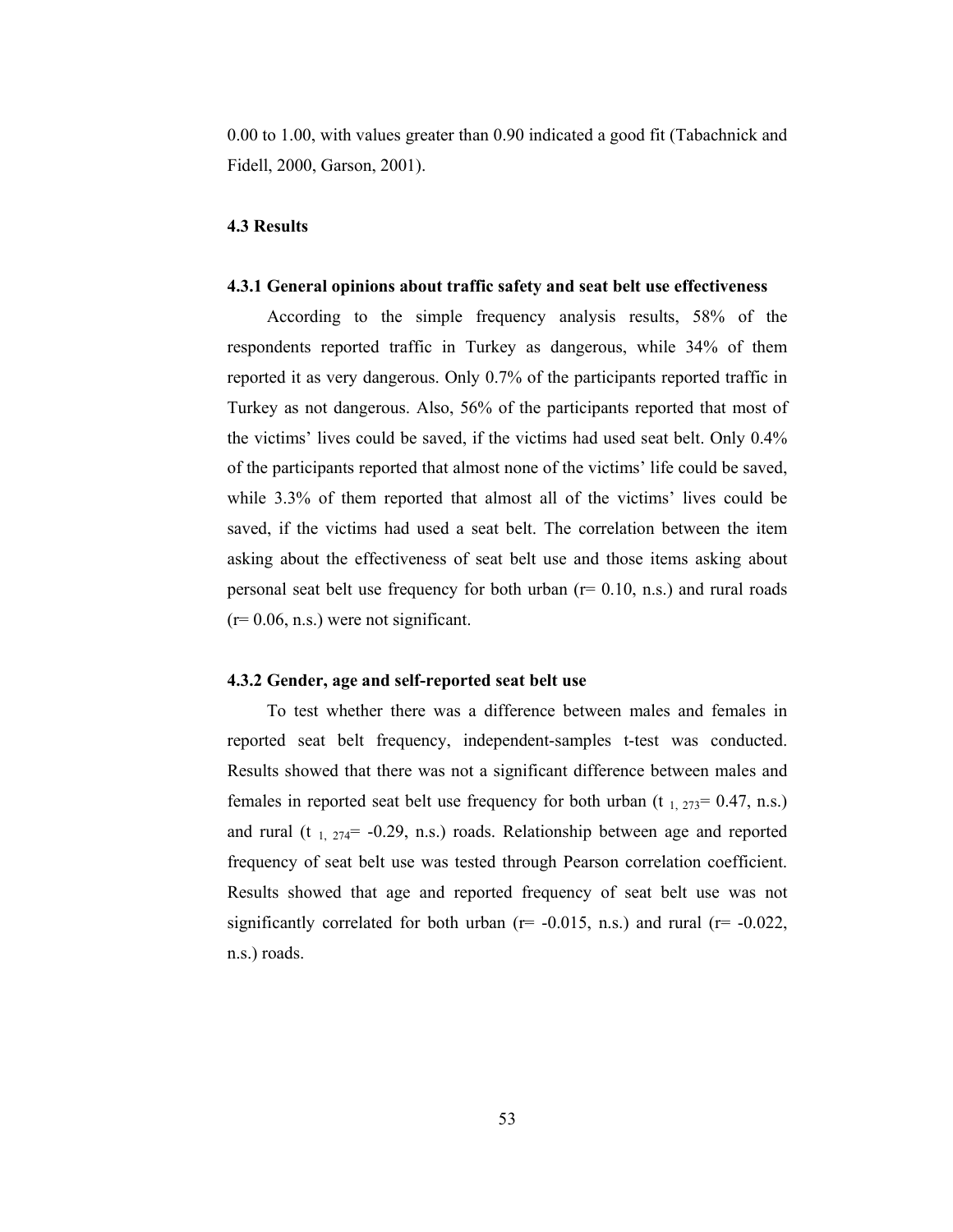0.00 to 1.00, with values greater than 0.90 indicated a good fit (Tabachnick and Fidell, 2000, Garson, 2001).

### 4.3 Results

#### 4.3.1 General opinions about traffic safety and seat belt use effectiveness

According to the simple frequency analysis results, 58% of the respondents reported traffic in Turkey as dangerous, while 34% of them reported it as very dangerous. Only 0.7% of the participants reported traffic in Turkey as not dangerous. Also, 56% of the participants reported that most of the victims' lives could be saved, if the victims had used seat belt. Only 0.4% of the participants reported that almost none of the victims' life could be saved, while 3.3% of them reported that almost all of the victims' lives could be saved, if the victims had used a seat belt. The correlation between the item asking about the effectiveness of seat belt use and those items asking about personal seat belt use frequency for both urban ($r= 0.10$, n.s.) and rural roads ($r= 0.06$, n.s.) were not significant.

#### 4.3.2 Gender, age and self-reported seat belt use

To test whether there was a difference between males and females in reported seat belt frequency, independent-samples t-test was conducted. Results showed that there was not a significant difference between males and females in reported seat belt use frequency for both urban ($t_{1,\ 273}= 0.47$, n.s.) and rural ($t_{1,\ 274}= -0.29$, n.s.) roads. Relationship between age and reported frequency of seat belt use was tested through Pearson correlation coefficient. Results showed that age and reported frequency of seat belt use was not significantly correlated for both urban ($r= -0.015$, n.s.) and rural ($r= -0.022$, n.s.) roads.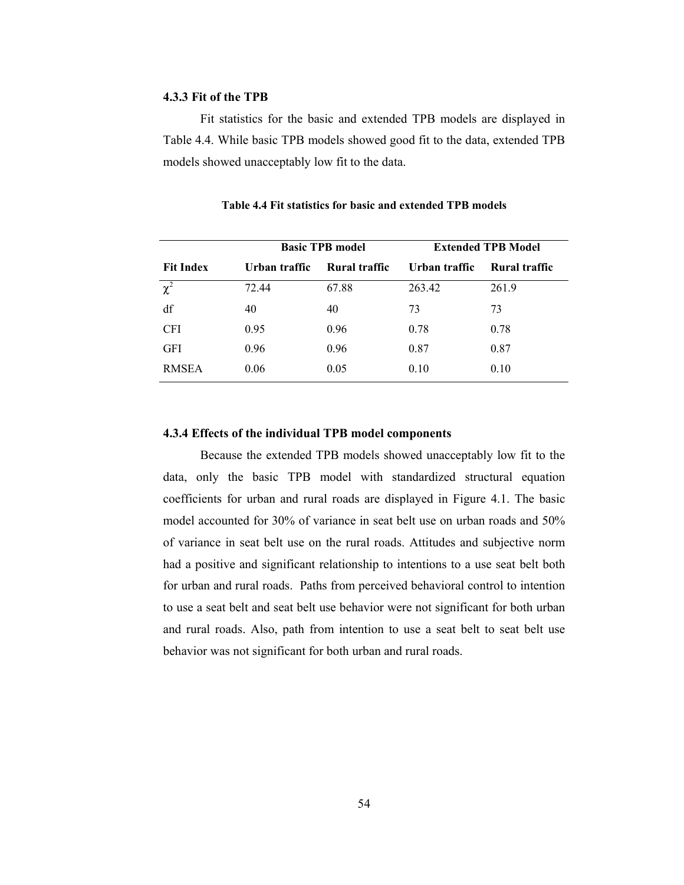### 4.3.3 Fit of the TPB

Fit statistics for the basic and extended TPB models are displayed in Table 4.4. While basic TPB models showed good fit to the data, extended TPB models showed unacceptably low fit to the data.

**Table 4.4 Fit statistics for basic and extended TPB models**

| | Basic TPB model | | Extended TPB Model | |
|---|---|---|---|---|
| **Fit Index** | **Urban traffic** | **Rural traffic** | **Urban traffic** | **Rural traffic** |
| $\chi^2$ | 72.44 | 67.88 | 263.42 | 261.9 |
| df | 40 | 40 | 73 | 73 |
| CFI | 0.95 | 0.96 | 0.78 | 0.78 |
| GFI | 0.96 | 0.96 | 0.87 | 0.87 |
| RMSEA | 0.06 | 0.05 | 0.10 | 0.10 |

### 4.3.4 Effects of the individual TPB model components

Because the extended TPB models showed unacceptably low fit to the data, only the basic TPB model with standardized structural equation coefficients for urban and rural roads are displayed in Figure 4.1. The basic model accounted for 30% of variance in seat belt use on urban roads and 50% of variance in seat belt use on the rural roads. Attitudes and subjective norm had a positive and significant relationship to intentions to a use seat belt both for urban and rural roads. Paths from perceived behavioral control to intention to use a seat belt and seat belt use behavior were not significant for both urban and rural roads. Also, path from intention to use a seat belt to seat belt use behavior was not significant for both urban and rural roads.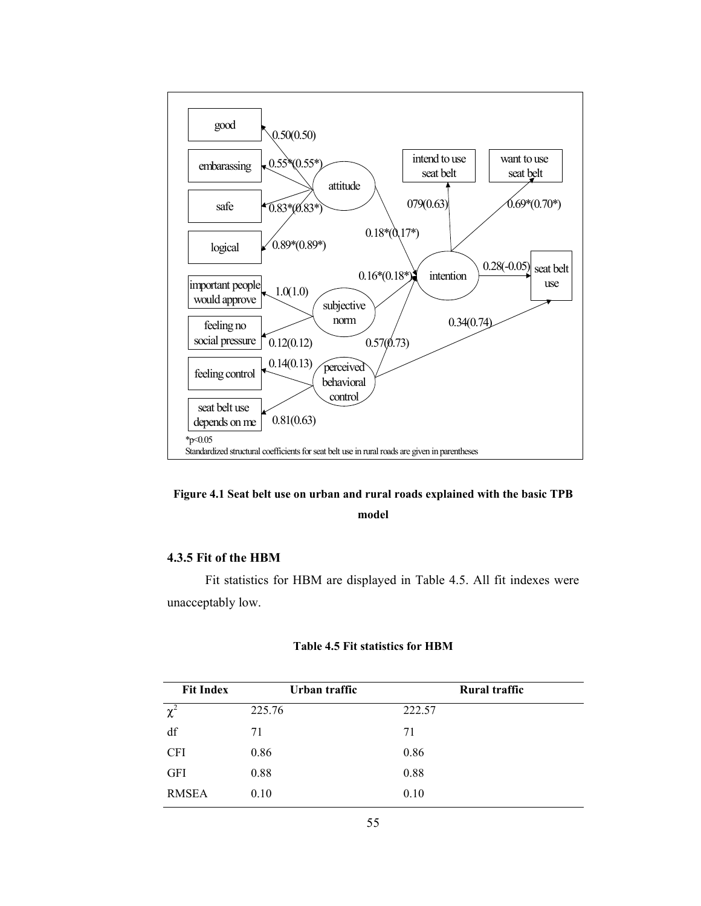*p<0.05

Standardized structural coefficients for seat belt use in rural roads are given in parentheses

**Figure 4.1 Seat belt use on urban and rural roads explained with the basic TPB model**

### 4.3.5 Fit of the HBM

Fit statistics for HBM are displayed in Table 4.5. All fit indexes were unacceptably low.

**Table 4.5 Fit statistics for HBM**

| Fit Index | Urban traffic | Rural traffic |
|---|---|---|
| $\chi^2$ | 225.76 | 222.57 |
| df | 71 | 71 |
| CFI | 0.86 | 0.86 |
| GFI | 0.88 | 0.88 |
| RMSEA | 0.10 | 0.10 |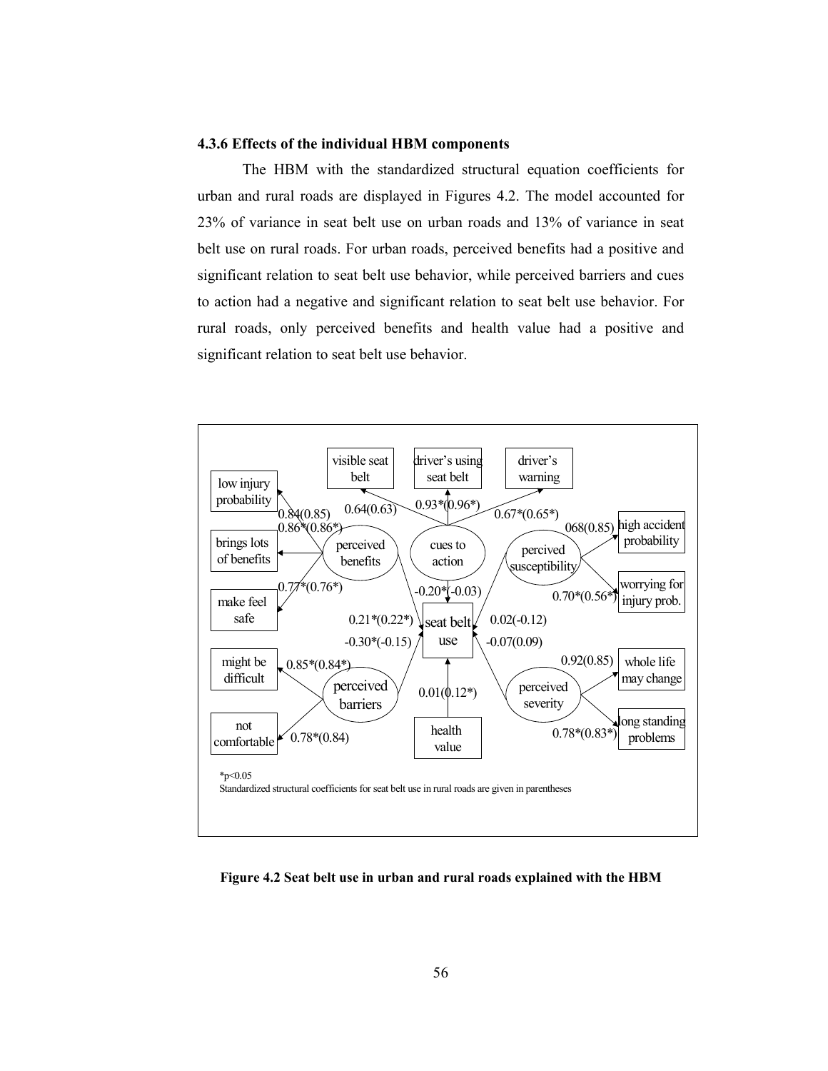### 4.3.6 Effects of the individual HBM components

The HBM with the standardized structural equation coefficients for urban and rural roads are displayed in Figures 4.2. The model accounted for 23% of variance in seat belt use on urban roads and 13% of variance in seat belt use on rural roads. For urban roads, perceived benefits had a positive and significant relation to seat belt use behavior, while perceived barriers and cues to action had a negative and significant relation to seat belt use behavior. For rural roads, only perceived benefits and health value had a positive and significant relation to seat belt use behavior.

*p<0.05

Standardized structural coefficients for seat belt use in rural roads are given in parentheses

**Figure 4.2 Seat belt use in urban and rural roads explained with the HBM**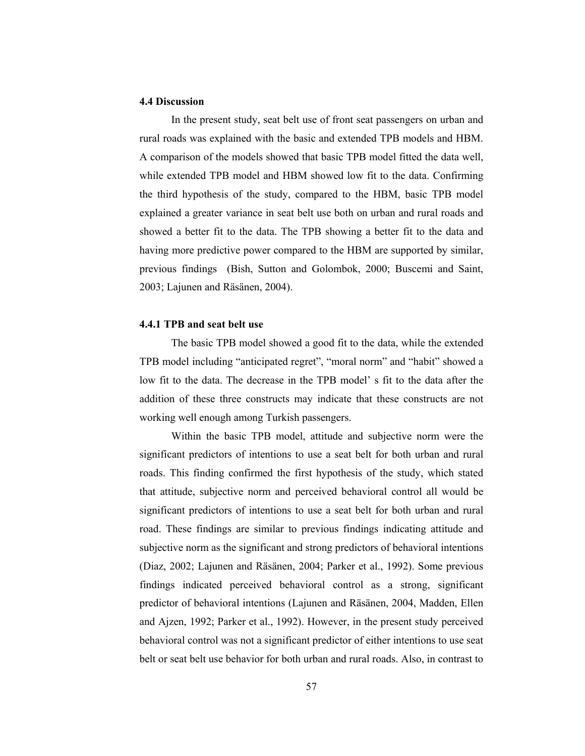### 4.4 Discussion

In the present study, seat belt use of front seat passengers on urban and rural roads was explained with the basic and extended TPB models and HBM. A comparison of the models showed that basic TPB model fitted the data well, while extended TPB model and HBM showed low fit to the data. Confirming the third hypothesis of the study, compared to the HBM, basic TPB model explained a greater variance in seat belt use both on urban and rural roads and showed a better fit to the data. The TPB showing a better fit to the data and having more predictive power compared to the HBM are supported by similar, previous findings (Bish, Sutton and Golombok, 2000; Buscemi and Saint, 2003; Lajunen and Räsänen, 2004).

#### 4.4.1 TPB and seat belt use

The basic TPB model showed a good fit to the data, while the extended TPB model including "anticipated regret", "moral norm" and "habit" showed a low fit to the data. The decrease in the TPB model' s fit to the data after the addition of these three constructs may indicate that these constructs are not working well enough among Turkish passengers.

Within the basic TPB model, attitude and subjective norm were the significant predictors of intentions to use a seat belt for both urban and rural roads. This finding confirmed the first hypothesis of the study, which stated that attitude, subjective norm and perceived behavioral control all would be significant predictors of intentions to use a seat belt for both urban and rural road. These findings are similar to previous findings indicating attitude and subjective norm as the significant and strong predictors of behavioral intentions (Diaz, 2002; Lajunen and Räsänen, 2004; Parker et al., 1992). Some previous findings indicated perceived behavioral control as a strong, significant predictor of behavioral intentions (Lajunen and Räsänen, 2004, Madden, Ellen and Ajzen, 1992; Parker et al., 1992). However, in the present study perceived behavioral control was not a significant predictor of either intentions to use seat belt or seat belt use behavior for both urban and rural roads. Also, in contrast to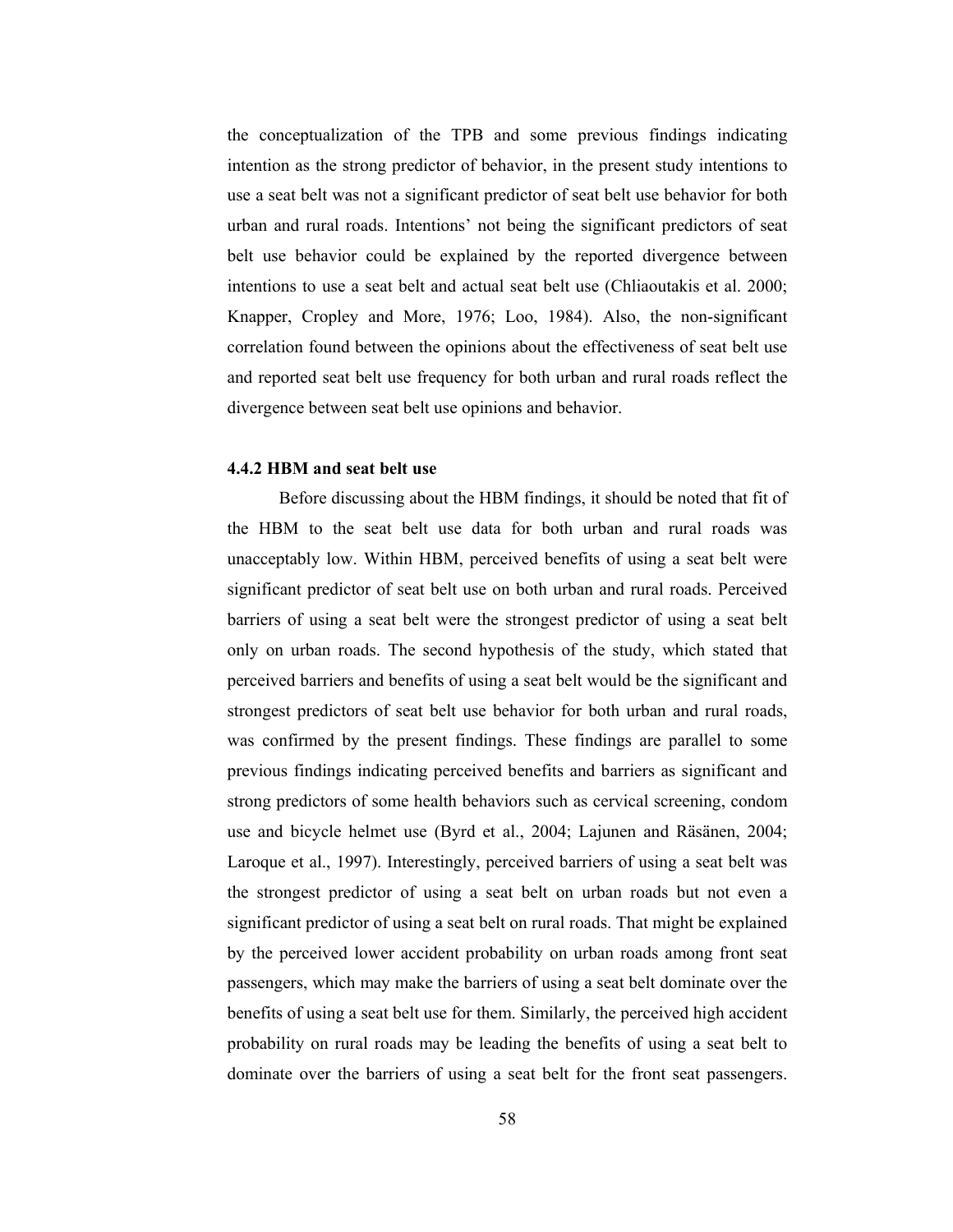the conceptualization of the TPB and some previous findings indicating intention as the strong predictor of behavior, in the present study intentions to use a seat belt was not a significant predictor of seat belt use behavior for both urban and rural roads. Intentions' not being the significant predictors of seat belt use behavior could be explained by the reported divergence between intentions to use a seat belt and actual seat belt use (Chliaoutakis et al. 2000; Knapper, Cropley and More, 1976; Loo, 1984). Also, the non-significant correlation found between the opinions about the effectiveness of seat belt use and reported seat belt use frequency for both urban and rural roads reflect the divergence between seat belt use opinions and behavior.

### 4.4.2 HBM and seat belt use

Before discussing about the HBM findings, it should be noted that fit of the HBM to the seat belt use data for both urban and rural roads was unacceptably low. Within HBM, perceived benefits of using a seat belt were significant predictor of seat belt use on both urban and rural roads. Perceived barriers of using a seat belt were the strongest predictor of using a seat belt only on urban roads. The second hypothesis of the study, which stated that perceived barriers and benefits of using a seat belt would be the significant and strongest predictors of seat belt use behavior for both urban and rural roads, was confirmed by the present findings. These findings are parallel to some previous findings indicating perceived benefits and barriers as significant and strong predictors of some health behaviors such as cervical screening, condom use and bicycle helmet use (Byrd et al., 2004; Lajunen and Räsänen, 2004; Laroque et al., 1997). Interestingly, perceived barriers of using a seat belt was the strongest predictor of using a seat belt on urban roads but not even a significant predictor of using a seat belt on rural roads. That might be explained by the perceived lower accident probability on urban roads among front seat passengers, which may make the barriers of using a seat belt dominate over the benefits of using a seat belt use for them. Similarly, the perceived high accident probability on rural roads may be leading the benefits of using a seat belt to dominate over the barriers of using a seat belt for the front seat passengers.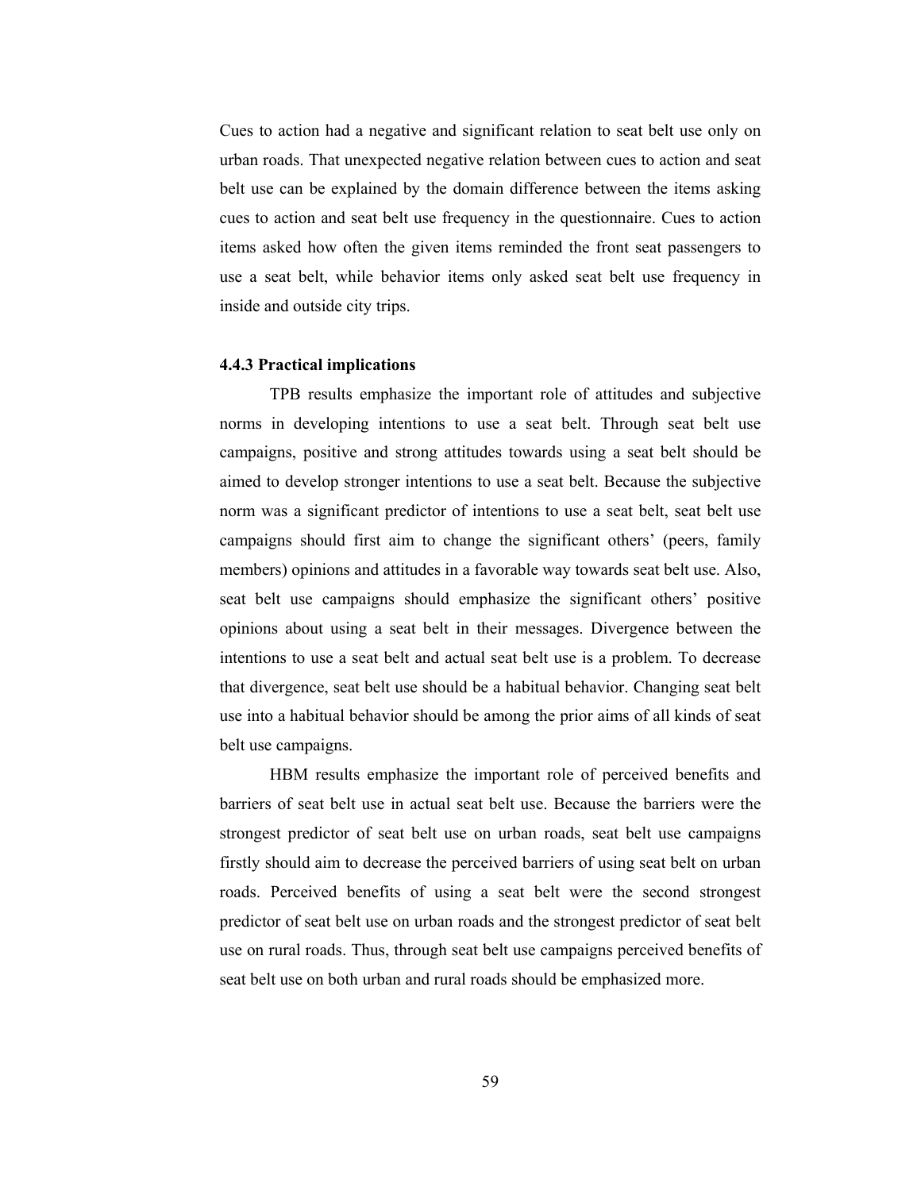Cues to action had a negative and significant relation to seat belt use only on urban roads. That unexpected negative relation between cues to action and seat belt use can be explained by the domain difference between the items asking cues to action and seat belt use frequency in the questionnaire. Cues to action items asked how often the given items reminded the front seat passengers to use a seat belt, while behavior items only asked seat belt use frequency in inside and outside city trips.

### 4.4.3 Practical implications

TPB results emphasize the important role of attitudes and subjective norms in developing intentions to use a seat belt. Through seat belt use campaigns, positive and strong attitudes towards using a seat belt should be aimed to develop stronger intentions to use a seat belt. Because the subjective norm was a significant predictor of intentions to use a seat belt, seat belt use campaigns should first aim to change the significant others' (peers, family members) opinions and attitudes in a favorable way towards seat belt use. Also, seat belt use campaigns should emphasize the significant others' positive opinions about using a seat belt in their messages. Divergence between the intentions to use a seat belt and actual seat belt use is a problem. To decrease that divergence, seat belt use should be a habitual behavior. Changing seat belt use into a habitual behavior should be among the prior aims of all kinds of seat belt use campaigns.

HBM results emphasize the important role of perceived benefits and barriers of seat belt use in actual seat belt use. Because the barriers were the strongest predictor of seat belt use on urban roads, seat belt use campaigns firstly should aim to decrease the perceived barriers of using seat belt on urban roads. Perceived benefits of using a seat belt were the second strongest predictor of seat belt use on urban roads and the strongest predictor of seat belt use on rural roads. Thus, through seat belt use campaigns perceived benefits of seat belt use on both urban and rural roads should be emphasized more.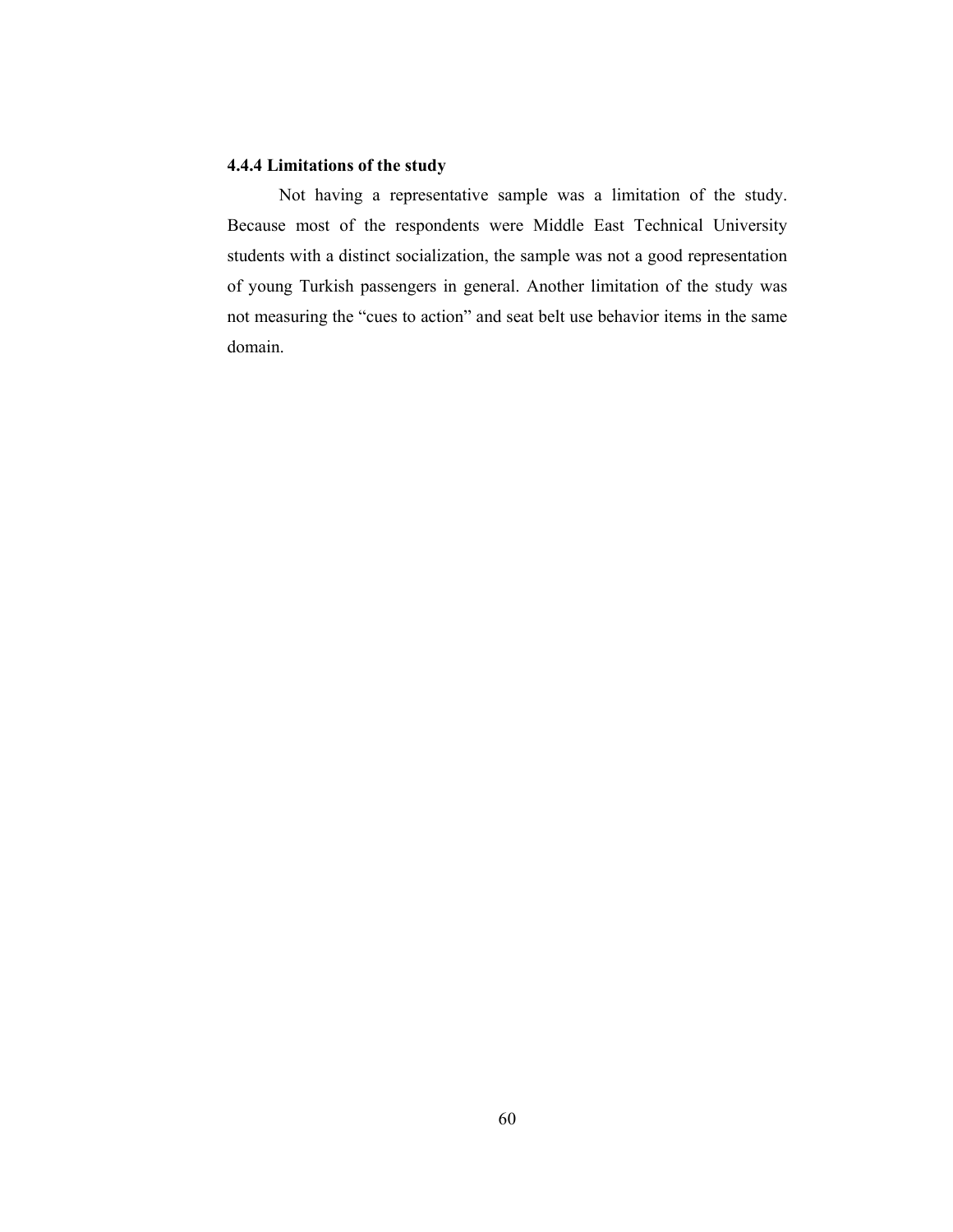#### 4.4.4 Limitations of the study

Not having a representative sample was a limitation of the study. Because most of the respondents were Middle East Technical University students with a distinct socialization, the sample was not a good representation of young Turkish passengers in general. Another limitation of the study was not measuring the "cues to action" and seat belt use behavior items in the same domain.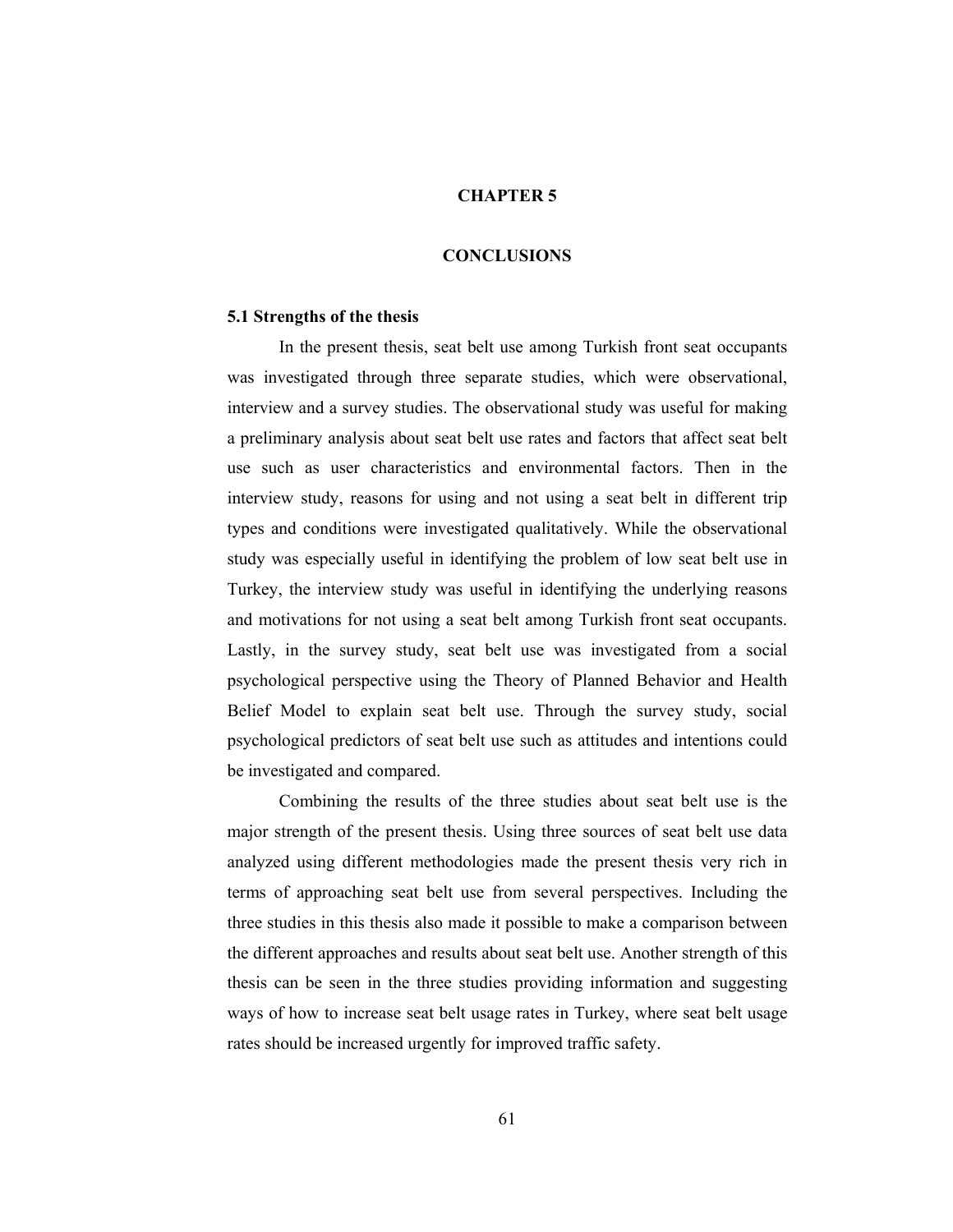# CHAPTER 5

# CONCLUSIONS

## 5.1 Strengths of the thesis

In the present thesis, seat belt use among Turkish front seat occupants was investigated through three separate studies, which were observational, interview and a survey studies. The observational study was useful for making a preliminary analysis about seat belt use rates and factors that affect seat belt use such as user characteristics and environmental factors. Then in the interview study, reasons for using and not using a seat belt in different trip types and conditions were investigated qualitatively. While the observational study was especially useful in identifying the problem of low seat belt use in Turkey, the interview study was useful in identifying the underlying reasons and motivations for not using a seat belt among Turkish front seat occupants. Lastly, in the survey study, seat belt use was investigated from a social psychological perspective using the Theory of Planned Behavior and Health Belief Model to explain seat belt use. Through the survey study, social psychological predictors of seat belt use such as attitudes and intentions could be investigated and compared.

Combining the results of the three studies about seat belt use is the major strength of the present thesis. Using three sources of seat belt use data analyzed using different methodologies made the present thesis very rich in terms of approaching seat belt use from several perspectives. Including the three studies in this thesis also made it possible to make a comparison between the different approaches and results about seat belt use. Another strength of this thesis can be seen in the three studies providing information and suggesting ways of how to increase seat belt usage rates in Turkey, where seat belt usage rates should be increased urgently for improved traffic safety.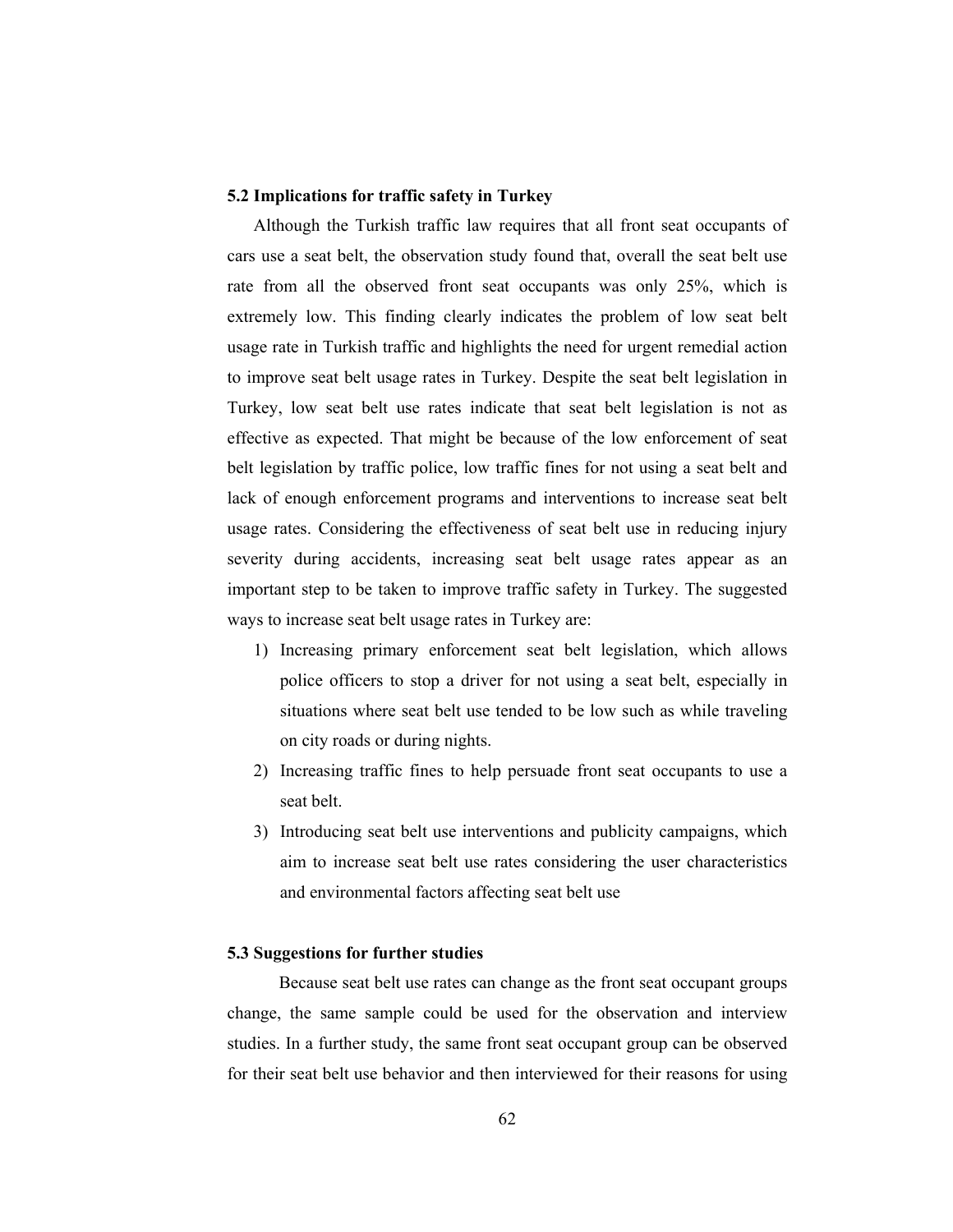## 5.2 Implications for traffic safety in Turkey

Although the Turkish traffic law requires that all front seat occupants of cars use a seat belt, the observation study found that, overall the seat belt use rate from all the observed front seat occupants was only 25%, which is extremely low. This finding clearly indicates the problem of low seat belt usage rate in Turkish traffic and highlights the need for urgent remedial action to improve seat belt usage rates in Turkey. Despite the seat belt legislation in Turkey, low seat belt use rates indicate that seat belt legislation is not as effective as expected. That might be because of the low enforcement of seat belt legislation by traffic police, low traffic fines for not using a seat belt and lack of enough enforcement programs and interventions to increase seat belt usage rates. Considering the effectiveness of seat belt use in reducing injury severity during accidents, increasing seat belt usage rates appear as an important step to be taken to improve traffic safety in Turkey. The suggested ways to increase seat belt usage rates in Turkey are:

1) Increasing primary enforcement seat belt legislation, which allows police officers to stop a driver for not using a seat belt, especially in situations where seat belt use tended to be low such as while traveling on city roads or during nights.
2) Increasing traffic fines to help persuade front seat occupants to use a seat belt.
3) Introducing seat belt use interventions and publicity campaigns, which aim to increase seat belt use rates considering the user characteristics and environmental factors affecting seat belt use

## 5.3 Suggestions for further studies

Because seat belt use rates can change as the front seat occupant groups change, the same sample could be used for the observation and interview studies. In a further study, the same front seat occupant group can be observed for their seat belt use behavior and then interviewed for their reasons for using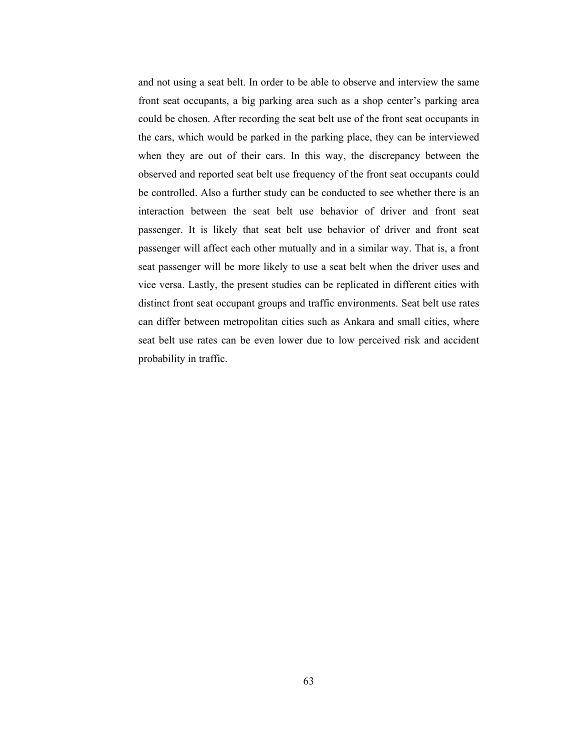and not using a seat belt. In order to be able to observe and interview the same front seat occupants, a big parking area such as a shop center's parking area could be chosen. After recording the seat belt use of the front seat occupants in the cars, which would be parked in the parking place, they can be interviewed when they are out of their cars. In this way, the discrepancy between the observed and reported seat belt use frequency of the front seat occupants could be controlled. Also a further study can be conducted to see whether there is an interaction between the seat belt use behavior of driver and front seat passenger. It is likely that seat belt use behavior of driver and front seat passenger will affect each other mutually and in a similar way. That is, a front seat passenger will be more likely to use a seat belt when the driver uses and vice versa. Lastly, the present studies can be replicated in different cities with distinct front seat occupant groups and traffic environments. Seat belt use rates can differ between metropolitan cities such as Ankara and small cities, where seat belt use rates can be even lower due to low perceived risk and accident probability in traffic.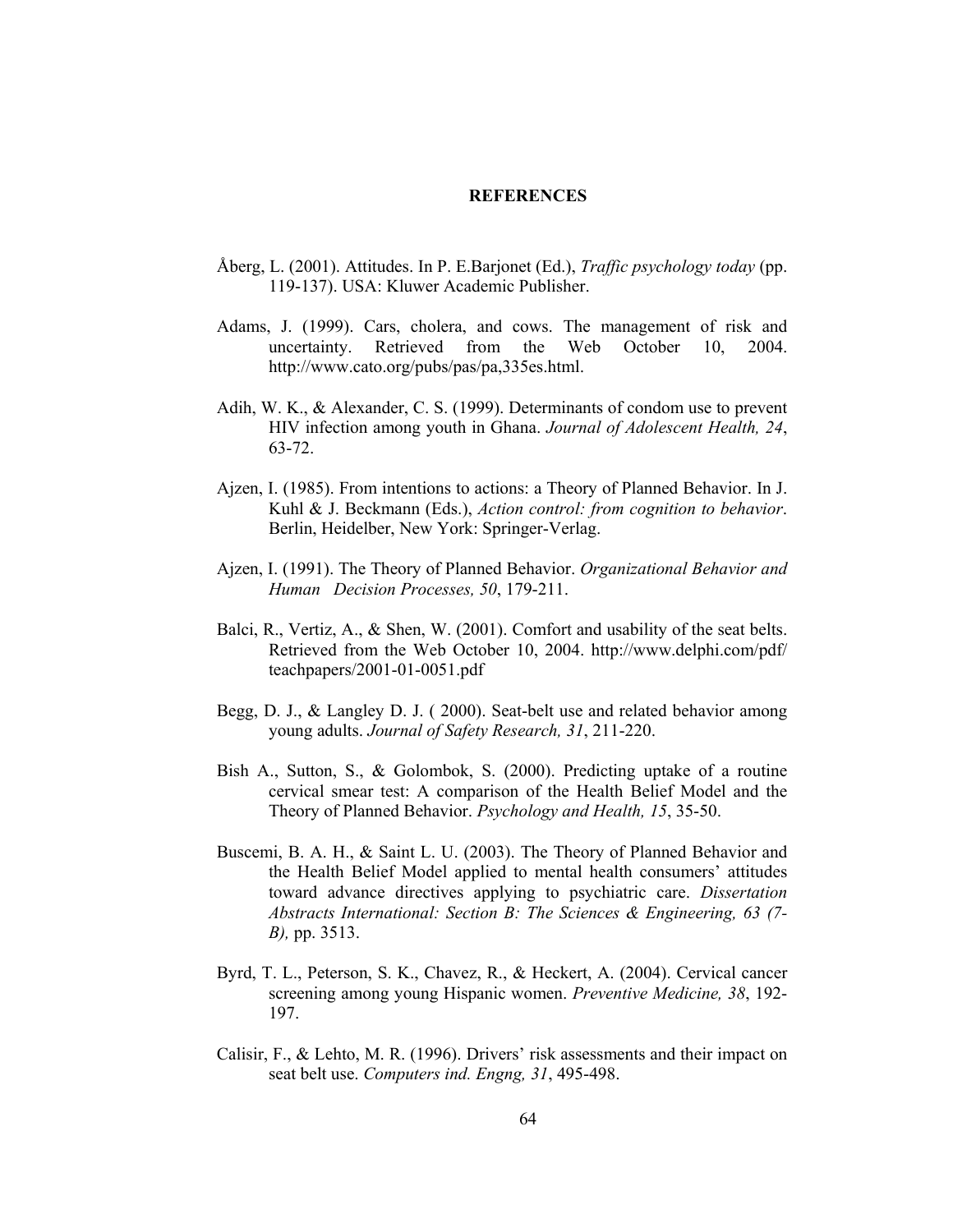# REFERENCES

Åberg, L. (2001). Attitudes. In P. E.Barjonet (Ed.), *Traffic psychology today* (pp. 119-137). USA: Kluwer Academic Publisher.

Adams, J. (1999). Cars, cholera, and cows. The management of risk and uncertainty. Retrieved from the Web October 10, 2004. http://www.cato.org/pubs/pas/pa,335es.html.

Adih, W. K., & Alexander, C. S. (1999). Determinants of condom use to prevent HIV infection among youth in Ghana. *Journal of Adolescent Health, 24*, 63-72.

Ajzen, I. (1985). From intentions to actions: a Theory of Planned Behavior. In J. Kuhl & J. Beckmann (Eds.), *Action control: from cognition to behavior*. Berlin, Heidelber, New York: Springer-Verlag.

Ajzen, I. (1991). The Theory of Planned Behavior. *Organizational Behavior and Human Decision Processes, 50*, 179-211.

Balci, R., Vertiz, A., & Shen, W. (2001). Comfort and usability of the seat belts. Retrieved from the Web October 10, 2004. http://www.delphi.com/pdf/teachpapers/2001-01-0051.pdf

Begg, D. J., & Langley D. J. ( 2000). Seat-belt use and related behavior among young adults. *Journal of Safety Research, 31*, 211-220.

Bish A., Sutton, S., & Golombok, S. (2000). Predicting uptake of a routine cervical smear test: A comparison of the Health Belief Model and the Theory of Planned Behavior. *Psychology and Health, 15*, 35-50.

Buscemi, B. A. H., & Saint L. U. (2003). The Theory of Planned Behavior and the Health Belief Model applied to mental health consumers' attitudes toward advance directives applying to psychiatric care. *Dissertation Abstracts International: Section B: The Sciences & Engineering, 63 (7-B),* pp. 3513.

Byrd, T. L., Peterson, S. K., Chavez, R., & Heckert, A. (2004). Cervical cancer screening among young Hispanic women. *Preventive Medicine, 38*, 192-197.

Calisir, F., & Lehto, M. R. (1996). Drivers' risk assessments and their impact on seat belt use. *Computers ind. Engng, 31*, 495-498.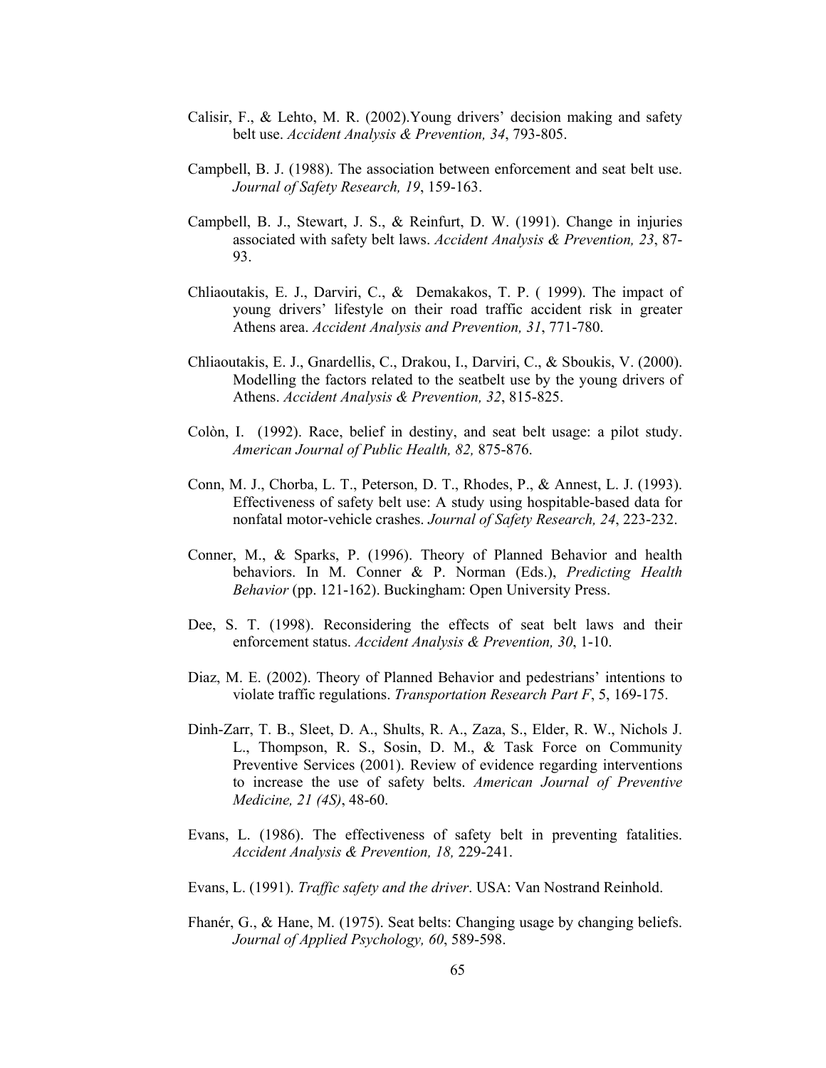Calisir, F., & Lehto, M. R. (2002).Young drivers' decision making and safety belt use. *Accident Analysis & Prevention, 34*, 793-805.

Campbell, B. J. (1988). The association between enforcement and seat belt use. *Journal of Safety Research, 19*, 159-163.

Campbell, B. J., Stewart, J. S., & Reinfurt, D. W. (1991). Change in injuries associated with safety belt laws. *Accident Analysis & Prevention, 23*, 87-93.

Chliaoutakis, E. J., Darviri, C., & Demakakos, T. P. ( 1999). The impact of young drivers' lifestyle on their road traffic accident risk in greater Athens area. *Accident Analysis and Prevention, 31*, 771-780.

Chliaoutakis, E. J., Gnardellis, C., Drakou, I., Darviri, C., & Sboukis, V. (2000). Modelling the factors related to the seatbelt use by the young drivers of Athens. *Accident Analysis & Prevention, 32*, 815-825.

Colòn, I. (1992). Race, belief in destiny, and seat belt usage: a pilot study. *American Journal of Public Health, 82,* 875-876.

Conn, M. J., Chorba, L. T., Peterson, D. T., Rhodes, P., & Annest, L. J. (1993). Effectiveness of safety belt use: A study using hospitable-based data for nonfatal motor-vehicle crashes. *Journal of Safety Research, 24*, 223-232.

Conner, M., & Sparks, P. (1996). Theory of Planned Behavior and health behaviors. In M. Conner & P. Norman (Eds.), *Predicting Health Behavior* (pp. 121-162). Buckingham: Open University Press.

Dee, S. T. (1998). Reconsidering the effects of seat belt laws and their enforcement status. *Accident Analysis & Prevention, 30*, 1-10.

Diaz, M. E. (2002). Theory of Planned Behavior and pedestrians' intentions to violate traffic regulations. *Transportation Research Part F*, 5, 169-175.

Dinh-Zarr, T. B., Sleet, D. A., Shults, R. A., Zaza, S., Elder, R. W., Nichols J. L., Thompson, R. S., Sosin, D. M., & Task Force on Community Preventive Services (2001). Review of evidence regarding interventions to increase the use of safety belts. *American Journal of Preventive Medicine, 21 (4S)*, 48-60.

Evans, L. (1986). The effectiveness of safety belt in preventing fatalities. *Accident Analysis & Prevention, 18,* 229-241.

Evans, L. (1991). *Traffic safety and the driver*. USA: Van Nostrand Reinhold.

Fhanér, G., & Hane, M. (1975). Seat belts: Changing usage by changing beliefs. *Journal of Applied Psychology, 60*, 589-598.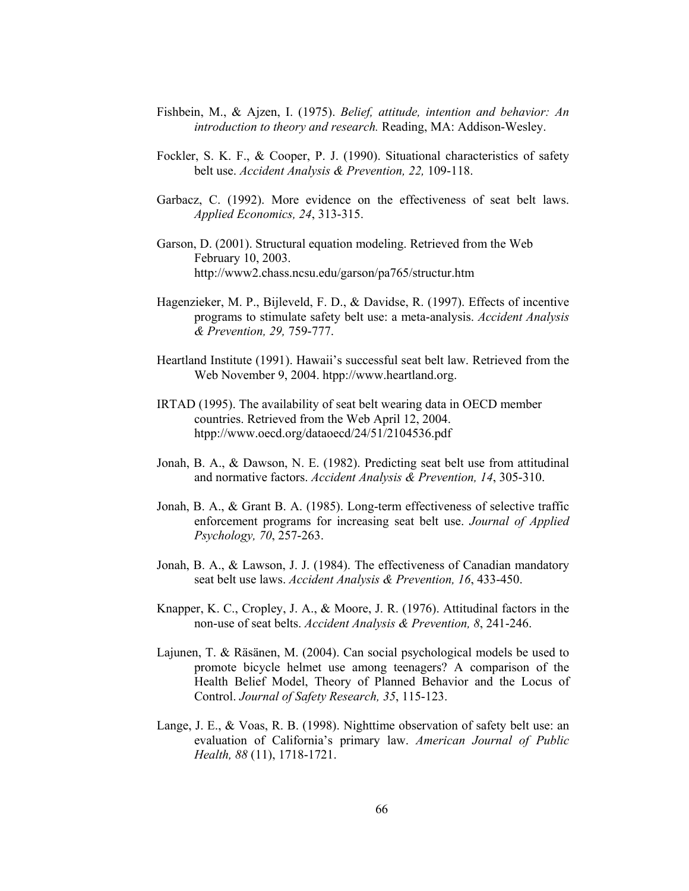Fishbein, M., & Ajzen, I. (1975). *Belief, attitude, intention and behavior: An introduction to theory and research.* Reading, MA: Addison-Wesley.

Fockler, S. K. F., & Cooper, P. J. (1990). Situational characteristics of safety belt use. *Accident Analysis & Prevention, 22,* 109-118.

Garbacz, C. (1992). More evidence on the effectiveness of seat belt laws. *Applied Economics, 24*, 313-315.

Garson, D. (2001). Structural equation modeling. Retrieved from the Web February 10, 2003. http://www2.chass.ncsu.edu/garson/pa765/structur.htm

Hagenzieker, M. P., Bijleveld, F. D., & Davidse, R. (1997). Effects of incentive programs to stimulate safety belt use: a meta-analysis. *Accident Analysis & Prevention, 29,* 759-777.

Heartland Institute (1991). Hawaii's successful seat belt law. Retrieved from the Web November 9, 2004. htpp://www.heartland.org.

IRTAD (1995). The availability of seat belt wearing data in OECD member countries. Retrieved from the Web April 12, 2004. htpp://www.oecd.org/dataoecd/24/51/2104536.pdf

Jonah, B. A., & Dawson, N. E. (1982). Predicting seat belt use from attitudinal and normative factors. *Accident Analysis & Prevention, 14*, 305-310.

Jonah, B. A., & Grant B. A. (1985). Long-term effectiveness of selective traffic enforcement programs for increasing seat belt use. *Journal of Applied Psychology, 70*, 257-263.

Jonah, B. A., & Lawson, J. J. (1984). The effectiveness of Canadian mandatory seat belt use laws. *Accident Analysis & Prevention, 16*, 433-450.

Knapper, K. C., Cropley, J. A., & Moore, J. R. (1976). Attitudinal factors in the non-use of seat belts. *Accident Analysis & Prevention, 8*, 241-246.

Lajunen, T. & Räsänen, M. (2004). Can social psychological models be used to promote bicycle helmet use among teenagers? A comparison of the Health Belief Model, Theory of Planned Behavior and the Locus of Control. *Journal of Safety Research, 35*, 115-123.

Lange, J. E., & Voas, R. B. (1998). Nighttime observation of safety belt use: an evaluation of California's primary law. *American Journal of Public Health, 88* (11), 1718-1721.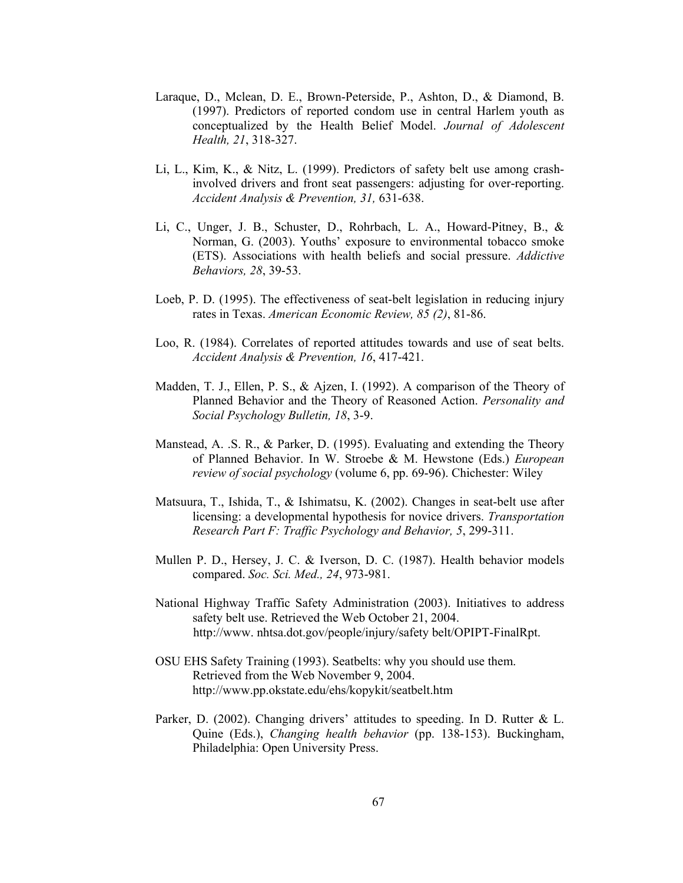Laraque, D., Mclean, D. E., Brown-Peterside, P., Ashton, D., & Diamond, B. (1997). Predictors of reported condom use in central Harlem youth as conceptualized by the Health Belief Model. *Journal of Adolescent Health, 21*, 318-327.

Li, L., Kim, K., & Nitz, L. (1999). Predictors of safety belt use among crash-involved drivers and front seat passengers: adjusting for over-reporting. *Accident Analysis & Prevention, 31,* 631-638.

Li, C., Unger, J. B., Schuster, D., Rohrbach, L. A., Howard-Pitney, B., & Norman, G. (2003). Youths' exposure to environmental tobacco smoke (ETS). Associations with health beliefs and social pressure. *Addictive Behaviors, 28*, 39-53.

Loeb, P. D. (1995). The effectiveness of seat-belt legislation in reducing injury rates in Texas. *American Economic Review, 85 (2)*, 81-86.

Loo, R. (1984). Correlates of reported attitudes towards and use of seat belts. *Accident Analysis & Prevention, 16*, 417-421.

Madden, T. J., Ellen, P. S., & Ajzen, I. (1992). A comparison of the Theory of Planned Behavior and the Theory of Reasoned Action. *Personality and Social Psychology Bulletin, 18*, 3-9.

Manstead, A. .S. R., & Parker, D. (1995). Evaluating and extending the Theory of Planned Behavior. In W. Stroebe & M. Hewstone (Eds.) *European review of social psychology* (volume 6, pp. 69-96). Chichester: Wiley

Matsuura, T., Ishida, T., & Ishimatsu, K. (2002). Changes in seat-belt use after licensing: a developmental hypothesis for novice drivers. *Transportation Research Part F: Traffic Psychology and Behavior, 5*, 299-311.

Mullen P. D., Hersey, J. C. & Iverson, D. C. (1987). Health behavior models compared. *Soc. Sci. Med., 24*, 973-981.

National Highway Traffic Safety Administration (2003). Initiatives to address safety belt use. Retrieved the Web October 21, 2004. http://www. nhtsa.dot.gov/people/injury/safety belt/OPIPT-FinalRpt.

OSU EHS Safety Training (1993). Seatbelts: why you should use them. Retrieved from the Web November 9, 2004. http://www.pp.okstate.edu/ehs/kopykit/seatbelt.htm

Parker, D. (2002). Changing drivers' attitudes to speeding. In D. Rutter & L. Quine (Eds.), *Changing health behavior* (pp. 138-153). Buckingham, Philadelphia: Open University Press.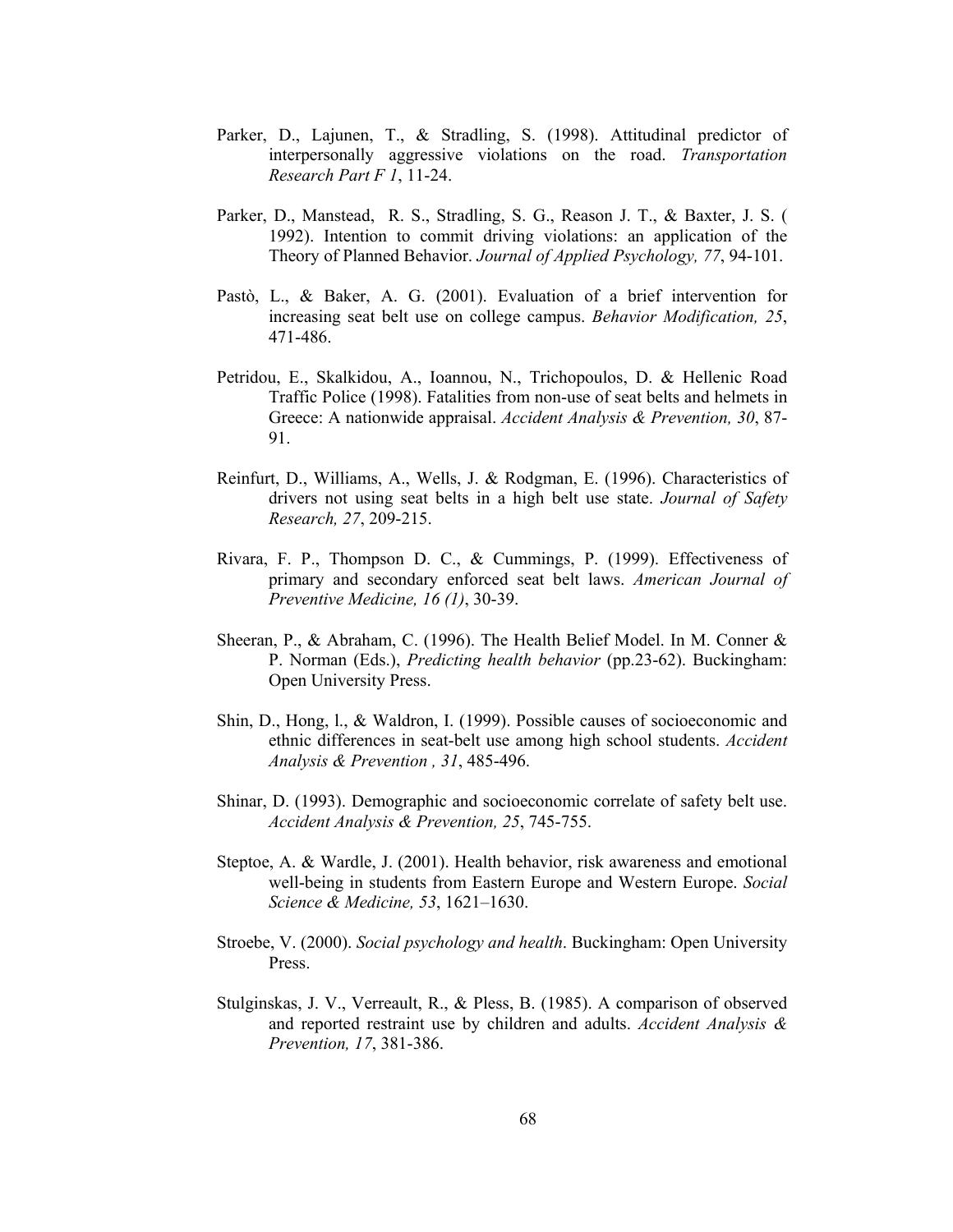Parker, D., Lajunen, T., & Stradling, S. (1998). Attitudinal predictor of interpersonally aggressive violations on the road. *Transportation Research Part F 1*, 11-24.

Parker, D., Manstead, R. S., Stradling, S. G., Reason J. T., & Baxter, J. S. ( 1992). Intention to commit driving violations: an application of the Theory of Planned Behavior. *Journal of Applied Psychology, 77*, 94-101.

Pastò, L., & Baker, A. G. (2001). Evaluation of a brief intervention for increasing seat belt use on college campus. *Behavior Modification, 25*, 471-486.

Petridou, E., Skalkidou, A., Ioannou, N., Trichopoulos, D. & Hellenic Road Traffic Police (1998). Fatalities from non-use of seat belts and helmets in Greece: A nationwide appraisal. *Accident Analysis & Prevention, 30*, 87-91.

Reinfurt, D., Williams, A., Wells, J. & Rodgman, E. (1996). Characteristics of drivers not using seat belts in a high belt use state. *Journal of Safety Research, 27*, 209-215.

Rivara, F. P., Thompson D. C., & Cummings, P. (1999). Effectiveness of primary and secondary enforced seat belt laws. *American Journal of Preventive Medicine, 16 (1)*, 30-39.

Sheeran, P., & Abraham, C. (1996). The Health Belief Model. In M. Conner & P. Norman (Eds.), *Predicting health behavior* (pp.23-62). Buckingham: Open University Press.

Shin, D., Hong, l., & Waldron, I. (1999). Possible causes of socioeconomic and ethnic differences in seat-belt use among high school students. *Accident Analysis & Prevention , 31*, 485-496.

Shinar, D. (1993). Demographic and socioeconomic correlate of safety belt use. *Accident Analysis & Prevention, 25*, 745-755.

Steptoe, A. & Wardle, J. (2001). Health behavior, risk awareness and emotional well-being in students from Eastern Europe and Western Europe. *Social Science & Medicine, 53*, 1621–1630.

Stroebe, V. (2000). *Social psychology and health*. Buckingham: Open University Press.

Stulginskas, J. V., Verreault, R., & Pless, B. (1985). A comparison of observed and reported restraint use by children and adults. *Accident Analysis & Prevention, 17*, 381-386.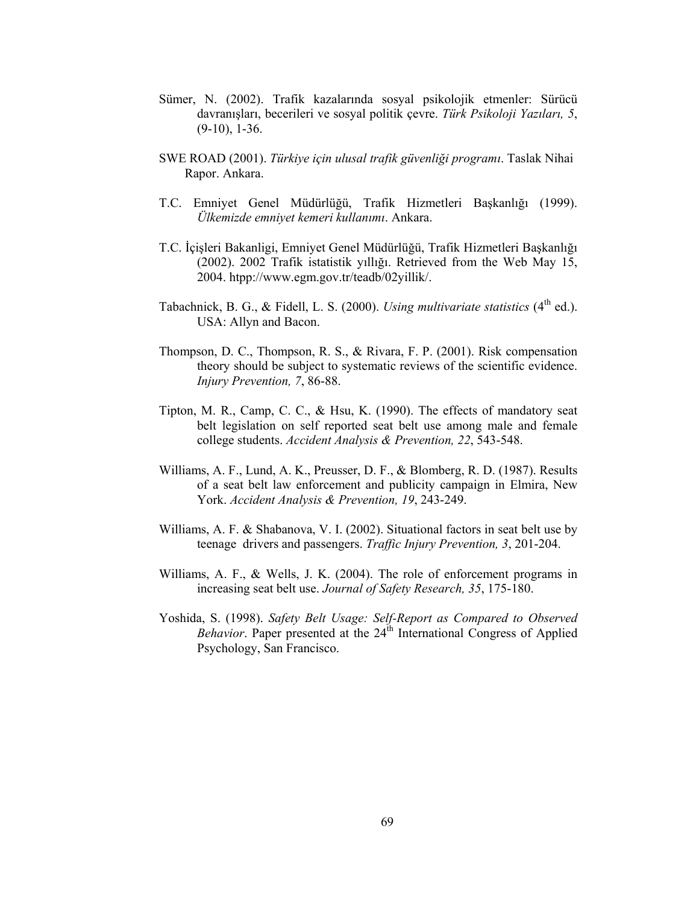Sümer, N. (2002). Trafik kazalarında sosyal psikolojik etmenler: Sürücü davranışları, becerileri ve sosyal politik çevre. *Türk Psikoloji Yazıları, 5*, (9-10), 1-36.

SWE ROAD (2001). *Türkiye için ulusal trafik güvenliği programı*. Taslak Nihai Rapor. Ankara.

T.C. Emniyet Genel Müdürlüğü, Trafik Hizmetleri Başkanlığı (1999). *Ülkemizde emniyet kemeri kullanımı*. Ankara.

T.C. İçişleri Bakanligi, Emniyet Genel Müdürlüğü, Trafik Hizmetleri Başkanlığı (2002). 2002 Trafik istatistik yıllığı. Retrieved from the Web May 15, 2004. htpp://www.egm.gov.tr/teadb/02yillik/.

Tabachnick, B. G., & Fidell, L. S. (2000). *Using multivariate statistics* (4th ed.). USA: Allyn and Bacon.

Thompson, D. C., Thompson, R. S., & Rivara, F. P. (2001). Risk compensation theory should be subject to systematic reviews of the scientific evidence. *Injury Prevention, 7*, 86-88.

Tipton, M. R., Camp, C. C., & Hsu, K. (1990). The effects of mandatory seat belt legislation on self reported seat belt use among male and female college students. *Accident Analysis & Prevention, 22*, 543-548.

Williams, A. F., Lund, A. K., Preusser, D. F., & Blomberg, R. D. (1987). Results of a seat belt law enforcement and publicity campaign in Elmira, New York. *Accident Analysis & Prevention, 19*, 243-249.

Williams, A. F. & Shabanova, V. I. (2002). Situational factors in seat belt use by teenage drivers and passengers. *Traffic Injury Prevention, 3*, 201-204.

Williams, A. F., & Wells, J. K. (2004). The role of enforcement programs in increasing seat belt use. *Journal of Safety Research, 35*, 175-180.

Yoshida, S. (1998). *Safety Belt Usage: Self-Report as Compared to Observed Behavior*. Paper presented at the 24th International Congress of Applied Psychology, San Francisco.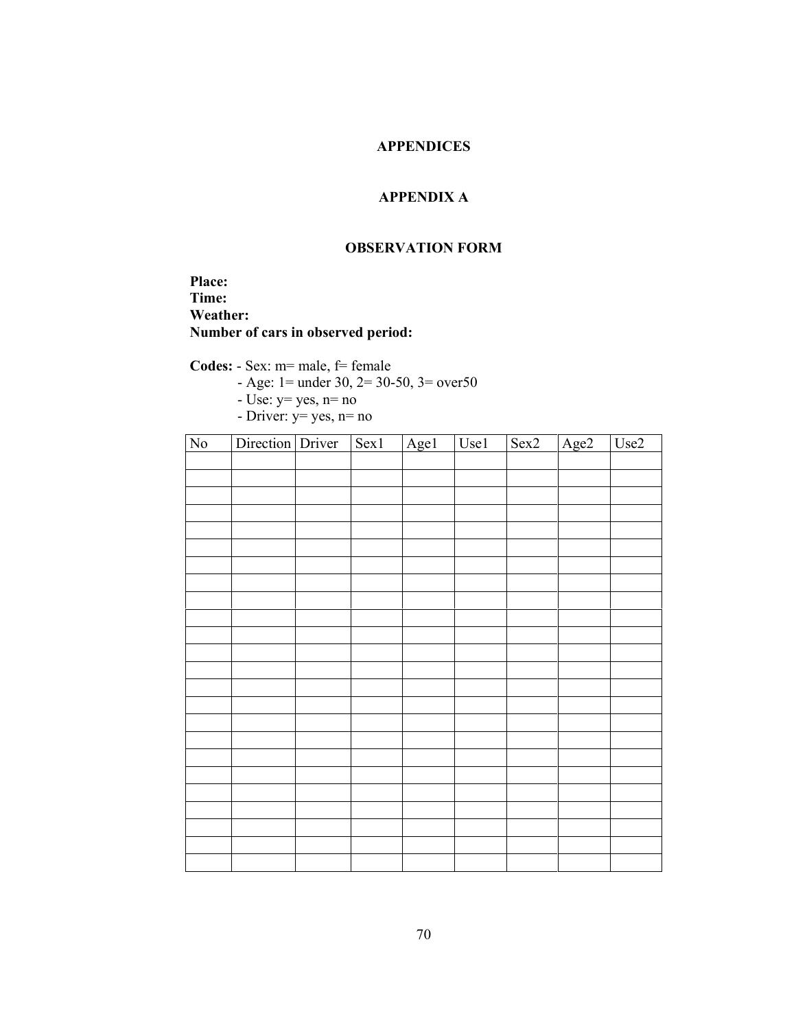# APPENDICES

## APPENDIX A

### OBSERVATION FORM

**Place:**
**Time:**
**Weather:**
**Number of cars in observed period:**

**Codes:** - Sex: m= male, f= female
- Age: 1= under 30, 2= 30-50, 3= over50
- Use: y= yes, n= no
- Driver: y= yes, n= no

| No | Direction | Driver | Sex1 | Age1 | Use1 | Sex2 | Age2 | Use2 |
|---|---|---|---|---|---|---|---|---|
| | | | | | | | | |
| | | | | | | | | |
| | | | | | | | | |
| | | | | | | | | |
| | | | | | | | | |
| | | | | | | | | |
| | | | | | | | | |
| | | | | | | | | |
| | | | | | | | | |
| | | | | | | | | |
| | | | | | | | | |
| | | | | | | | | |
| | | | | | | | | |
| | | | | | | | | |
| | | | | | | | | |
| | | | | | | | | |
| | | | | | | | | |
| | | | | | | | | |
| | | | | | | | | |
| | | | | | | | | |
| | | | | | | | | |
| | | | | | | | | |
| | | | | | | | | |
| | | | | | | | | |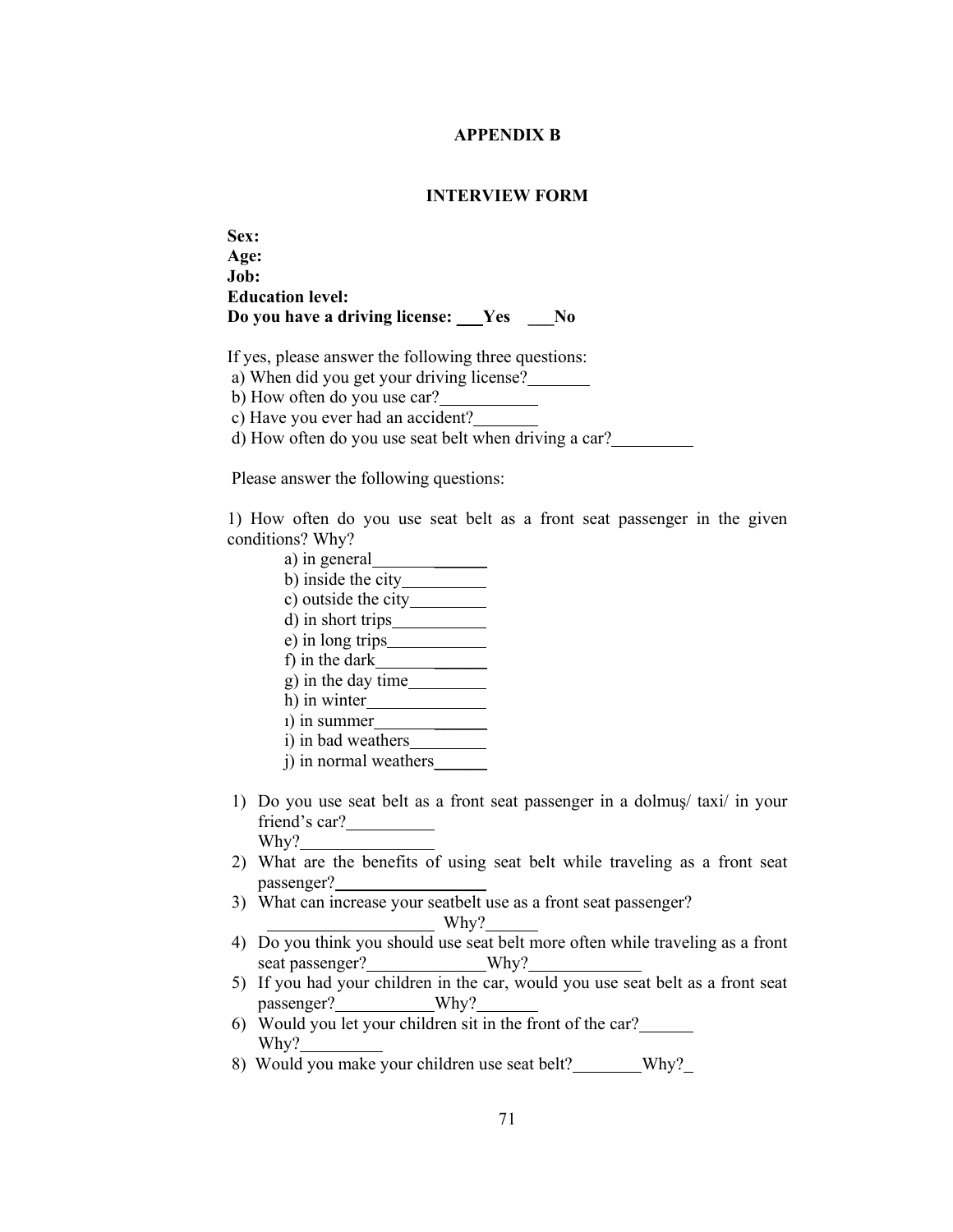# APPENDIX B

## INTERVIEW FORM

**Sex:**
**Age:**
**Job:**
**Education level:**
**Do you have a driving license: ___Yes ___No**

If yes, please answer the following three questions:

a) When did you get your driving license?_______
b) How often do you use car?__________
c) Have you ever had an accident?_______
d) How often do you use seat belt when driving a car?_________

Please answer the following questions:

1) How often do you use seat belt as a front seat passenger in the given conditions? Why?

a) in general____________
b) inside the city_________
c) outside the city________
d) in short trips__________
e) in long trips___________
f) in the dark____________
g) in the day time________
h) in winter_____________
ı) in summer____________
i) in bad weathers________
j) in normal weathers______

1) Do you use seat belt as a front seat passenger in a dolmuş/ taxi/ in your friend's car?__________
Why?_______________
2) What are the benefits of using seat belt while traveling as a front seat passenger?_________________
3) What can increase your seatbelt use as a front seat passenger?
__________________ Why?______
4) Do you think you should use seat belt more often while traveling as a front seat passenger?_____________Why?____________
5) If you had your children in the car, would you use seat belt as a front seat passenger?___________Why?_______
6) Would you let your children sit in the front of the car?______
Why?_________
8) Would you make your children use seat belt?________Why?_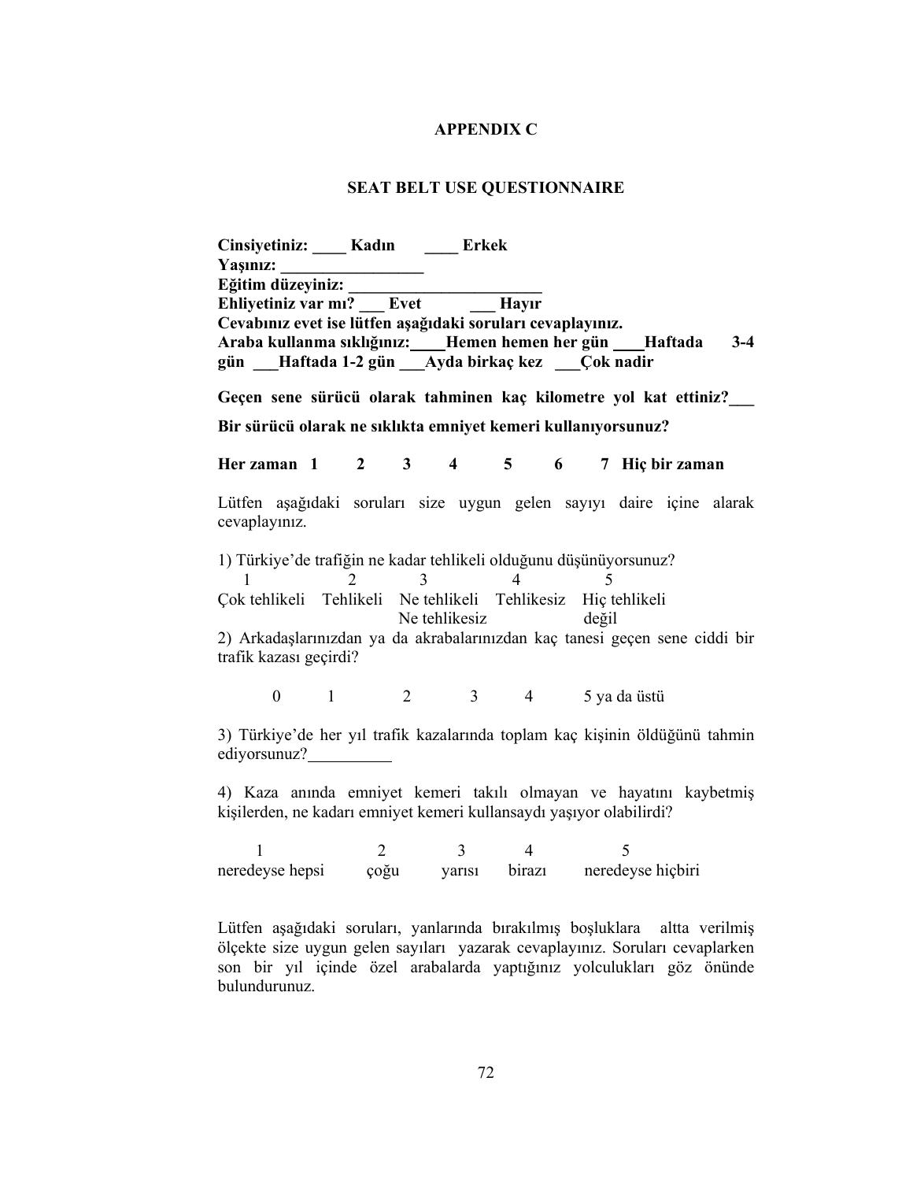# APPENDIX C

## SEAT BELT USE QUESTIONNAIRE

**Cinsiyetiniz: ____ Kadın ____ Erkek**
**Yaşınız: _________________**
**Eğitim düzeyiniz: ________________________**
**Ehliyetiniz var mı? ___ Evet ___ Hayır**
**Cevabınız evet ise lütfen aşağıdaki soruları cevaplayınız.**
**Araba kullanma sıklığınız:____Hemen hemen her gün ____Haftada 3-4 gün ___Haftada 1-2 gün ___Ayda birkaç kez ___Çok nadir**

**Geçen sene sürücü olarak tahminen kaç kilometre yol kat ettiniz?___**

**Bir sürücü olarak ne sıklıkta emniyet kemeri kullanıyorsunuz?**

**Her zaman 1 2 3 4 5 6 7 Hiç bir zaman**

Lütfen aşağıdaki soruları size uygun gelen sayıyı daire içine alarak cevaplayınız.

1) Türkiye'de trafiğin ne kadar tehlikeli olduğunu düşünüyorsunuz?

| 1 | 2 | 3 | 4 | 5 |
|---|---|---|---|---|
| Çok tehlikeli | Tehlikeli | Ne tehlikeli Ne tehlikesiz | Tehlikesiz | Hiç tehlikeli değil |

2) Arkadaşlarınızdan ya da akrabalarınızdan kaç tanesi geçen sene ciddi bir trafik kazası geçirdi?

0 1 2 3 4 5 ya da üstü

3) Türkiye'de her yıl trafik kazalarında toplam kaç kişinin öldüğünü tahmin ediyorsunuz?__________

4) Kaza anında emniyet kemeri takılı olmayan ve hayatını kaybetmiş kişilerden, ne kadarı emniyet kemeri kullansaydı yaşıyor olabilirdi?

| 1 | 2 | 3 | 4 | 5 |
|---|---|---|---|---|
| neredeyse hepsi | çoğu | yarısı | birazı | neredeyse hiçbiri |

Lütfen aşağıdaki soruları, yanlarında bırakılmış boşluklara altta verilmiş ölçekte size uygun gelen sayıları yazarak cevaplayınız. Soruları cevaplarken son bir yıl içinde özel arabalarda yaptığınız yolculukları göz önünde bulundurunuz.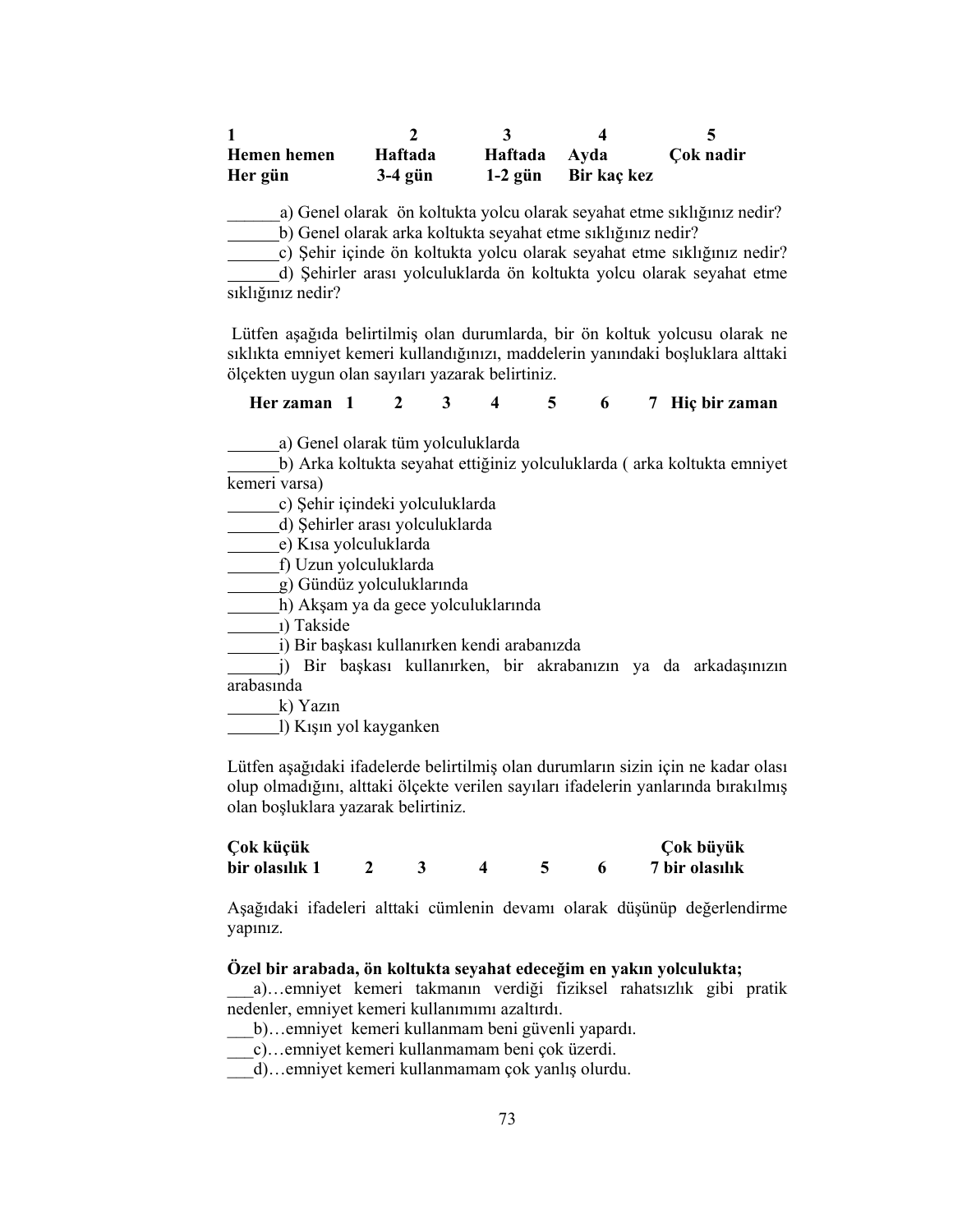| 1 | 2 | 3 | 4 | 5 |
|---|---|---|---|---|
| **Hemen hemen Her gün** | **Haftada 3-4 gün** | **Haftada 1-2 gün** | **Ayda Bir kaç kez** | **Çok nadir** |

______a) Genel olarak ön koltukta yolcu olarak seyahat etme sıklığınız nedir?
______b) Genel olarak arka koltukta seyahat etme sıklığınız nedir?
______c) Şehir içinde ön koltukta yolcu olarak seyahat etme sıklığınız nedir?
______d) Şehirler arası yolculuklarda ön koltukta yolcu olarak seyahat etme sıklığınız nedir?

Lütfen aşağıda belirtilmiş olan durumlarda, bir ön koltuk yolcusu olarak ne sıklıkta emniyet kemeri kullandığınızı, maddelerin yanındaki boşluklara alttaki ölçekten uygun olan sayıları yazarak belirtiniz.

**Her zaman 1 2 3 4 5 6 7 Hiç bir zaman**

______a) Genel olarak tüm yolculuklarda
______b) Arka koltukta seyahat ettiğiniz yolculuklarda ( arka koltukta emniyet kemeri varsa)
______c) Şehir içindeki yolculuklarda
______d) Şehirler arası yolculuklarda
______e) Kısa yolculuklarda
______f) Uzun yolculuklarda
______g) Gündüz yolculuklarında
______h) Akşam ya da gece yolculuklarında
______ı) Takside
______i) Bir başkası kullanırken kendi arabanızda
______j) Bir başkası kullanırken, bir akrabanızın ya da arkadaşınızın arabasında
______k) Yazın
______l) Kışın yol kayganken

Lütfen aşağıdaki ifadelerde belirtilmiş olan durumların sizin için ne kadar olası olup olmadığını, alttaki ölçekte verilen sayıları ifadelerin yanlarında bırakılmış olan boşluklara yazarak belirtiniz.

| Çok küçük bir olasılık 1 | 2 | 3 | 4 | 5 | 6 | Çok büyük 7 bir olasılık |
|---|---|---|---|---|---|---|

Aşağıdaki ifadeleri alttaki cümlenin devamı olarak düşünüp değerlendirme yapınız.

**Özel bir arabada, ön koltukta seyahat edeceğim en yakın yolculukta;**
___a)…emniyet kemeri takmanın verdiği fiziksel rahatsızlık gibi pratik nedenler, emniyet kemeri kullanımımı azaltırdı.
___b)…emniyet kemeri kullanmam beni güvenli yapardı.
___c)…emniyet kemeri kullanmamam beni çok üzerdi.
___d)…emniyet kemeri kullanmamam çok yanlış olurdu.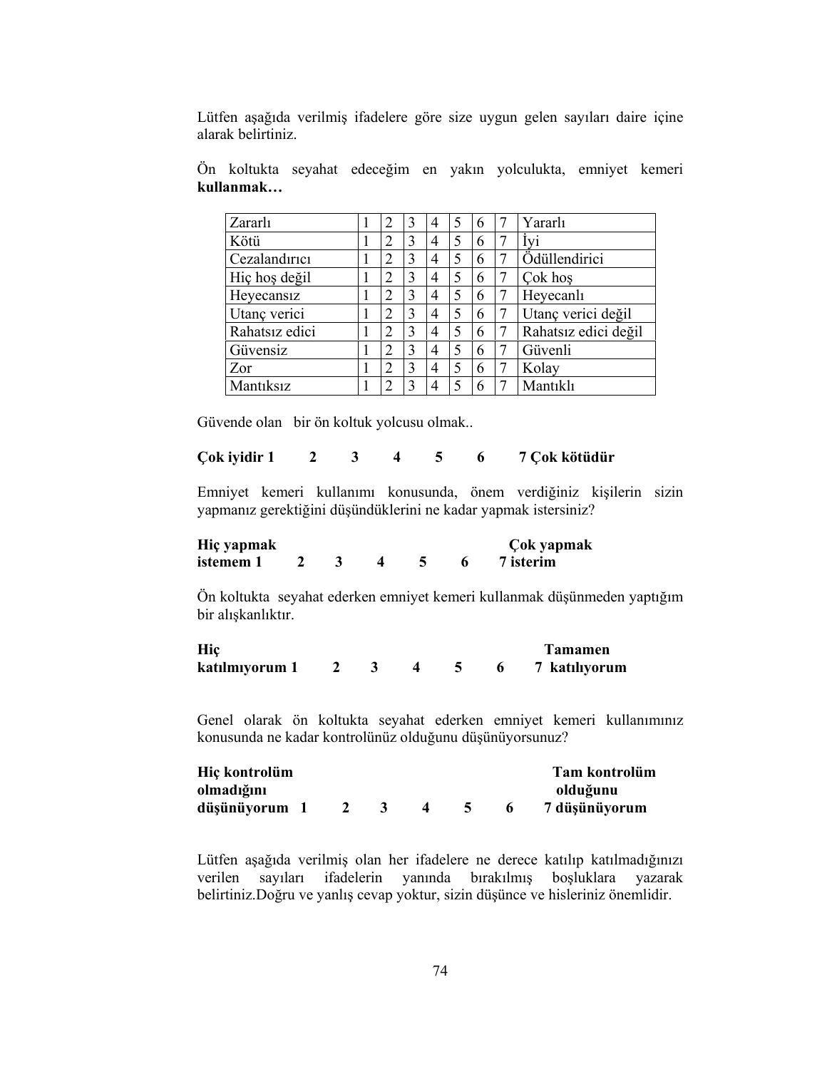Lütfen aşağıda verilmiş ifadelere göre size uygun gelen sayıları daire içine alarak belirtiniz.

Ön koltukta seyahat edeceğim en yakın yolculukta, emniyet kemeri **kullanmak…**

| | | | | | | | | |
|---|---|---|---|---|---|---|---|---|
| Zararlı | 1 | 2 | 3 | 4 | 5 | 6 | 7 | Yararlı |
| Kötü | 1 | 2 | 3 | 4 | 5 | 6 | 7 | İyi |
| Cezalandırıcı | 1 | 2 | 3 | 4 | 5 | 6 | 7 | Ödüllendirici |
| Hiç hoş değil | 1 | 2 | 3 | 4 | 5 | 6 | 7 | Çok hoş |
| Heyecansız | 1 | 2 | 3 | 4 | 5 | 6 | 7 | Heyecanlı |
| Utanç verici | 1 | 2 | 3 | 4 | 5 | 6 | 7 | Utanç verici değil |
| Rahatsız edici | 1 | 2 | 3 | 4 | 5 | 6 | 7 | Rahatsız edici değil |
| Güvensiz | 1 | 2 | 3 | 4 | 5 | 6 | 7 | Güvenli |
| Zor | 1 | 2 | 3 | 4 | 5 | 6 | 7 | Kolay |
| Mantıksız | 1 | 2 | 3 | 4 | 5 | 6 | 7 | Mantıklı |

Güvende olan bir ön koltuk yolcusu olmak..

**Çok iyidir 1 2 3 4 5 6 7 Çok kötüdür**

Emniyet kemeri kullanımı konusunda, önem verdiğiniz kişilerin sizin yapmanız gerektiğini düşündüklerini ne kadar yapmak istersiniz?

**Hiç yapmak istemem 1 2 3 4 5 6 7 Çok yapmak isterim**

Ön koltukta seyahat ederken emniyet kemeri kullanmak düşünmeden yaptığım bir alışkanlıktır.

**Hiç katılmıyorum 1 2 3 4 5 6 7 Tamamen katılıyorum**

Genel olarak ön koltukta seyahat ederken emniyet kemeri kullanımınız konusunda ne kadar kontrolünüz olduğunu düşünüyorsunuz?

**Hiç kontrolüm olmadığını düşünüyorum 1 2 3 4 5 6 7 Tam kontrolüm olduğunu düşünüyorum**

Lütfen aşağıda verilmiş olan her ifadelere ne derece katılıp katılmadığınızı verilen sayıları ifadelerin yanında bırakılmış boşluklara yazarak belirtiniz.Doğru ve yanlış cevap yoktur, sizin düşünce ve hisleriniz önemlidir.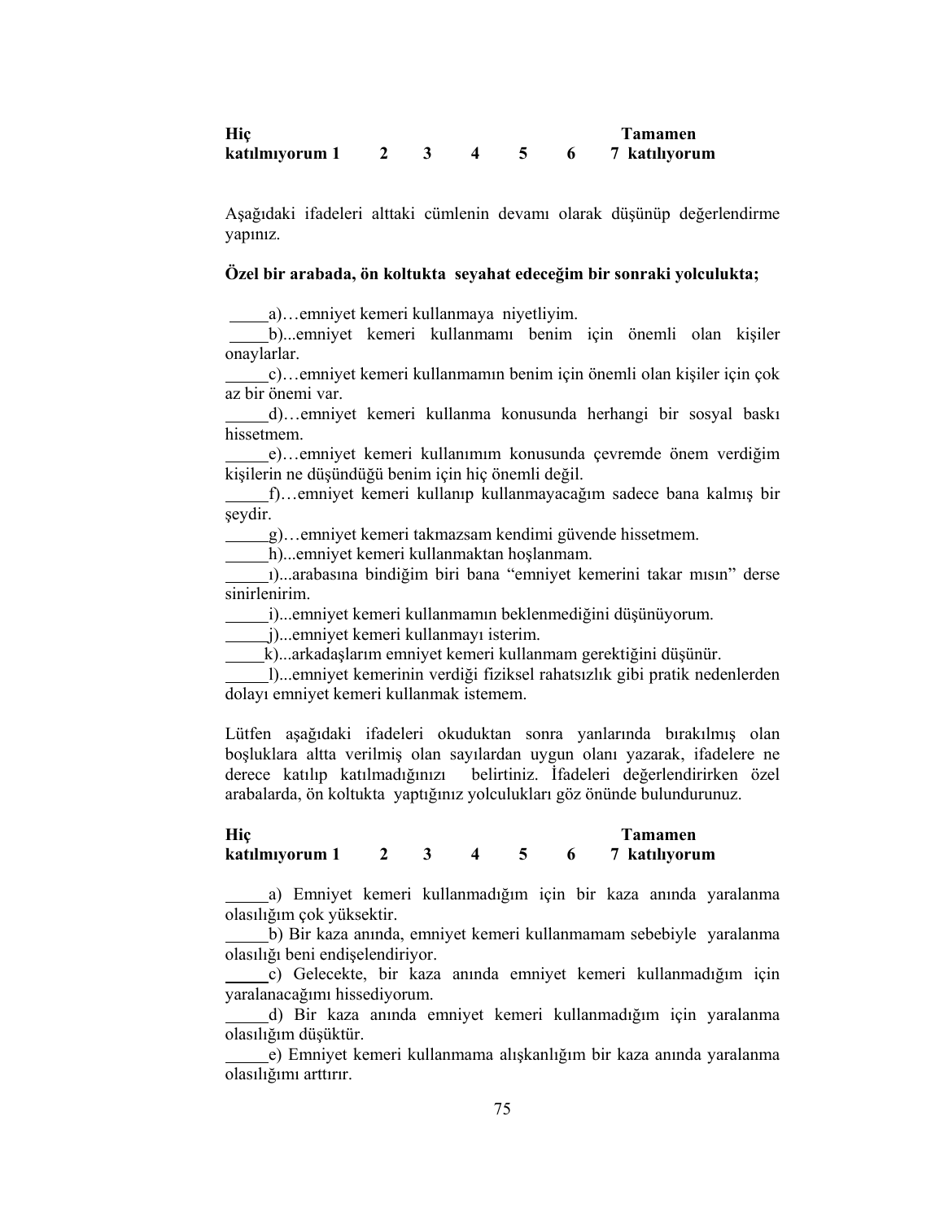**Hiç katılmıyorum 1 2 3 4 5 6 7 Tamamen katılıyorum**

Aşağıdaki ifadeleri alttaki cümlenin devamı olarak düşünüp değerlendirme yapınız.

**Özel bir arabada, ön koltukta seyahat edeceğim bir sonraki yolculukta;**

_____a)…emniyet kemeri kullanmaya niyetliyim.
_____b)...emniyet kemeri kullanmamı benim için önemli olan kişiler onaylarlar.
_____c)…emniyet kemeri kullanmamın benim için önemli olan kişiler için çok az bir önemi var.
_____d)…emniyet kemeri kullanma konusunda herhangi bir sosyal baskı hissetmem.
_____e)…emniyet kemeri kullanımım konusunda çevremde önem verdiğim kişilerin ne düşündüğü benim için hiç önemli değil.
_____f)…emniyet kemeri kullanıp kullanmayacağım sadece bana kalmış bir şeydir.
_____g)…emniyet kemeri takmazsam kendimi güvende hissetmem.
_____h)...emniyet kemeri kullanmaktan hoşlanmam.
_____ı)...arabasına bindiğim biri bana "emniyet kemerini takar mısın" derse sinirlenirim.
_____i)...emniyet kemeri kullanmamın beklenmediğini düşünüyorum.
_____j)...emniyet kemeri kullanmayı isterim.
_____k)...arkadaşlarım emniyet kemeri kullanmam gerektiğini düşünür.
_____l)...emniyet kemerinin verdiği fiziksel rahatsızlık gibi pratik nedenlerden dolayı emniyet kemeri kullanmak istemem.

Lütfen aşağıdaki ifadeleri okuduktan sonra yanlarında bırakılmış olan boşluklara altta verilmiş olan sayılardan uygun olanı yazarak, ifadelere ne derece katılıp katılmadığınızı belirtiniz. İfadeleri değerlendirirken özel arabalarda, ön koltukta yaptığınız yolculukları göz önünde bulundurunuz.

**Hiç katılmıyorum 1 2 3 4 5 6 7 Tamamen katılıyorum**

_____a) Emniyet kemeri kullanmadığım için bir kaza anında yaralanma olasılığım çok yüksektir.
_____b) Bir kaza anında, emniyet kemeri kullanmamam sebebiyle yaralanma olasılığı beni endişelendiriyor.
_____c) Gelecekte, bir kaza anında emniyet kemeri kullanmadığım için yaralanacağımı hissediyorum.
_____d) Bir kaza anında emniyet kemeri kullanmadığım için yaralanma olasılığım düşüktür.
_____e) Emniyet kemeri kullanmama alışkanlığım bir kaza anında yaralanma olasılığımı arttırır.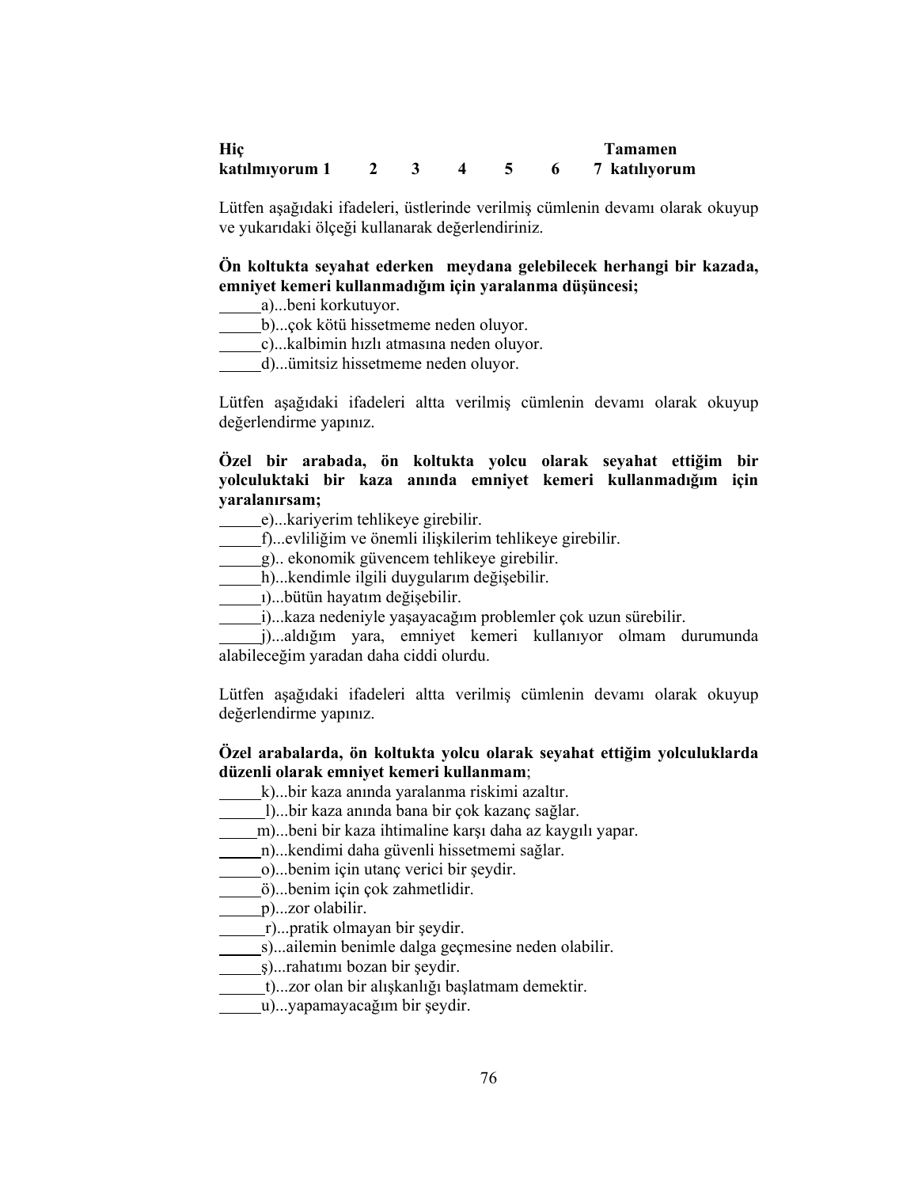| **Hiç katılmıyorum 1** | **2** | **3** | **4** | **5** | **6** | **7 Tamamen katılıyorum** |
|---|---|---|---|---|---|---|

Lütfen aşağıdaki ifadeleri, üstlerinde verilmiş cümlenin devamı olarak okuyup ve yukarıdaki ölçeği kullanarak değerlendiriniz.

**Ön koltukta seyahat ederken meydana gelebilecek herhangi bir kazada, emniyet kemeri kullanmadığım için yaralanma düşüncesi;**

_____a)...beni korkutuyor.
_____b)...çok kötü hissetmeme neden oluyor.
_____c)...kalbimin hızlı atmasına neden oluyor.
_____d)...ümitsiz hissetmeme neden oluyor.

Lütfen aşağıdaki ifadeleri altta verilmiş cümlenin devamı olarak okuyup değerlendirme yapınız.

**Özel bir arabada, ön koltukta yolcu olarak seyahat ettiğim bir yolculuktaki bir kaza anında emniyet kemeri kullanmadığım için yaralanırsam;**

_____e)...kariyerim tehlikeye girebilir.
_____f)...evliliğim ve önemli ilişkilerim tehlikeye girebilir.
_____g).. ekonomik güvencem tehlikeye girebilir.
_____h)...kendimle ilgili duygularım değişebilir.
_____ı)...bütün hayatım değişebilir.
_____i)...kaza nedeniyle yaşayacağım problemler çok uzun sürebilir.
_____j)...aldığım yara, emniyet kemeri kullanıyor olmam durumunda alabileceğim yaradan daha ciddi olurdu.

Lütfen aşağıdaki ifadeleri altta verilmiş cümlenin devamı olarak okuyup değerlendirme yapınız.

**Özel arabalarda, ön koltukta yolcu olarak seyahat ettiğim yolculuklarda düzenli olarak emniyet kemeri kullanmam**;

_____k)...bir kaza anında yaralanma riskimi azaltır.
_____l)...bir kaza anında bana bir çok kazanç sağlar.
_____m)...beni bir kaza ihtimaline karşı daha az kaygılı yapar.
_____n)...kendimi daha güvenli hissetmemi sağlar.
_____o)...benim için utanç verici bir şeydir.
_____ö)...benim için çok zahmetlidir.
_____p)...zor olabilir.
_____r)...pratik olmayan bir şeydir.
_____s)...ailemin benimle dalga geçmesine neden olabilir.
_____ş)...rahatımı bozan bir şeydir.
_____t)...zor olan bir alışkanlığı başlatmam demektir.
_____u)...yapamayacağım bir şeydir.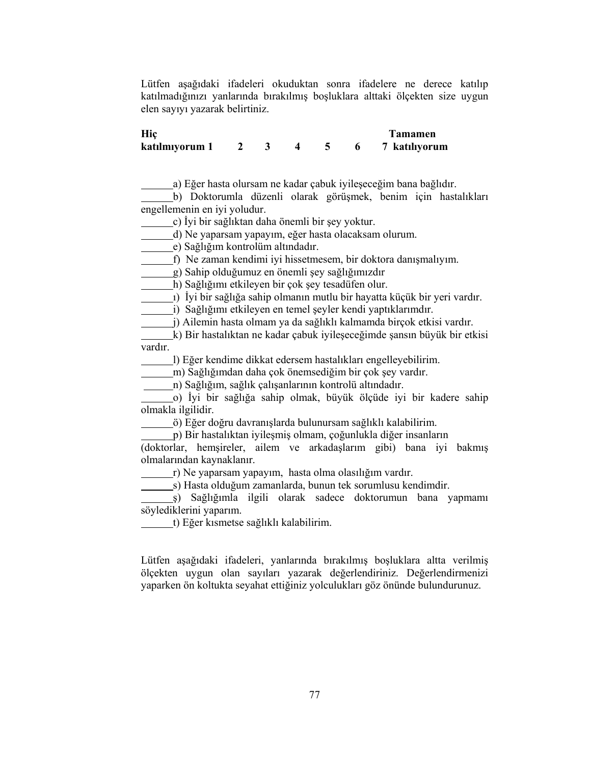Lütfen aşağıdaki ifadeleri okuduktan sonra ifadelere ne derece katılıp katılmadığınızı yanlarında bırakılmış boşluklara alttaki ölçekten size uygun elen sayıyı yazarak belirtiniz.

| Hiç katılmıyorum 1 | 2 | 3 | 4 | 5 | 6 | 7 Tamamen katılıyorum |
|---|---|---|---|---|---|---|

______a) Eğer hasta olursam ne kadar çabuk iyileşeceğim bana bağlıdır.
______b) Doktorumla düzenli olarak görüşmek, benim için hastalıkları engellemenin en iyi yoludur.
______c) İyi bir sağlıktan daha önemli bir şey yoktur.
______d) Ne yaparsam yapayım, eğer hasta olacaksam olurum.
______e) Sağlığım kontrolüm altındadır.
______f) Ne zaman kendimi iyi hissetmesem, bir doktora danışmalıyım.
______g) Sahip olduğumuz en önemli şey sağlığımızdır
______h) Sağlığımı etkileyen bir çok şey tesadüfen olur.
______ı) İyi bir sağlığa sahip olmanın mutlu bir hayatta küçük bir yeri vardır.
______i) Sağlığımı etkileyen en temel şeyler kendi yaptıklarımdır.
______j) Ailemin hasta olmam ya da sağlıklı kalmamda birçok etkisi vardır.
______k) Bir hastalıktan ne kadar çabuk iyileşeceğimde şansın büyük bir etkisi vardır.
______l) Eğer kendime dikkat edersem hastalıkları engelleyebilirim.
______m) Sağlığımdan daha çok önemsediğim bir çok şey vardır.
______n) Sağlığım, sağlık çalışanlarının kontrolü altındadır.
______o) İyi bir sağlığa sahip olmak, büyük ölçüde iyi bir kadere sahip olmakla ilgilidir.
______ö) Eğer doğru davranışlarda bulunursam sağlıklı kalabilirim.
______p) Bir hastalıktan iyileşmiş olmam, çoğunlukla diğer insanların (doktorlar, hemşireler, ailem ve arkadaşlarım gibi) bana iyi bakmış olmalarından kaynaklanır.
______r) Ne yaparsam yapayım, hasta olma olasılığım vardır.
______s) Hasta olduğum zamanlarda, bunun tek sorumlusu kendimdir.
______ş) Sağlığımla ilgili olarak sadece doktorumun bana yapmamı söylediklerini yaparım.
______t) Eğer kısmetse sağlıklı kalabilirim.

Lütfen aşağıdaki ifadeleri, yanlarında bırakılmış boşluklara altta verilmiş ölçekten uygun olan sayıları yazarak değerlendiriniz. Değerlendirmenizi yaparken ön koltukta seyahat ettiğiniz yolculukları göz önünde bulundurunuz.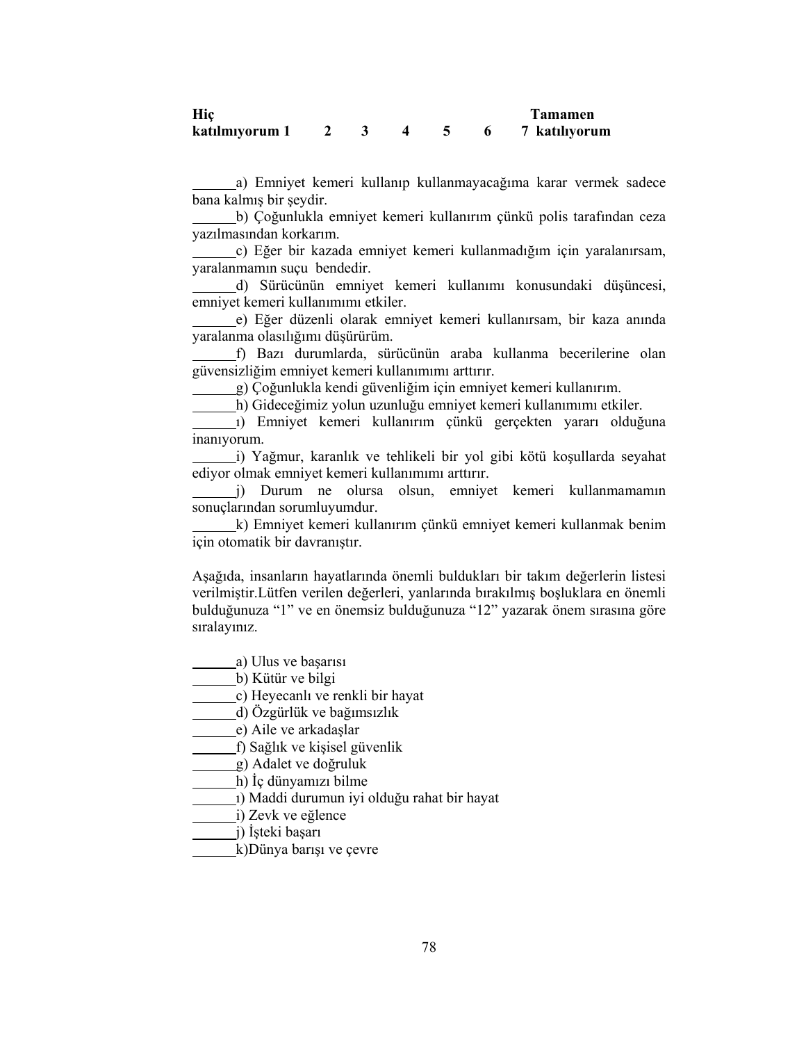**Hiç katılmıyorum 1 2 3 4 5 6 7 Tamamen katılıyorum**

\_\_\_\_\_\_a) Emniyet kemeri kullanıp kullanmayacağıma karar vermek sadece bana kalmış bir şeydir.

\_\_\_\_\_\_b) Çoğunlukla emniyet kemeri kullanırım çünkü polis tarafından ceza yazılmasından korkarım.

\_\_\_\_\_\_c) Eğer bir kazada emniyet kemeri kullanmadığım için yaralanırsam, yaralanmamın suçu bendedir.

\_\_\_\_\_\_d) Sürücünün emniyet kemeri kullanımı konusundaki düşüncesi, emniyet kemeri kullanımımı etkiler.

\_\_\_\_\_\_e) Eğer düzenli olarak emniyet kemeri kullanırsam, bir kaza anında yaralanma olasılığımı düşürürüm.

\_\_\_\_\_\_f) Bazı durumlarda, sürücünün araba kullanma becerilerine olan güvensizliğim emniyet kemeri kullanımımı arttırır.

\_\_\_\_\_\_g) Çoğunlukla kendi güvenliğim için emniyet kemeri kullanırım.

\_\_\_\_\_\_h) Gideceğimiz yolun uzunluğu emniyet kemeri kullanımımı etkiler.

\_\_\_\_\_\_ı) Emniyet kemeri kullanırım çünkü gerçekten yararı olduğuna inanıyorum.

\_\_\_\_\_\_i) Yağmur, karanlık ve tehlikeli bir yol gibi kötü koşullarda seyahat ediyor olmak emniyet kemeri kullanımımı arttırır.

\_\_\_\_\_\_j) Durum ne olursa olsun, emniyet kemeri kullanmamamın sonuçlarından sorumluyumdur.

\_\_\_\_\_\_k) Emniyet kemeri kullanırım çünkü emniyet kemeri kullanmak benim için otomatik bir davranıştır.

Aşağıda, insanların hayatlarında önemli buldukları bir takım değerlerin listesi verilmiştir.Lütfen verilen değerleri, yanlarında bırakılmış boşluklara en önemli bulduğunuza "1" ve en önemsiz bulduğunuza "12" yazarak önem sırasına göre sıralayınız.

\_\_\_\_\_\_a) Ulus ve başarısı

\_\_\_\_\_\_b) Kütür ve bilgi

\_\_\_\_\_\_c) Heyecanlı ve renkli bir hayat

\_\_\_\_\_\_d) Özgürlük ve bağımsızlık

\_\_\_\_\_\_e) Aile ve arkadaşlar

\_\_\_\_\_\_f) Sağlık ve kişisel güvenlik

\_\_\_\_\_\_g) Adalet ve doğruluk

\_\_\_\_\_\_h) İç dünyamızı bilme

\_\_\_\_\_\_ı) Maddi durumun iyi olduğu rahat bir hayat

\_\_\_\_\_\_i) Zevk ve eğlence

\_\_\_\_\_\_j) İşteki başarı

\_\_\_\_\_\_k)Dünya barışı ve çevre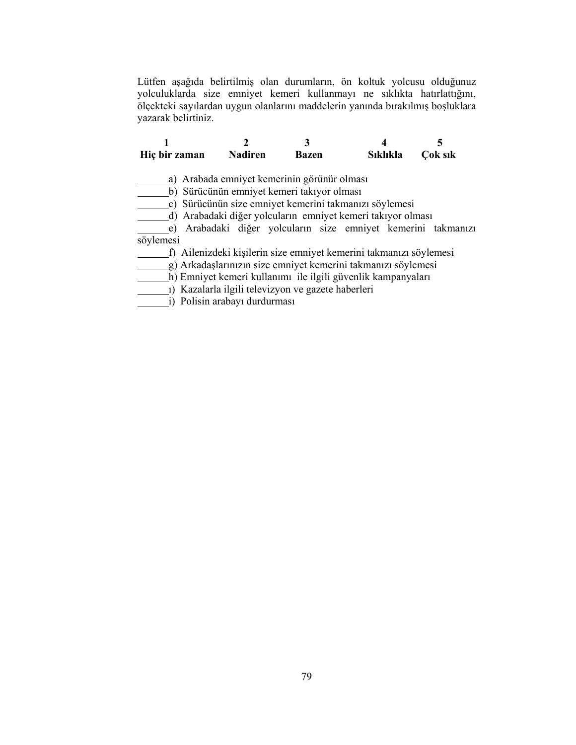Lütfen aşağıda belirtilmiş olan durumların, ön koltuk yolcusu olduğunuz yolculuklarda size emniyet kemeri kullanmayı ne sıklıkta hatırlattığını, ölçekteki sayılardan uygun olanlarını maddelerin yanında bırakılmış boşluklara yazarak belirtiniz.

| 1 | 2 | 3 | 4 | 5 |
|---|---|---|---|---|
| **Hiç bir zaman** | **Nadiren** | **Bazen** | **Sıklıkla** | **Çok sık** |

______a) Arabada emniyet kemerinin görünür olması
______b) Sürücünün emniyet kemeri takıyor olması
______c) Sürücünün size emniyet kemerini takmanızı söylemesi
______d) Arabadaki diğer yolcuların emniyet kemeri takıyor olması
______e) Arabadaki diğer yolcuların size emniyet kemerini takmanızı söylemesi
______f) Ailenizdeki kişilerin size emniyet kemerini takmanızı söylemesi
______g) Arkadaşlarınızın size emniyet kemerini takmanızı söylemesi
______h) Emniyet kemeri kullanımı ile ilgili güvenlik kampanyaları
______ı) Kazalarla ilgili televizyon ve gazete haberleri
______i) Polisin arabayı durdurması